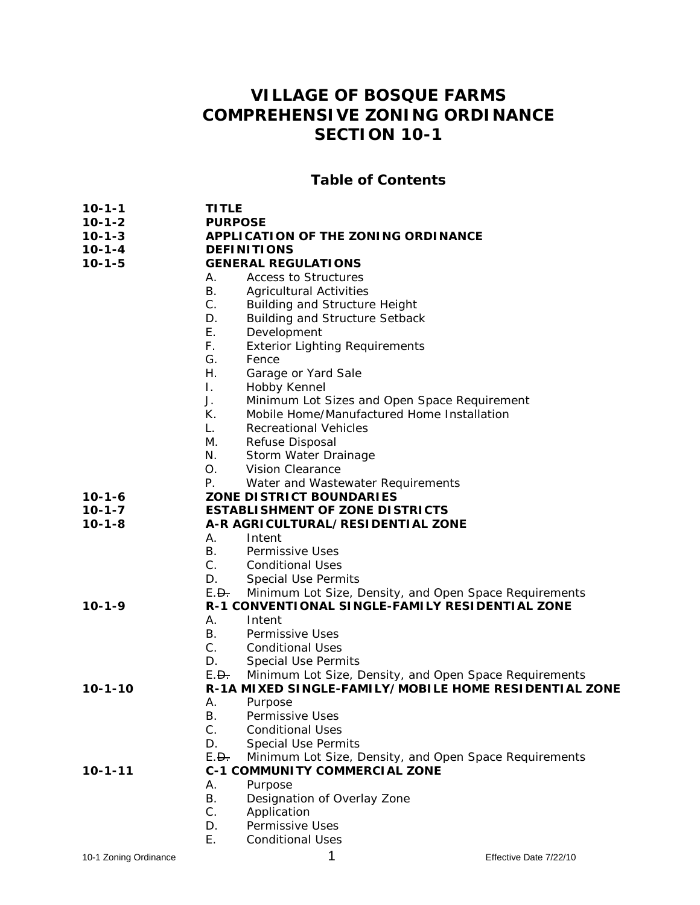# VILLAGE OF BOSQUE FARMS
# COMPREHENSIVE ZONING ORDINANCE
# SECTION 10-1

## Table of Contents

**10-1-1** **TITLE**

**10-1-2** **PURPOSE**

**10-1-3** **APPLICATION OF THE ZONING ORDINANCE**

**10-1-4** **DEFINITIONS**

**10-1-5** **GENERAL REGULATIONS**

- A. Access to Structures
- B. Agricultural Activities
- C. Building and Structure Height
- D. Building and Structure Setback
- E. Development
- F. Exterior Lighting Requirements
- G. Fence
- H. Garage or Yard Sale
- I. Hobby Kennel
- J. Minimum Lot Sizes and Open Space Requirement
- K. Mobile Home/Manufactured Home Installation
- L. Recreational Vehicles
- M. Refuse Disposal
- N. Storm Water Drainage
- O. Vision Clearance
- P. Water and Wastewater Requirements

**10-1-6** **ZONE DISTRICT BOUNDARIES**

**10-1-7** **ESTABLISHMENT OF ZONE DISTRICTS**

**10-1-8** **A-R AGRICULTURAL/RESIDENTIAL ZONE**

- A. Intent
- B. Permissive Uses
- C. Conditional Uses
- D. Special Use Permits
- E.~~D.~~ Minimum Lot Size, Density, and Open Space Requirements

**10-1-9** **R-1 CONVENTIONAL SINGLE-FAMILY RESIDENTIAL ZONE**

- A. Intent
- B. Permissive Uses
- C. Conditional Uses
- D. Special Use Permits
- E.~~D.~~ Minimum Lot Size, Density, and Open Space Requirements

**10-1-10** **R-1A MIXED SINGLE-FAMILY/MOBILE HOME RESIDENTIAL ZONE**

- A. Purpose
- B. Permissive Uses
- C. Conditional Uses
- D. Special Use Permits
- E.~~D.~~ Minimum Lot Size, Density, and Open Space Requirements

**10-1-11** **C-1 COMMUNITY COMMERCIAL ZONE**

- A. Purpose
- B. Designation of Overlay Zone
- C. Application
- D. Permissive Uses
- E. Conditional Uses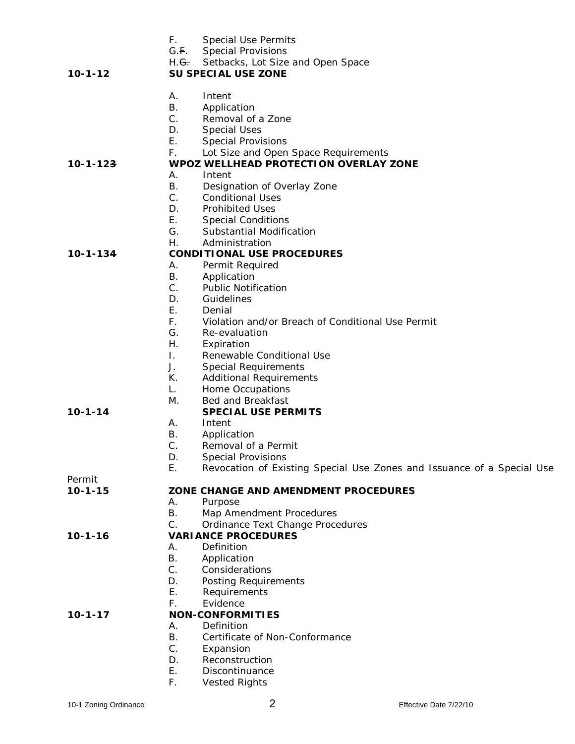F. Special Use Permits
G.F. Special Provisions
H.G. Setbacks, Lot Size and Open Space

**10-1-12 SU SPECIAL USE ZONE**

A. Intent
B. Application
C. Removal of a Zone
D. Special Uses
E. Special Provisions
F. Lot Size and Open Space Requirements

**10-1-123 WPOZ WELLHEAD PROTECTION OVERLAY ZONE**

A. Intent
B. Designation of Overlay Zone
C. Conditional Uses
D. Prohibited Uses
E. Special Conditions
G. Substantial Modification
H. Administration

**10-1-134 CONDITIONAL USE PROCEDURES**

A. Permit Required
B. Application
C. Public Notification
D. Guidelines
E. Denial
F. Violation and/or Breach of Conditional Use Permit
G. Re-evaluation
H. Expiration
I. Renewable Conditional Use
J. Special Requirements
K. Additional Requirements
L. Home Occupations
M. Bed and Breakfast

**10-1-14 SPECIAL USE PERMITS**

A. Intent
B. Application
C. Removal of a Permit
D. Special Provisions
E. Revocation of Existing Special Use Zones and Issuance of a Special Use Permit

**10-1-15 ZONE CHANGE AND AMENDMENT PROCEDURES**

A. Purpose
B. Map Amendment Procedures
C. Ordinance Text Change Procedures

**10-1-16 VARIANCE PROCEDURES**

A. Definition
B. Application
C. Considerations
D. Posting Requirements
E. Requirements
F. Evidence

**10-1-17 NON-CONFORMITIES**

A. Definition
B. Certificate of Non-Conformance
C. Expansion
D. Reconstruction
E. Discontinuance
F. Vested Rights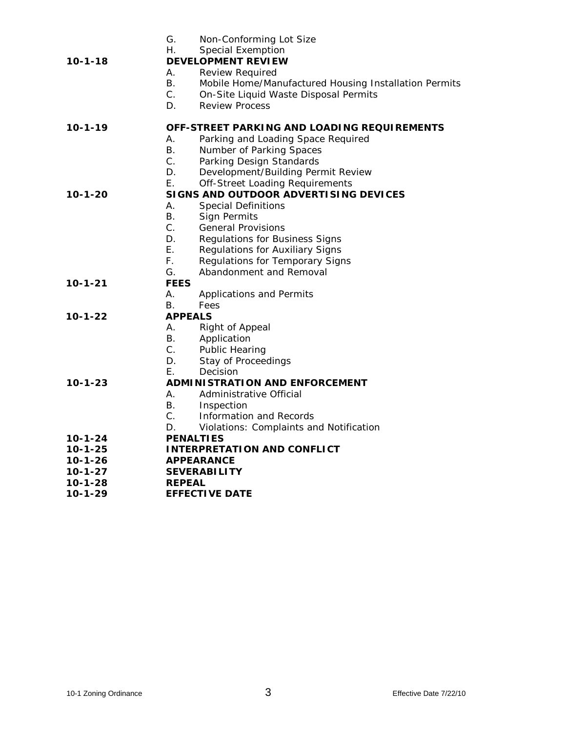G. Non-Conforming Lot Size
H. Special Exemption

**10-1-18 DEVELOPMENT REVIEW**

A. Review Required
B. Mobile Home/Manufactured Housing Installation Permits
C. On-Site Liquid Waste Disposal Permits
D. Review Process

**10-1-19 OFF-STREET PARKING AND LOADING REQUIREMENTS**

A. Parking and Loading Space Required
B. Number of Parking Spaces
C. Parking Design Standards
D. Development/Building Permit Review
E. Off-Street Loading Requirements

**10-1-20 SIGNS AND OUTDOOR ADVERTISING DEVICES**

A. Special Definitions
B. Sign Permits
C. General Provisions
D. Regulations for Business Signs
E. Regulations for Auxiliary Signs
F. Regulations for Temporary Signs
G. Abandonment and Removal

**10-1-21 FEES**

A. Applications and Permits
B. Fees

**10-1-22 APPEALS**

A. Right of Appeal
B. Application
C. Public Hearing
D. Stay of Proceedings
E. Decision

**10-1-23 ADMINISTRATION AND ENFORCEMENT**

A. Administrative Official
B. Inspection
C. Information and Records
D. Violations: Complaints and Notification

**10-1-24 PENALTIES**

**10-1-25 INTERPRETATION AND CONFLICT**

**10-1-26 APPEARANCE**

**10-1-27 SEVERABILITY**

**10-1-28 REPEAL**

**10-1-29 EFFECTIVE DATE**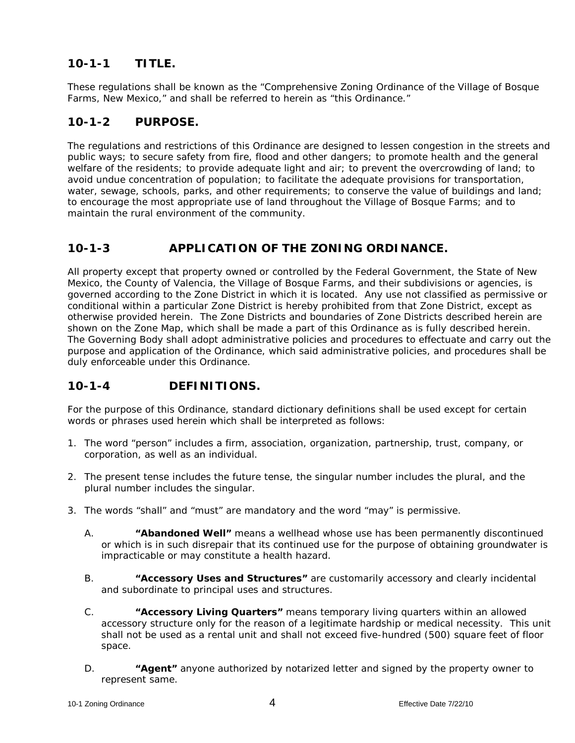## 10-1-1 TITLE.

These regulations shall be known as the "Comprehensive Zoning Ordinance of the Village of Bosque Farms, New Mexico," and shall be referred to herein as "this Ordinance."

## 10-1-2 PURPOSE.

The regulations and restrictions of this Ordinance are designed to lessen congestion in the streets and public ways; to secure safety from fire, flood and other dangers; to promote health and the general welfare of the residents; to provide adequate light and air; to prevent the overcrowding of land; to avoid undue concentration of population; to facilitate the adequate provisions for transportation, water, sewage, schools, parks, and other requirements; to conserve the value of buildings and land; to encourage the most appropriate use of land throughout the Village of Bosque Farms; and to maintain the rural environment of the community.

## 10-1-3 APPLICATION OF THE ZONING ORDINANCE.

All property except that property owned or controlled by the Federal Government, the State of New Mexico, the County of Valencia, the Village of Bosque Farms, and their subdivisions or agencies, is governed according to the Zone District in which it is located. Any use not classified as permissive or conditional within a particular Zone District is hereby prohibited from that Zone District, except as otherwise provided herein. The Zone Districts and boundaries of Zone Districts described herein are shown on the Zone Map, which shall be made a part of this Ordinance as is fully described herein. The Governing Body shall adopt administrative policies and procedures to effectuate and carry out the purpose and application of the Ordinance, which said administrative policies, and procedures shall be duly enforceable under this Ordinance.

## 10-1-4 DEFINITIONS.

For the purpose of this Ordinance, standard dictionary definitions shall be used except for certain words or phrases used herein which shall be interpreted as follows:

1. The word "person" includes a firm, association, organization, partnership, trust, company, or corporation, as well as an individual.

2. The present tense includes the future tense, the singular number includes the plural, and the plural number includes the singular.

3. The words "shall" and "must" are mandatory and the word "may" is permissive.

   A. **"Abandoned Well"** means a wellhead whose use has been permanently discontinued or which is in such disrepair that its continued use for the purpose of obtaining groundwater is impracticable or may constitute a health hazard.

   B. **"Accessory Uses and Structures"** are customarily accessory and clearly incidental and subordinate to principal uses and structures.

   C. **"Accessory Living Quarters"** means temporary living quarters within an allowed accessory structure only for the reason of a legitimate hardship or medical necessity. This unit shall not be used as a rental unit and shall not exceed five-hundred (500) square feet of floor space.

   D. **"Agent"** anyone authorized by notarized letter and signed by the property owner to represent same.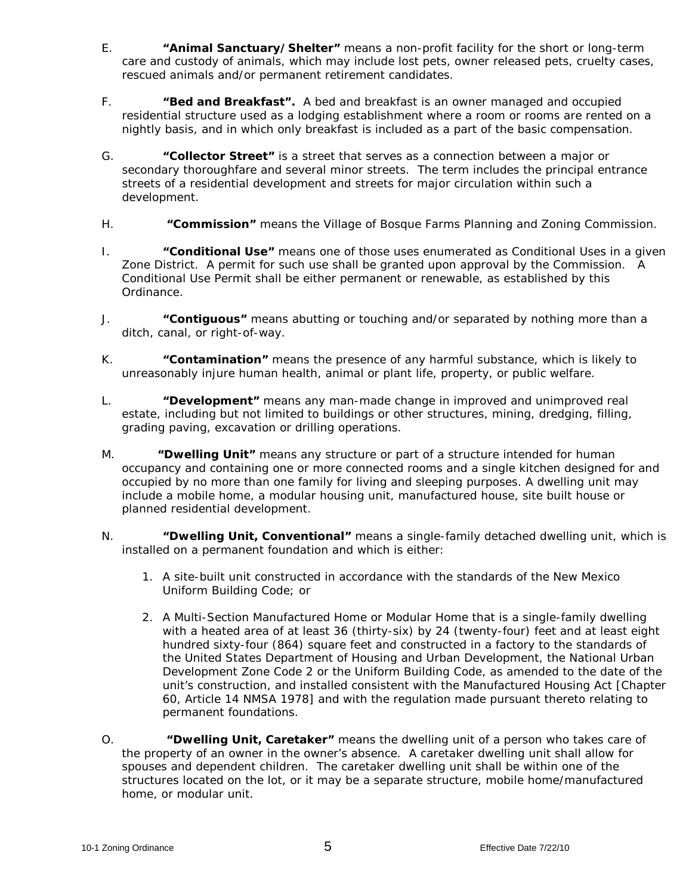E. **"Animal Sanctuary/Shelter"** means a non-profit facility for the short or long-term care and custody of animals, which may include lost pets, owner released pets, cruelty cases, rescued animals and/or permanent retirement candidates.

F. **"Bed and Breakfast".** A bed and breakfast is an owner managed and occupied residential structure used as a lodging establishment where a room or rooms are rented on a nightly basis, and in which only breakfast is included as a part of the basic compensation.

G. **"Collector Street"** is a street that serves as a connection between a major or secondary thoroughfare and several minor streets. The term includes the principal entrance streets of a residential development and streets for major circulation within such a development.

H. **"Commission"** means the Village of Bosque Farms Planning and Zoning Commission.

I. **"Conditional Use"** means one of those uses enumerated as Conditional Uses in a given Zone District. A permit for such use shall be granted upon approval by the Commission. A Conditional Use Permit shall be either permanent or renewable, as established by this Ordinance.

J. **"Contiguous"** means abutting or touching and/or separated by nothing more than a ditch, canal, or right-of-way.

K. **"Contamination"** means the presence of any harmful substance, which is likely to unreasonably injure human health, animal or plant life, property, or public welfare.

L. **"Development"** means any man-made change in improved and unimproved real estate, including but not limited to buildings or other structures, mining, dredging, filling, grading paving, excavation or drilling operations.

M. **"Dwelling Unit"** means any structure or part of a structure intended for human occupancy and containing one or more connected rooms and a single kitchen designed for and occupied by no more than one family for living and sleeping purposes. A dwelling unit may include a mobile home, a modular housing unit, manufactured house, site built house or planned residential development.

N. **"Dwelling Unit, Conventional"** means a single-family detached dwelling unit, which is installed on a permanent foundation and which is either:

1. A site-built unit constructed in accordance with the standards of the New Mexico Uniform Building Code; or
2. A Multi-Section Manufactured Home or Modular Home that is a single-family dwelling with a heated area of at least 36 (thirty-six) by 24 (twenty-four) feet and at least eight hundred sixty-four (864) square feet and constructed in a factory to the standards of the United States Department of Housing and Urban Development, the National Urban Development Zone Code 2 or the Uniform Building Code, as amended to the date of the unit's construction, and installed consistent with the Manufactured Housing Act [Chapter 60, Article 14 NMSA 1978] and with the regulation made pursuant thereto relating to permanent foundations.

O. **"Dwelling Unit, Caretaker"** means the dwelling unit of a person who takes care of the property of an owner in the owner's absence. A caretaker dwelling unit shall allow for spouses and dependent children. The caretaker dwelling unit shall be within one of the structures located on the lot, or it may be a separate structure, mobile home/manufactured home, or modular unit.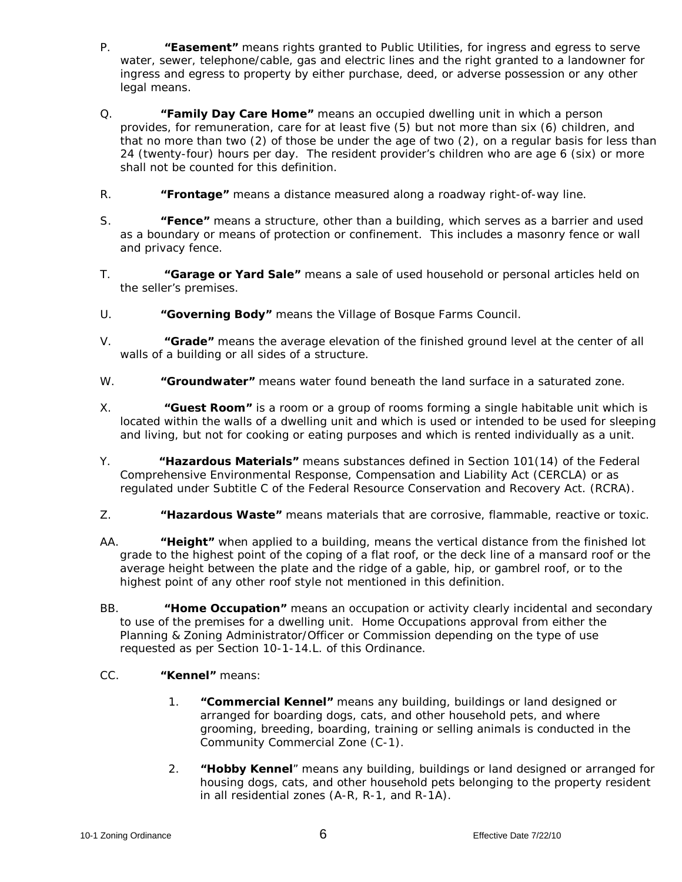P. **"Easement"** means rights granted to Public Utilities, for ingress and egress to serve water, sewer, telephone/cable, gas and electric lines and the right granted to a landowner for ingress and egress to property by either purchase, deed, or adverse possession or any other legal means.

Q. **"Family Day Care Home"** means an occupied dwelling unit in which a person provides, for remuneration, care for at least five (5) but not more than six (6) children, and that no more than two (2) of those be under the age of two (2), on a regular basis for less than 24 (twenty-four) hours per day. The resident provider's children who are age 6 (six) or more shall not be counted for this definition.

R. **"Frontage"** means a distance measured along a roadway right-of-way line.

S. **"Fence"** means a structure, other than a building, which serves as a barrier and used as a boundary or means of protection or confinement. This includes a masonry fence or wall and privacy fence.

T. **"Garage or Yard Sale"** means a sale of used household or personal articles held on the seller's premises.

U. **"Governing Body"** means the Village of Bosque Farms Council.

V. **"Grade"** means the average elevation of the finished ground level at the center of all walls of a building or all sides of a structure.

W. **"Groundwater"** means water found beneath the land surface in a saturated zone.

X. **"Guest Room"** is a room or a group of rooms forming a single habitable unit which is located within the walls of a dwelling unit and which is used or intended to be used for sleeping and living, but not for cooking or eating purposes and which is rented individually as a unit.

Y. **"Hazardous Materials"** means substances defined in Section 101(14) of the Federal Comprehensive Environmental Response, Compensation and Liability Act (CERCLA) or as regulated under Subtitle C of the Federal Resource Conservation and Recovery Act. (RCRA).

Z. **"Hazardous Waste"** means materials that are corrosive, flammable, reactive or toxic.

AA. **"Height"** when applied to a building, means the vertical distance from the finished lot grade to the highest point of the coping of a flat roof, or the deck line of a mansard roof or the average height between the plate and the ridge of a gable, hip, or gambrel roof, or to the highest point of any other roof style not mentioned in this definition.

BB. **"Home Occupation"** means an occupation or activity clearly incidental and secondary to use of the premises for a dwelling unit. Home Occupations approval from either the Planning & Zoning Administrator/Officer or Commission depending on the type of use requested as per Section 10-1-14.L. of this Ordinance.

CC. **"Kennel"** means:

1. **"Commercial Kennel"** means any building, buildings or land designed or arranged for boarding dogs, cats, and other household pets, and where grooming, breeding, boarding, training or selling animals is conducted in the Community Commercial Zone (C-1).

2. **"Hobby Kennel"** means any building, buildings or land designed or arranged for housing dogs, cats, and other household pets belonging to the property resident in all residential zones (A-R, R-1, and R-1A).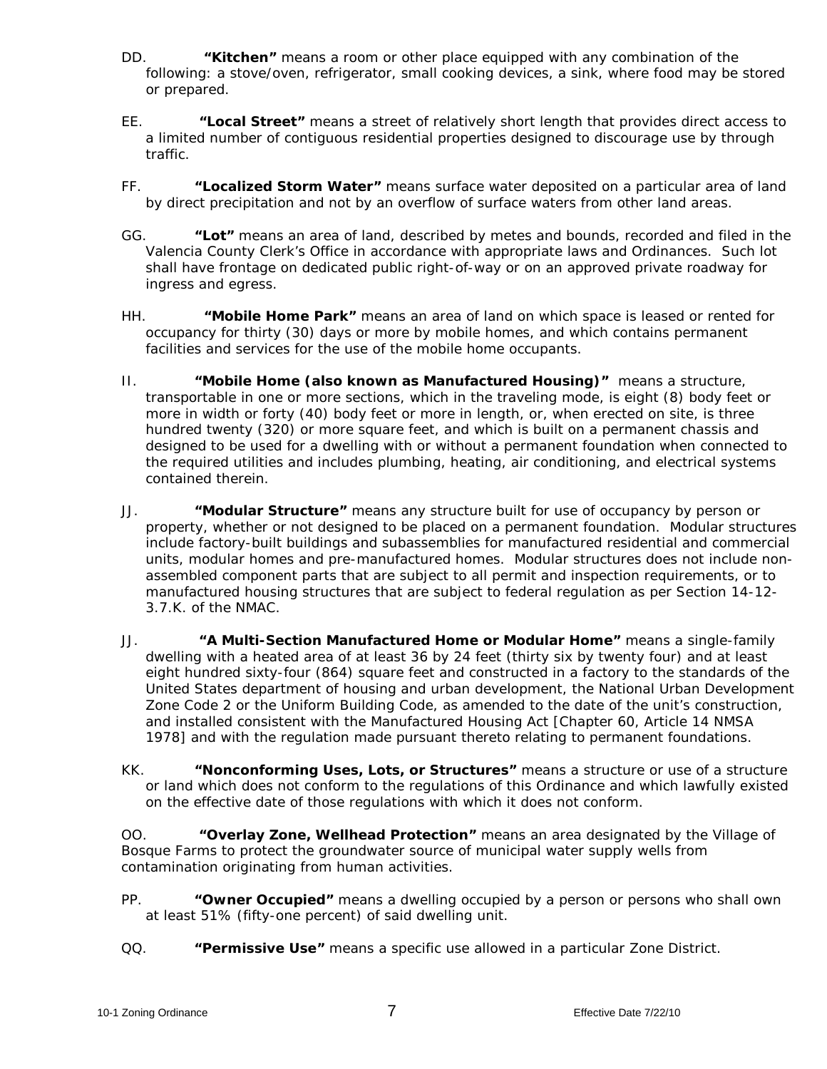DD. **"Kitchen"** means a room or other place equipped with any combination of the following: a stove/oven, refrigerator, small cooking devices, a sink, where food may be stored or prepared.

EE. **"Local Street"** means a street of relatively short length that provides direct access to a limited number of contiguous residential properties designed to discourage use by through traffic.

FF. **"Localized Storm Water"** means surface water deposited on a particular area of land by direct precipitation and not by an overflow of surface waters from other land areas.

GG. **"Lot"** means an area of land, described by metes and bounds, recorded and filed in the Valencia County Clerk's Office in accordance with appropriate laws and Ordinances. Such lot shall have frontage on dedicated public right-of-way or on an approved private roadway for ingress and egress.

HH. **"Mobile Home Park"** means an area of land on which space is leased or rented for occupancy for thirty (30) days or more by mobile homes, and which contains permanent facilities and services for the use of the mobile home occupants.

II. **"Mobile Home (also known as Manufactured Housing)"** means a structure, transportable in one or more sections, which in the traveling mode, is eight (8) body feet or more in width or forty (40) body feet or more in length, or, when erected on site, is three hundred twenty (320) or more square feet, and which is built on a permanent chassis and designed to be used for a dwelling with or without a permanent foundation when connected to the required utilities and includes plumbing, heating, air conditioning, and electrical systems contained therein.

JJ. **"Modular Structure"** means any structure built for use of occupancy by person or property, whether or not designed to be placed on a permanent foundation. Modular structures include factory-built buildings and subassemblies for manufactured residential and commercial units, modular homes and pre-manufactured homes. Modular structures does not include non-assembled component parts that are subject to all permit and inspection requirements, or to manufactured housing structures that are subject to federal regulation as per Section 14-12-3.7.K. of the NMAC.

JJ. **"A Multi-Section Manufactured Home or Modular Home"** means a single-family dwelling with a heated area of at least 36 by 24 feet (thirty six by twenty four) and at least eight hundred sixty-four (864) square feet and constructed in a factory to the standards of the United States department of housing and urban development, the National Urban Development Zone Code 2 or the Uniform Building Code, as amended to the date of the unit's construction, and installed consistent with the Manufactured Housing Act [Chapter 60, Article 14 NMSA 1978] and with the regulation made pursuant thereto relating to permanent foundations.

KK. **"Nonconforming Uses, Lots, or Structures"** means a structure or use of a structure or land which does not conform to the regulations of this Ordinance and which lawfully existed on the effective date of those regulations with which it does not conform.

OO. **"Overlay Zone, Wellhead Protection"** means an area designated by the Village of Bosque Farms to protect the groundwater source of municipal water supply wells from contamination originating from human activities.

PP. **"Owner Occupied"** means a dwelling occupied by a person or persons who shall own at least 51% (fifty-one percent) of said dwelling unit.

QQ. **"Permissive Use"** means a specific use allowed in a particular Zone District.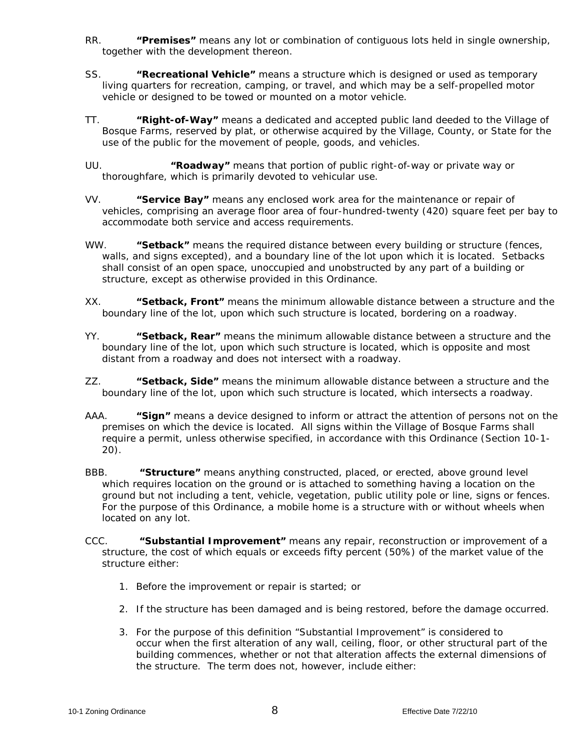RR. **"Premises"** means any lot or combination of contiguous lots held in single ownership, together with the development thereon.

SS. **"Recreational Vehicle"** means a structure which is designed or used as temporary living quarters for recreation, camping, or travel, and which may be a self-propelled motor vehicle or designed to be towed or mounted on a motor vehicle.

TT. **"Right-of-Way"** means a dedicated and accepted public land deeded to the Village of Bosque Farms, reserved by plat, or otherwise acquired by the Village, County, or State for the use of the public for the movement of people, goods, and vehicles.

UU. **"Roadway"** means that portion of public right-of-way or private way or thoroughfare, which is primarily devoted to vehicular use.

VV. **"Service Bay"** means any enclosed work area for the maintenance or repair of vehicles, comprising an average floor area of four-hundred-twenty (420) square feet per bay to accommodate both service and access requirements.

WW. **"Setback"** means the required distance between every building or structure (fences, walls, and signs excepted), and a boundary line of the lot upon which it is located. Setbacks shall consist of an open space, unoccupied and unobstructed by any part of a building or structure, except as otherwise provided in this Ordinance.

XX. **"Setback, Front"** means the minimum allowable distance between a structure and the boundary line of the lot, upon which such structure is located, bordering on a roadway.

YY. **"Setback, Rear"** means the minimum allowable distance between a structure and the boundary line of the lot, upon which such structure is located, which is opposite and most distant from a roadway and does not intersect with a roadway.

ZZ. **"Setback, Side"** means the minimum allowable distance between a structure and the boundary line of the lot, upon which such structure is located, which intersects a roadway.

AAA. **"Sign"** means a device designed to inform or attract the attention of persons not on the premises on which the device is located. All signs within the Village of Bosque Farms shall require a permit, unless otherwise specified, in accordance with this Ordinance (Section 10-1-20).

BBB. **"Structure"** means anything constructed, placed, or erected, above ground level which requires location on the ground or is attached to something having a location on the ground but not including a tent, vehicle, vegetation, public utility pole or line, signs or fences. For the purpose of this Ordinance, a mobile home is a structure with or without wheels when located on any lot.

CCC. **"Substantial Improvement"** means any repair, reconstruction or improvement of a structure, the cost of which equals or exceeds fifty percent (50%) of the market value of the structure either:

1. Before the improvement or repair is started; or
2. If the structure has been damaged and is being restored, before the damage occurred.
3. For the purpose of this definition "Substantial Improvement" is considered to occur when the first alteration of any wall, ceiling, floor, or other structural part of the building commences, whether or not that alteration affects the external dimensions of the structure. The term does not, however, include either: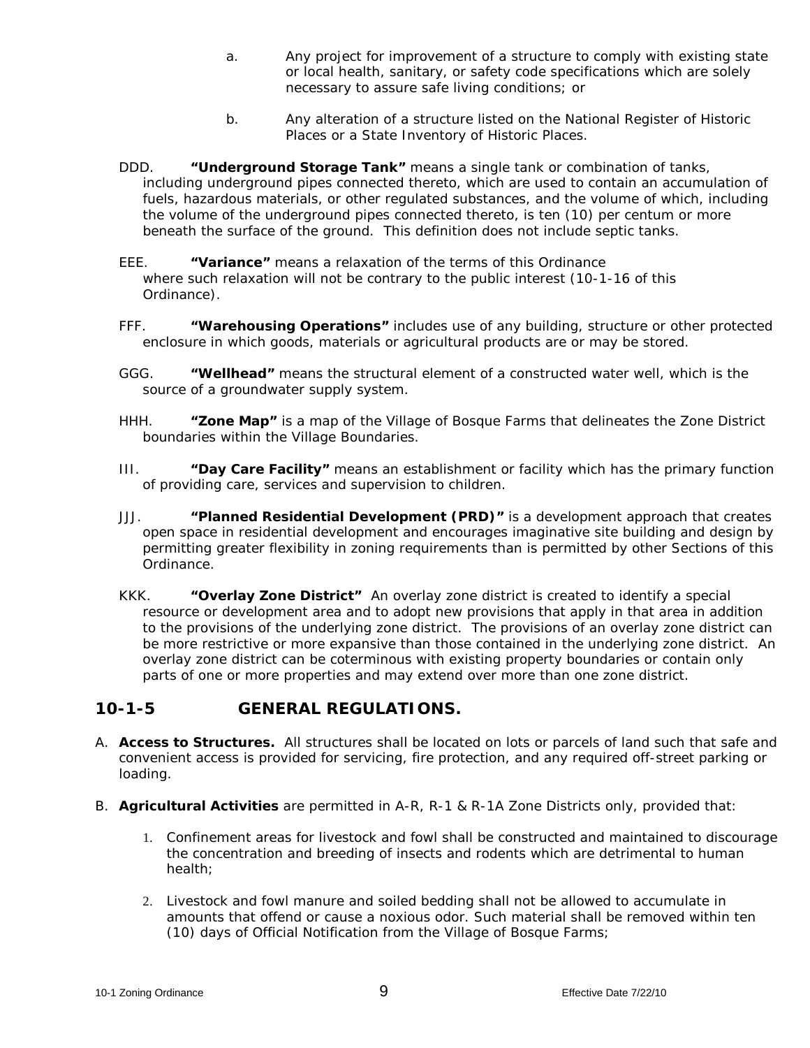a. Any project for improvement of a structure to comply with existing state or local health, sanitary, or safety code specifications which are solely necessary to assure safe living conditions; or

b. Any alteration of a structure listed on the National Register of Historic Places or a State Inventory of Historic Places.

DDD. **"Underground Storage Tank"** means a single tank or combination of tanks, including underground pipes connected thereto, which are used to contain an accumulation of fuels, hazardous materials, or other regulated substances, and the volume of which, including the volume of the underground pipes connected thereto, is ten (10) per centum or more beneath the surface of the ground. This definition does not include septic tanks.

EEE. **"Variance"** means a relaxation of the terms of this Ordinance where such relaxation will not be contrary to the public interest (10-1-16 of this Ordinance).

FFF. **"Warehousing Operations"** includes use of any building, structure or other protected enclosure in which goods, materials or agricultural products are or may be stored.

GGG. **"Wellhead"** means the structural element of a constructed water well, which is the source of a groundwater supply system.

HHH. **"Zone Map"** is a map of the Village of Bosque Farms that delineates the Zone District boundaries within the Village Boundaries.

III. **"Day Care Facility"** means an establishment or facility which has the primary function of providing care, services and supervision to children.

JJJ. **"Planned Residential Development (PRD)"** is a development approach that creates open space in residential development and encourages imaginative site building and design by permitting greater flexibility in zoning requirements than is permitted by other Sections of this Ordinance.

KKK. **"Overlay Zone District"** An overlay zone district is created to identify a special resource or development area and to adopt new provisions that apply in that area in addition to the provisions of the underlying zone district. The provisions of an overlay zone district can be more restrictive or more expansive than those contained in the underlying zone district. An overlay zone district can be coterminous with existing property boundaries or contain only parts of one or more properties and may extend over more than one zone district.

## 10-1-5 GENERAL REGULATIONS.

A. **Access to Structures.** All structures shall be located on lots or parcels of land such that safe and convenient access is provided for servicing, fire protection, and any required off-street parking or loading.

B. **Agricultural Activities** are permitted in A-R, R-1 & R-1A Zone Districts only, provided that:

1. Confinement areas for livestock and fowl shall be constructed and maintained to discourage the concentration and breeding of insects and rodents which are detrimental to human health;

2. Livestock and fowl manure and soiled bedding shall not be allowed to accumulate in amounts that offend or cause a noxious odor. Such material shall be removed within ten (10) days of Official Notification from the Village of Bosque Farms;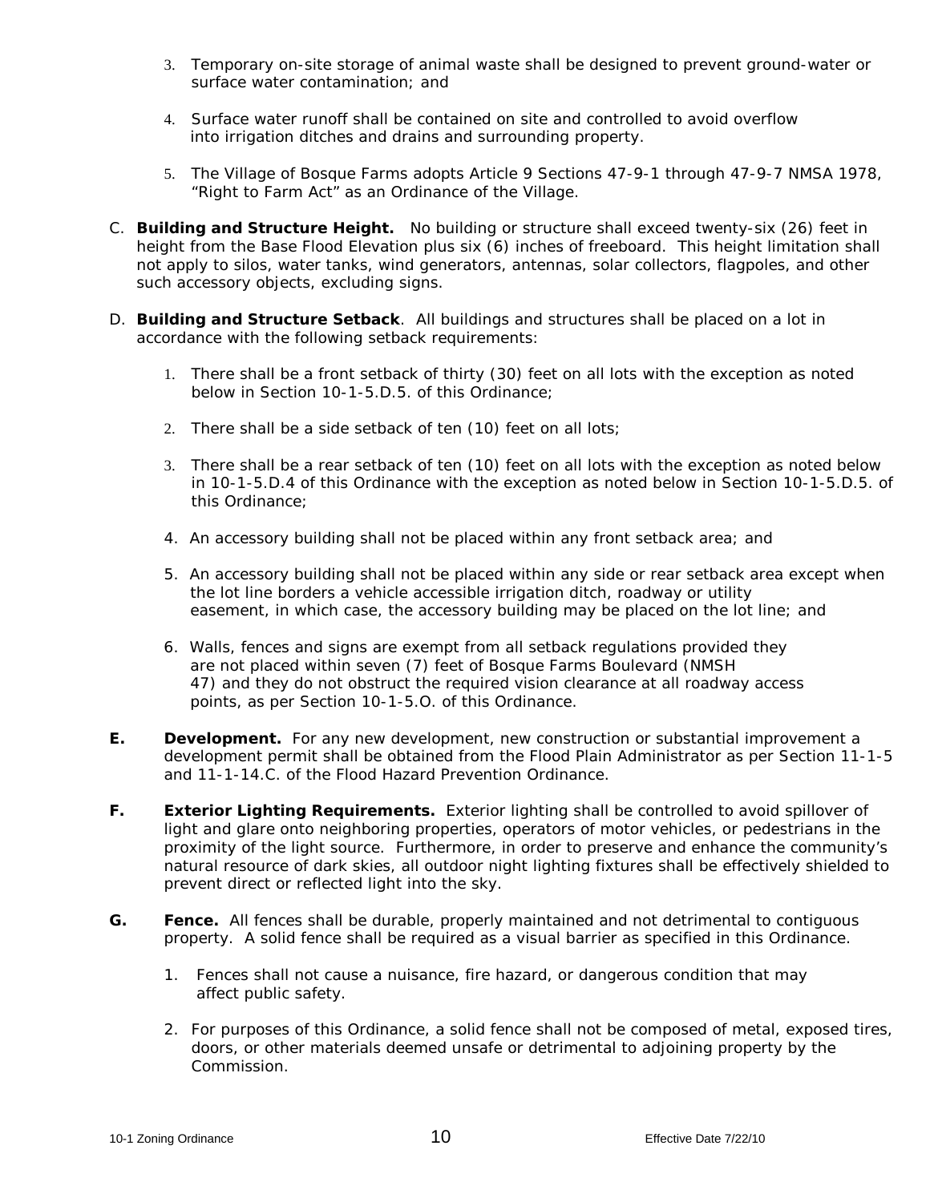3. Temporary on-site storage of animal waste shall be designed to prevent ground-water or surface water contamination; and

4. Surface water runoff shall be contained on site and controlled to avoid overflow into irrigation ditches and drains and surrounding property.

5. The Village of Bosque Farms adopts Article 9 Sections 47-9-1 through 47-9-7 NMSA 1978, "Right to Farm Act" as an Ordinance of the Village.

C. **Building and Structure Height.** No building or structure shall exceed twenty-six (26) feet in height from the Base Flood Elevation plus six (6) inches of freeboard. This height limitation shall not apply to silos, water tanks, wind generators, antennas, solar collectors, flagpoles, and other such accessory objects, excluding signs.

D. **Building and Structure Setback**. All buildings and structures shall be placed on a lot in accordance with the following setback requirements:

1. There shall be a front setback of thirty (30) feet on all lots with the exception as noted below in Section 10-1-5.D.5. of this Ordinance;

2. There shall be a side setback of ten (10) feet on all lots;

3. There shall be a rear setback of ten (10) feet on all lots with the exception as noted below in 10-1-5.D.4 of this Ordinance with the exception as noted below in Section 10-1-5.D.5. of this Ordinance;

4. An accessory building shall not be placed within any front setback area; and

5. An accessory building shall not be placed within any side or rear setback area except when the lot line borders a vehicle accessible irrigation ditch, roadway or utility easement, in which case, the accessory building may be placed on the lot line; and

6. Walls, fences and signs are exempt from all setback regulations provided they are not placed within seven (7) feet of Bosque Farms Boulevard (NMSH 47) and they do not obstruct the required vision clearance at all roadway access points, as per Section 10-1-5.O. of this Ordinance.

**E. Development.** For any new development, new construction or substantial improvement a development permit shall be obtained from the Flood Plain Administrator as per Section 11-1-5 and 11-1-14.C. of the Flood Hazard Prevention Ordinance.

**F. Exterior Lighting Requirements.** Exterior lighting shall be controlled to avoid spillover of light and glare onto neighboring properties, operators of motor vehicles, or pedestrians in the proximity of the light source. Furthermore, in order to preserve and enhance the community's natural resource of dark skies, all outdoor night lighting fixtures shall be effectively shielded to prevent direct or reflected light into the sky.

**G. Fence.** All fences shall be durable, properly maintained and not detrimental to contiguous property. A solid fence shall be required as a visual barrier as specified in this Ordinance.

1. Fences shall not cause a nuisance, fire hazard, or dangerous condition that may affect public safety.

2. For purposes of this Ordinance, a solid fence shall not be composed of metal, exposed tires, doors, or other materials deemed unsafe or detrimental to adjoining property by the Commission.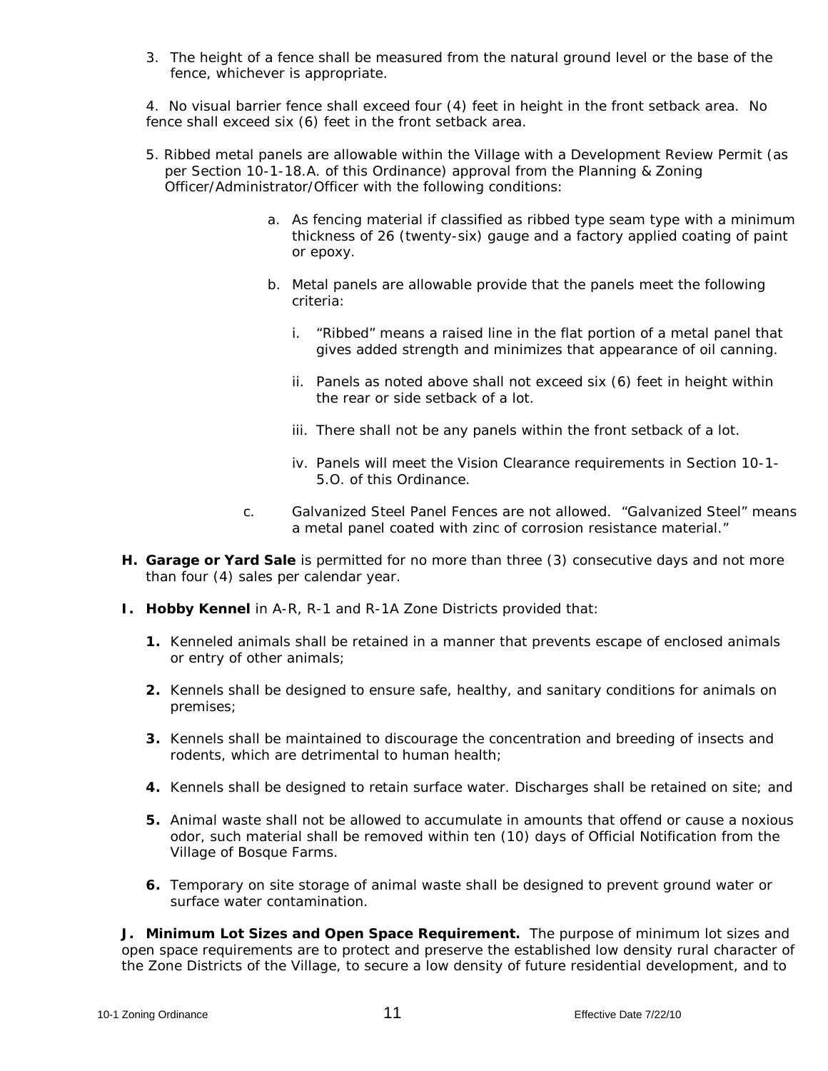3. The height of a fence shall be measured from the natural ground level or the base of the fence, whichever is appropriate.

4. No visual barrier fence shall exceed four (4) feet in height in the front setback area. No fence shall exceed six (6) feet in the front setback area.

5. Ribbed metal panels are allowable within the Village with a Development Review Permit (as per Section 10-1-18.A. of this Ordinance) approval from the Planning & Zoning Officer/Administrator/Officer with the following conditions:

   a. As fencing material if classified as ribbed type seam type with a minimum thickness of 26 (twenty-six) gauge and a factory applied coating of paint or epoxy.

   b. Metal panels are allowable provide that the panels meet the following criteria:

      i. "Ribbed" means a raised line in the flat portion of a metal panel that gives added strength and minimizes that appearance of oil canning.

      ii. Panels as noted above shall not exceed six (6) feet in height within the rear or side setback of a lot.

      iii. There shall not be any panels within the front setback of a lot.

      iv. Panels will meet the Vision Clearance requirements in Section 10-1-5.O. of this Ordinance.

   c. Galvanized Steel Panel Fences are not allowed. "Galvanized Steel" means a metal panel coated with zinc of corrosion resistance material."

**H. Garage or Yard Sale** is permitted for no more than three (3) consecutive days and not more than four (4) sales per calendar year.

**I. Hobby Kennel** in A-R, R-1 and R-1A Zone Districts provided that:

**1.** Kenneled animals shall be retained in a manner that prevents escape of enclosed animals or entry of other animals;

**2.** Kennels shall be designed to ensure safe, healthy, and sanitary conditions for animals on premises;

**3.** Kennels shall be maintained to discourage the concentration and breeding of insects and rodents, which are detrimental to human health;

**4.** Kennels shall be designed to retain surface water. Discharges shall be retained on site; and

**5.** Animal waste shall not be allowed to accumulate in amounts that offend or cause a noxious odor, such material shall be removed within ten (10) days of Official Notification from the Village of Bosque Farms.

**6.** Temporary on site storage of animal waste shall be designed to prevent ground water or surface water contamination.

**J. Minimum Lot Sizes and Open Space Requirement.** The purpose of minimum lot sizes and open space requirements are to protect and preserve the established low density rural character of the Zone Districts of the Village, to secure a low density of future residential development, and to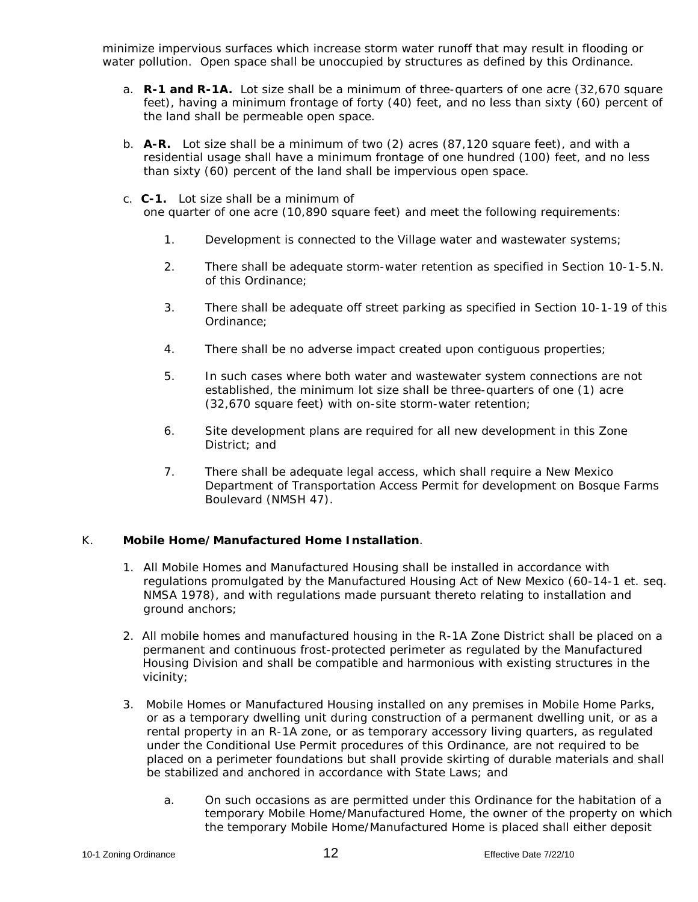minimize impervious surfaces which increase storm water runoff that may result in flooding or water pollution. Open space shall be unoccupied by structures as defined by this Ordinance.

a. **R-1 and R-1A.** Lot size shall be a minimum of three-quarters of one acre (32,670 square feet), having a minimum frontage of forty (40) feet, and no less than sixty (60) percent of the land shall be permeable open space.

b. **A-R.** Lot size shall be a minimum of two (2) acres (87,120 square feet), and with a residential usage shall have a minimum frontage of one hundred (100) feet, and no less than sixty (60) percent of the land shall be impervious open space.

c. **C-1.** Lot size shall be a minimum of one quarter of one acre (10,890 square feet) and meet the following requirements:

1. Development is connected to the Village water and wastewater systems;
2. There shall be adequate storm-water retention as specified in Section 10-1-5.N. of this Ordinance;
3. There shall be adequate off street parking as specified in Section 10-1-19 of this Ordinance;
4. There shall be no adverse impact created upon contiguous properties;
5. In such cases where both water and wastewater system connections are not established, the minimum lot size shall be three-quarters of one (1) acre (32,670 square feet) with on-site storm-water retention;
6. Site development plans are required for all new development in this Zone District; and
7. There shall be adequate legal access, which shall require a New Mexico Department of Transportation Access Permit for development on Bosque Farms Boulevard (NMSH 47).

K. **Mobile Home/Manufactured Home Installation**.

1. All Mobile Homes and Manufactured Housing shall be installed in accordance with regulations promulgated by the Manufactured Housing Act of New Mexico (60-14-1 et. seq. NMSA 1978), and with regulations made pursuant thereto relating to installation and ground anchors;
2. All mobile homes and manufactured housing in the R-1A Zone District shall be placed on a permanent and continuous frost-protected perimeter as regulated by the Manufactured Housing Division and shall be compatible and harmonious with existing structures in the vicinity;
3. Mobile Homes or Manufactured Housing installed on any premises in Mobile Home Parks, or as a temporary dwelling unit during construction of a permanent dwelling unit, or as a rental property in an R-1A zone, or as temporary accessory living quarters, as regulated under the Conditional Use Permit procedures of this Ordinance, are not required to be placed on a perimeter foundations but shall provide skirting of durable materials and shall be stabilized and anchored in accordance with State Laws; and

   a. On such occasions as are permitted under this Ordinance for the habitation of a temporary Mobile Home/Manufactured Home, the owner of the property on which the temporary Mobile Home/Manufactured Home is placed shall either deposit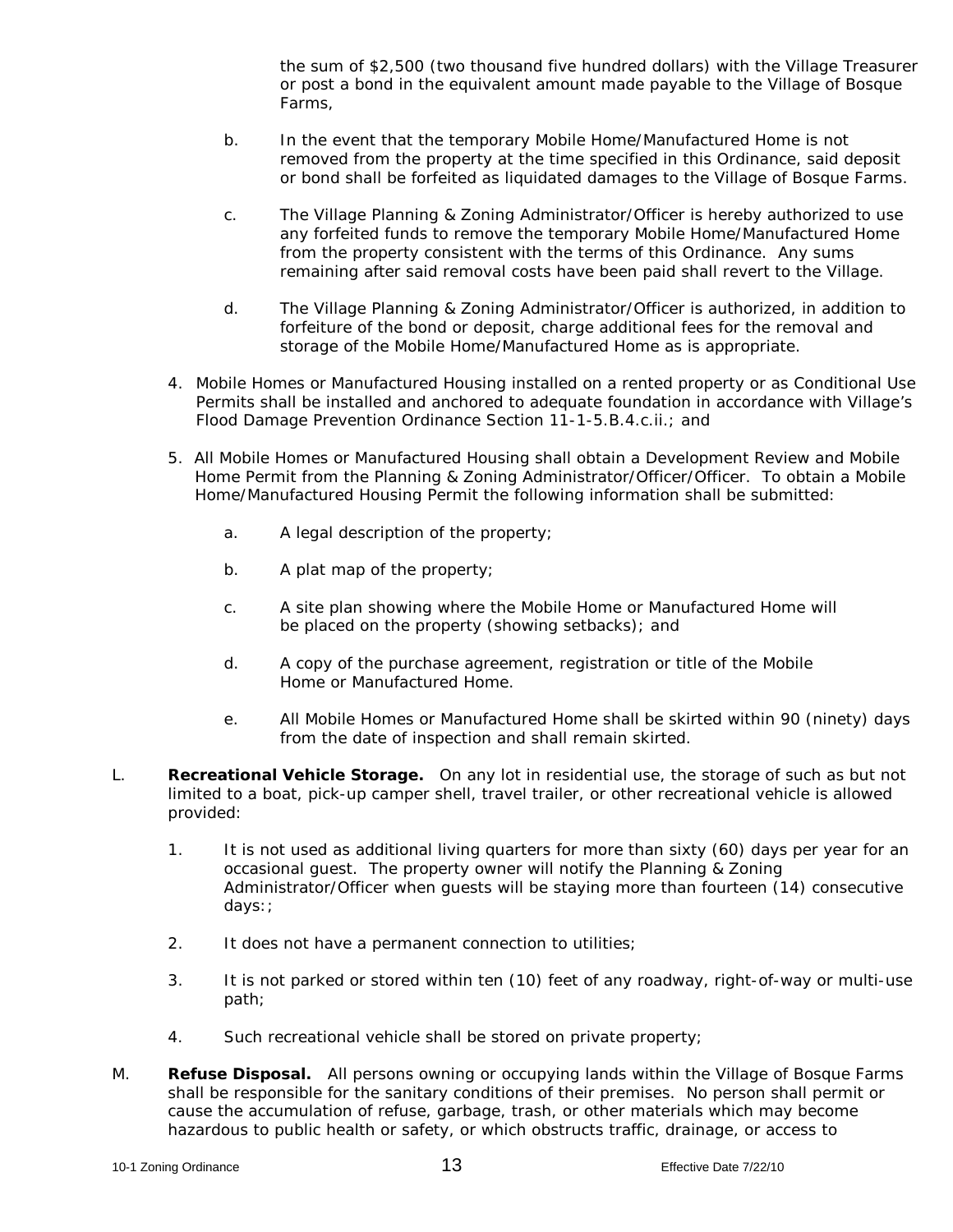the sum of $2,500 (two thousand five hundred dollars) with the Village Treasurer or post a bond in the equivalent amount made payable to the Village of Bosque Farms,

b. In the event that the temporary Mobile Home/Manufactured Home is not removed from the property at the time specified in this Ordinance, said deposit or bond shall be forfeited as liquidated damages to the Village of Bosque Farms.

c. The Village Planning & Zoning Administrator/Officer is hereby authorized to use any forfeited funds to remove the temporary Mobile Home/Manufactured Home from the property consistent with the terms of this Ordinance. Any sums remaining after said removal costs have been paid shall revert to the Village.

d. The Village Planning & Zoning Administrator/Officer is authorized, in addition to forfeiture of the bond or deposit, charge additional fees for the removal and storage of the Mobile Home/Manufactured Home as is appropriate.

4. Mobile Homes or Manufactured Housing installed on a rented property or as Conditional Use Permits shall be installed and anchored to adequate foundation in accordance with Village's Flood Damage Prevention Ordinance Section 11-1-5.B.4.c.ii.; and

5. All Mobile Homes or Manufactured Housing shall obtain a Development Review and Mobile Home Permit from the Planning & Zoning Administrator/Officer/Officer. To obtain a Mobile Home/Manufactured Housing Permit the following information shall be submitted:

   a. A legal description of the property;

   b. A plat map of the property;

   c. A site plan showing where the Mobile Home or Manufactured Home will be placed on the property (showing setbacks); and

   d. A copy of the purchase agreement, registration or title of the Mobile Home or Manufactured Home.

   e. All Mobile Homes or Manufactured Home shall be skirted within 90 (ninety) days from the date of inspection and shall remain skirted.

L. **Recreational Vehicle Storage.** On any lot in residential use, the storage of such as but not limited to a boat, pick-up camper shell, travel trailer, or other recreational vehicle is allowed provided:

1. It is not used as additional living quarters for more than sixty (60) days per year for an occasional guest. The property owner will notify the Planning & Zoning Administrator/Officer when guests will be staying more than fourteen (14) consecutive days:;

2. It does not have a permanent connection to utilities;

3. It is not parked or stored within ten (10) feet of any roadway, right-of-way or multi-use path;

4. Such recreational vehicle shall be stored on private property;

M. **Refuse Disposal.** All persons owning or occupying lands within the Village of Bosque Farms shall be responsible for the sanitary conditions of their premises. No person shall permit or cause the accumulation of refuse, garbage, trash, or other materials which may become hazardous to public health or safety, or which obstructs traffic, drainage, or access to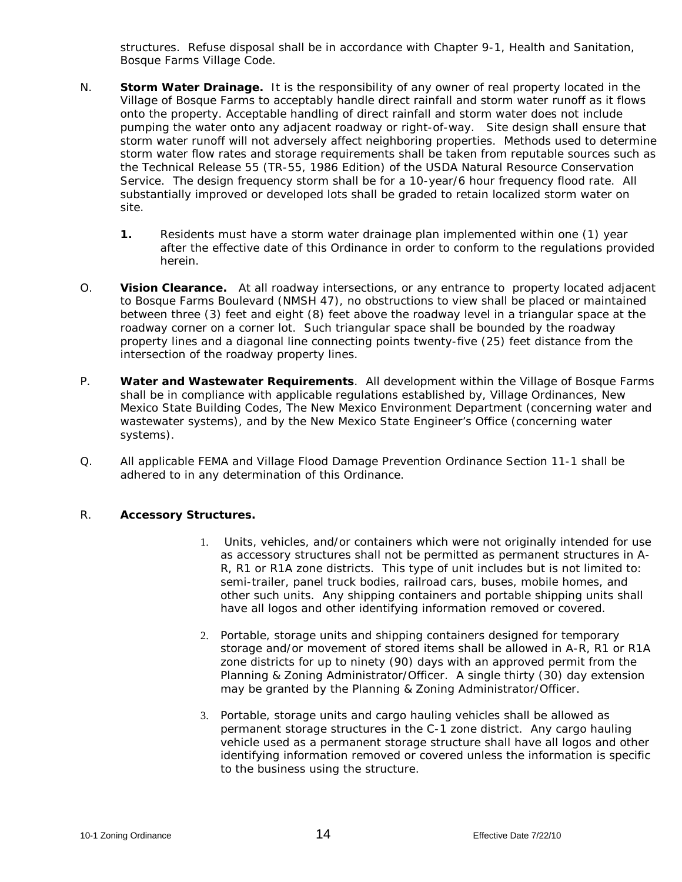structures. Refuse disposal shall be in accordance with Chapter 9-1, Health and Sanitation, Bosque Farms Village Code.

N. **Storm Water Drainage.** It is the responsibility of any owner of real property located in the Village of Bosque Farms to acceptably handle direct rainfall and storm water runoff as it flows onto the property. Acceptable handling of direct rainfall and storm water does not include pumping the water onto any adjacent roadway or right-of-way. Site design shall ensure that storm water runoff will not adversely affect neighboring properties. Methods used to determine storm water flow rates and storage requirements shall be taken from reputable sources such as the Technical Release 55 (TR-55, 1986 Edition) of the USDA Natural Resource Conservation Service. The design frequency storm shall be for a 10-year/6 hour frequency flood rate. All substantially improved or developed lots shall be graded to retain localized storm water on site.

   **1.** Residents must have a storm water drainage plan implemented within one (1) year after the effective date of this Ordinance in order to conform to the regulations provided herein.

O. **Vision Clearance.** At all roadway intersections, or any entrance to property located adjacent to Bosque Farms Boulevard (NMSH 47), no obstructions to view shall be placed or maintained between three (3) feet and eight (8) feet above the roadway level in a triangular space at the roadway corner on a corner lot. Such triangular space shall be bounded by the roadway property lines and a diagonal line connecting points twenty-five (25) feet distance from the intersection of the roadway property lines.

P. **Water and Wastewater Requirements**. All development within the Village of Bosque Farms shall be in compliance with applicable regulations established by, Village Ordinances, New Mexico State Building Codes, The New Mexico Environment Department (concerning water and wastewater systems), and by the New Mexico State Engineer's Office (concerning water systems).

Q. All applicable FEMA and Village Flood Damage Prevention Ordinance Section 11-1 shall be adhered to in any determination of this Ordinance.

R. **Accessory Structures.**

   1. Units, vehicles, and/or containers which were not originally intended for use as accessory structures shall not be permitted as permanent structures in A-R, R1 or R1A zone districts. This type of unit includes but is not limited to: semi-trailer, panel truck bodies, railroad cars, buses, mobile homes, and other such units. Any shipping containers and portable shipping units shall have all logos and other identifying information removed or covered.

   2. Portable, storage units and shipping containers designed for temporary storage and/or movement of stored items shall be allowed in A-R, R1 or R1A zone districts for up to ninety (90) days with an approved permit from the Planning & Zoning Administrator/Officer. A single thirty (30) day extension may be granted by the Planning & Zoning Administrator/Officer.

   3. Portable, storage units and cargo hauling vehicles shall be allowed as permanent storage structures in the C-1 zone district. Any cargo hauling vehicle used as a permanent storage structure shall have all logos and other identifying information removed or covered unless the information is specific to the business using the structure.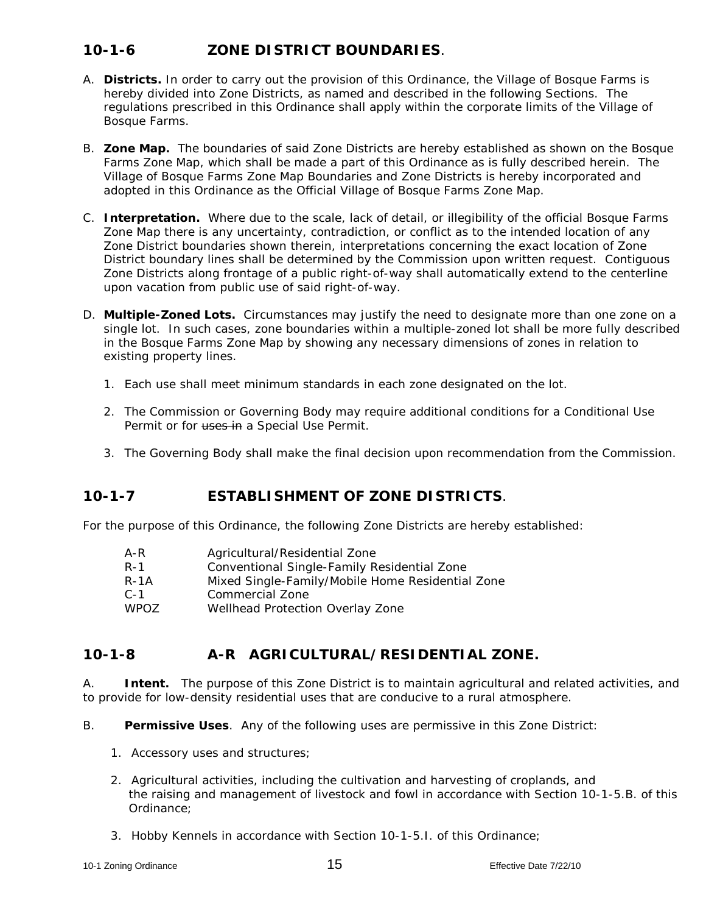## 10-1-6 ZONE DISTRICT BOUNDARIES.

A. **Districts.** In order to carry out the provision of this Ordinance, the Village of Bosque Farms is hereby divided into Zone Districts, as named and described in the following Sections. The regulations prescribed in this Ordinance shall apply within the corporate limits of the Village of Bosque Farms.

B. **Zone Map.** The boundaries of said Zone Districts are hereby established as shown on the Bosque Farms Zone Map, which shall be made a part of this Ordinance as is fully described herein. The Village of Bosque Farms Zone Map Boundaries and Zone Districts is hereby incorporated and adopted in this Ordinance as the Official Village of Bosque Farms Zone Map.

C. **Interpretation.** Where due to the scale, lack of detail, or illegibility of the official Bosque Farms Zone Map there is any uncertainty, contradiction, or conflict as to the intended location of any Zone District boundaries shown therein, interpretations concerning the exact location of Zone District boundary lines shall be determined by the Commission upon written request. Contiguous Zone Districts along frontage of a public right-of-way shall automatically extend to the centerline upon vacation from public use of said right-of-way.

D. **Multiple-Zoned Lots.** Circumstances may justify the need to designate more than one zone on a single lot. In such cases, zone boundaries within a multiple-zoned lot shall be more fully described in the Bosque Farms Zone Map by showing any necessary dimensions of zones in relation to existing property lines.

1. Each use shall meet minimum standards in each zone designated on the lot.

2. The Commission or Governing Body may require additional conditions for a Conditional Use Permit or for ~~uses in~~ a Special Use Permit.

3. The Governing Body shall make the final decision upon recommendation from the Commission.

## 10-1-7 ESTABLISHMENT OF ZONE DISTRICTS.

For the purpose of this Ordinance, the following Zone Districts are hereby established:

| | |
|---|---|
| A-R | Agricultural/Residential Zone |
| R-1 | Conventional Single-Family Residential Zone |
| R-1A | Mixed Single-Family/Mobile Home Residential Zone |
| C-1 | Commercial Zone |
| WPOZ | Wellhead Protection Overlay Zone |

## 10-1-8 A-R AGRICULTURAL/RESIDENTIAL ZONE.

A. **Intent.** The purpose of this Zone District is to maintain agricultural and related activities, and to provide for low-density residential uses that are conducive to a rural atmosphere.

B. **Permissive Uses**. Any of the following uses are permissive in this Zone District:

1. Accessory uses and structures;

2. Agricultural activities, including the cultivation and harvesting of croplands, and the raising and management of livestock and fowl in accordance with Section 10-1-5.B. of this Ordinance;

3. Hobby Kennels in accordance with Section 10-1-5.I. of this Ordinance;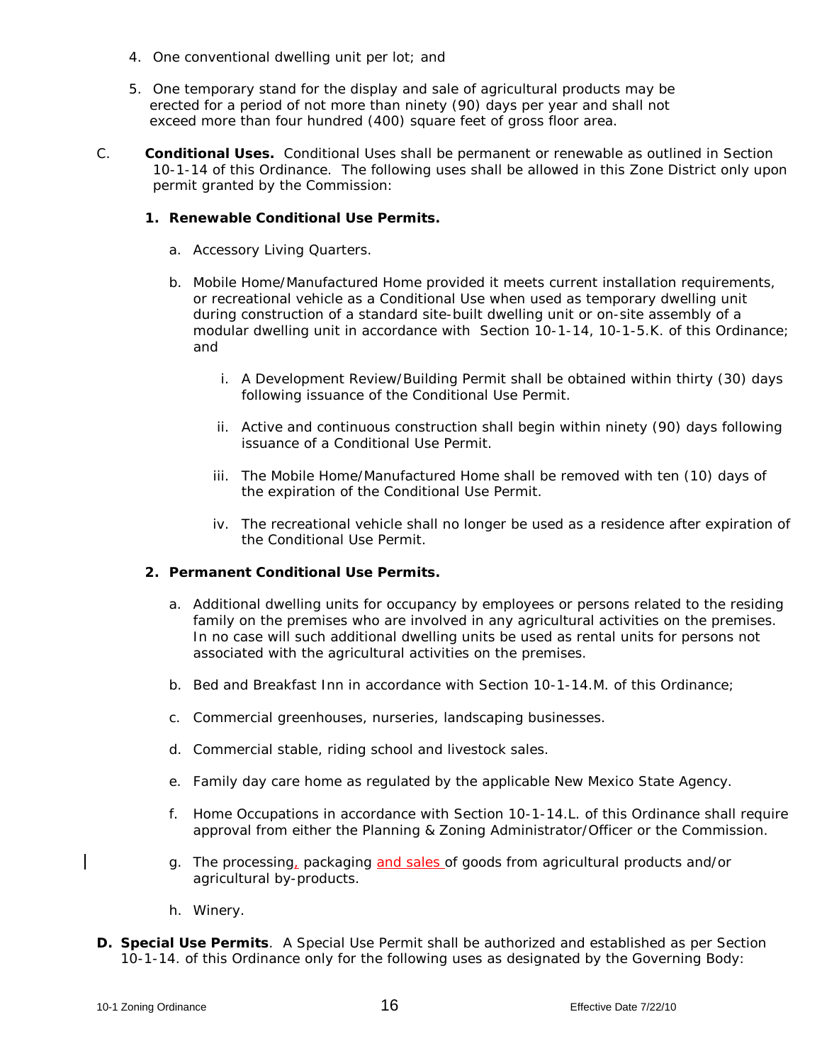4. One conventional dwelling unit per lot; and

5. One temporary stand for the display and sale of agricultural products may be erected for a period of not more than ninety (90) days per year and shall not exceed more than four hundred (400) square feet of gross floor area.

C. **Conditional Uses.** Conditional Uses shall be permanent or renewable as outlined in Section 10-1-14 of this Ordinance. The following uses shall be allowed in this Zone District only upon permit granted by the Commission:

   1. **Renewable Conditional Use Permits.**

      a. Accessory Living Quarters.

      b. Mobile Home/Manufactured Home provided it meets current installation requirements, or recreational vehicle as a Conditional Use when used as temporary dwelling unit during construction of a standard site-built dwelling unit or on-site assembly of a modular dwelling unit in accordance with Section 10-1-14, 10-1-5.K. of this Ordinance; and

         i. A Development Review/Building Permit shall be obtained within thirty (30) days following issuance of the Conditional Use Permit.

         ii. Active and continuous construction shall begin within ninety (90) days following issuance of a Conditional Use Permit.

         iii. The Mobile Home/Manufactured Home shall be removed with ten (10) days of the expiration of the Conditional Use Permit.

         iv. The recreational vehicle shall no longer be used as a residence after expiration of the Conditional Use Permit.

   2. **Permanent Conditional Use Permits.**

      a. Additional dwelling units for occupancy by employees or persons related to the residing family on the premises who are involved in any agricultural activities on the premises. In no case will such additional dwelling units be used as rental units for persons not associated with the agricultural activities on the premises.

      b. Bed and Breakfast Inn in accordance with Section 10-1-14.M. of this Ordinance;

      c. Commercial greenhouses, nurseries, landscaping businesses.

      d. Commercial stable, riding school and livestock sales.

      e. Family day care home as regulated by the applicable New Mexico State Agency.

      f. Home Occupations in accordance with Section 10-1-14.L. of this Ordinance shall require approval from either the Planning & Zoning Administrator/Officer or the Commission.

      g. The processing, packaging and sales of goods from agricultural products and/or agricultural by-products.

      h. Winery.

D. **Special Use Permits**. A Special Use Permit shall be authorized and established as per Section 10-1-14. of this Ordinance only for the following uses as designated by the Governing Body: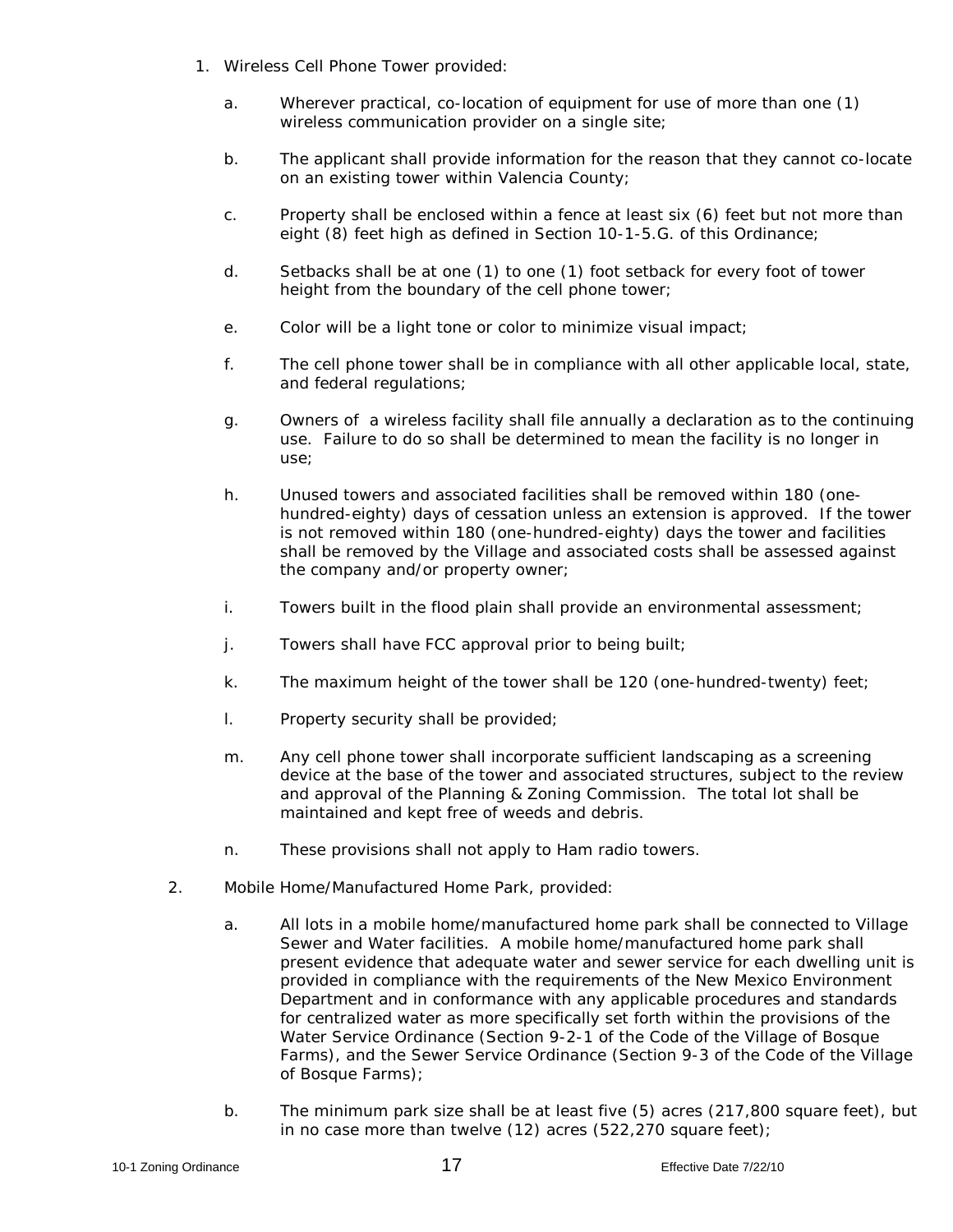1. Wireless Cell Phone Tower provided:

   a. Wherever practical, co-location of equipment for use of more than one (1) wireless communication provider on a single site;

   b. The applicant shall provide information for the reason that they cannot co-locate on an existing tower within Valencia County;

   c. Property shall be enclosed within a fence at least six (6) feet but not more than eight (8) feet high as defined in Section 10-1-5.G. of this Ordinance;

   d. Setbacks shall be at one (1) to one (1) foot setback for every foot of tower height from the boundary of the cell phone tower;

   e. Color will be a light tone or color to minimize visual impact;

   f. The cell phone tower shall be in compliance with all other applicable local, state, and federal regulations;

   g. Owners of a wireless facility shall file annually a declaration as to the continuing use. Failure to do so shall be determined to mean the facility is no longer in use;

   h. Unused towers and associated facilities shall be removed within 180 (one-hundred-eighty) days of cessation unless an extension is approved. If the tower is not removed within 180 (one-hundred-eighty) days the tower and facilities shall be removed by the Village and associated costs shall be assessed against the company and/or property owner;

   i. Towers built in the flood plain shall provide an environmental assessment;

   j. Towers shall have FCC approval prior to being built;

   k. The maximum height of the tower shall be 120 (one-hundred-twenty) feet;

   l. Property security shall be provided;

   m. Any cell phone tower shall incorporate sufficient landscaping as a screening device at the base of the tower and associated structures, subject to the review and approval of the Planning & Zoning Commission. The total lot shall be maintained and kept free of weeds and debris.

   n. These provisions shall not apply to Ham radio towers.

2. Mobile Home/Manufactured Home Park, provided:

   a. All lots in a mobile home/manufactured home park shall be connected to Village Sewer and Water facilities. A mobile home/manufactured home park shall present evidence that adequate water and sewer service for each dwelling unit is provided in compliance with the requirements of the New Mexico Environment Department and in conformance with any applicable procedures and standards for centralized water as more specifically set forth within the provisions of the Water Service Ordinance (Section 9-2-1 of the Code of the Village of Bosque Farms), and the Sewer Service Ordinance (Section 9-3 of the Code of the Village of Bosque Farms);

   b. The minimum park size shall be at least five (5) acres (217,800 square feet), but in no case more than twelve (12) acres (522,270 square feet);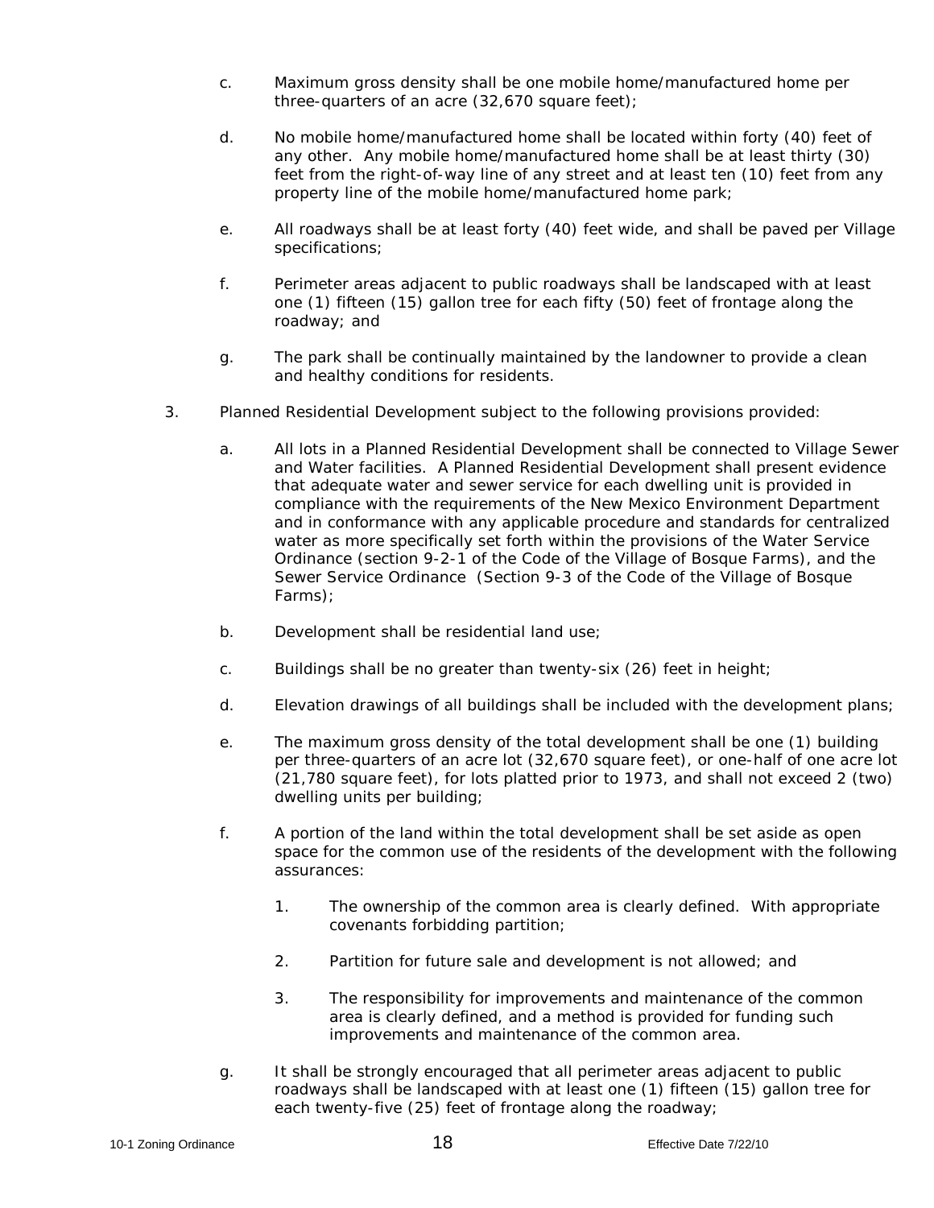c. Maximum gross density shall be one mobile home/manufactured home per three-quarters of an acre (32,670 square feet);

d. No mobile home/manufactured home shall be located within forty (40) feet of any other. Any mobile home/manufactured home shall be at least thirty (30) feet from the right-of-way line of any street and at least ten (10) feet from any property line of the mobile home/manufactured home park;

e. All roadways shall be at least forty (40) feet wide, and shall be paved per Village specifications;

f. Perimeter areas adjacent to public roadways shall be landscaped with at least one (1) fifteen (15) gallon tree for each fifty (50) feet of frontage along the roadway; and

g. The park shall be continually maintained by the landowner to provide a clean and healthy conditions for residents.

3. Planned Residential Development subject to the following provisions provided:

a. All lots in a Planned Residential Development shall be connected to Village Sewer and Water facilities. A Planned Residential Development shall present evidence that adequate water and sewer service for each dwelling unit is provided in compliance with the requirements of the New Mexico Environment Department and in conformance with any applicable procedure and standards for centralized water as more specifically set forth within the provisions of the Water Service Ordinance (section 9-2-1 of the Code of the Village of Bosque Farms), and the Sewer Service Ordinance (Section 9-3 of the Code of the Village of Bosque Farms);

b. Development shall be residential land use;

c. Buildings shall be no greater than twenty-six (26) feet in height;

d. Elevation drawings of all buildings shall be included with the development plans;

e. The maximum gross density of the total development shall be one (1) building per three-quarters of an acre lot (32,670 square feet), or one-half of one acre lot (21,780 square feet), for lots platted prior to 1973, and shall not exceed 2 (two) dwelling units per building;

f. A portion of the land within the total development shall be set aside as open space for the common use of the residents of the development with the following assurances:

   1. The ownership of the common area is clearly defined. With appropriate covenants forbidding partition;

   2. Partition for future sale and development is not allowed; and

   3. The responsibility for improvements and maintenance of the common area is clearly defined, and a method is provided for funding such improvements and maintenance of the common area.

g. It shall be strongly encouraged that all perimeter areas adjacent to public roadways shall be landscaped with at least one (1) fifteen (15) gallon tree for each twenty-five (25) feet of frontage along the roadway;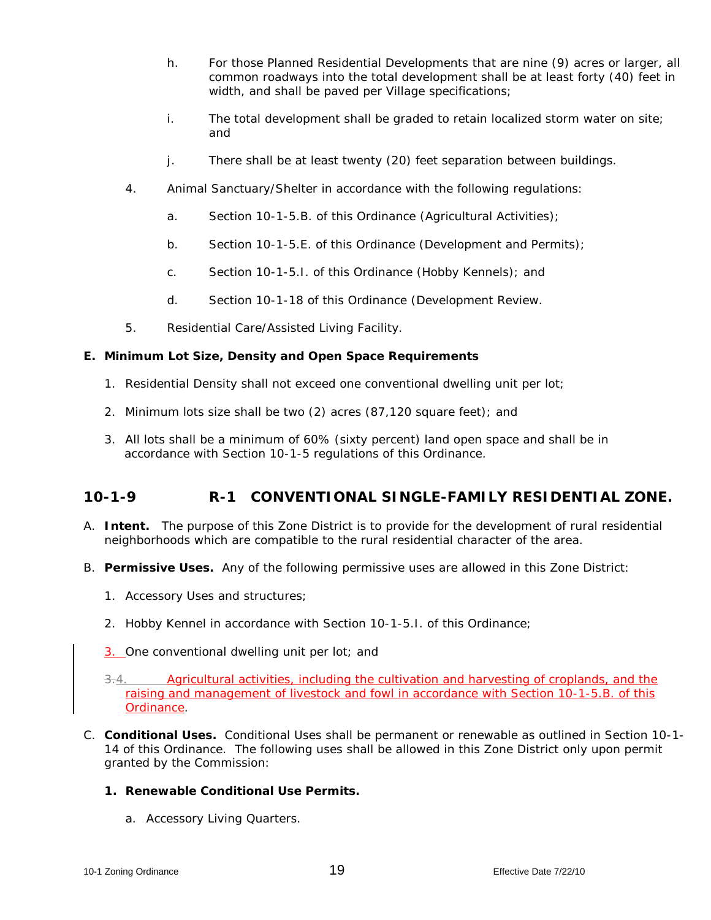h. For those Planned Residential Developments that are nine (9) acres or larger, all common roadways into the total development shall be at least forty (40) feet in width, and shall be paved per Village specifications;

i. The total development shall be graded to retain localized storm water on site; and

j. There shall be at least twenty (20) feet separation between buildings.

4. Animal Sanctuary/Shelter in accordance with the following regulations:

   a. Section 10-1-5.B. of this Ordinance (Agricultural Activities);

   b. Section 10-1-5.E. of this Ordinance (Development and Permits);

   c. Section 10-1-5.I. of this Ordinance (Hobby Kennels); and

   d. Section 10-1-18 of this Ordinance (Development Review.

5. Residential Care/Assisted Living Facility.

**E. Minimum Lot Size, Density and Open Space Requirements**

1. Residential Density shall not exceed one conventional dwelling unit per lot;
2. Minimum lots size shall be two (2) acres (87,120 square feet); and
3. All lots shall be a minimum of 60% (sixty percent) land open space and shall be in accordance with Section 10-1-5 regulations of this Ordinance.

## 10-1-9 R-1 CONVENTIONAL SINGLE-FAMILY RESIDENTIAL ZONE.

A. **Intent.** The purpose of this Zone District is to provide for the development of rural residential neighborhoods which are compatible to the rural residential character of the area.

B. **Permissive Uses.** Any of the following permissive uses are allowed in this Zone District:

1. Accessory Uses and structures;
2. Hobby Kennel in accordance with Section 10-1-5.I. of this Ordinance;
3. One conventional dwelling unit per lot; and
4. Agricultural activities, including the cultivation and harvesting of croplands, and the raising and management of livestock and fowl in accordance with Section 10-1-5.B. of this Ordinance.

C. **Conditional Uses.** Conditional Uses shall be permanent or renewable as outlined in Section 10-1-14 of this Ordinance. The following uses shall be allowed in this Zone District only upon permit granted by the Commission:

**1. Renewable Conditional Use Permits.**

   a. Accessory Living Quarters.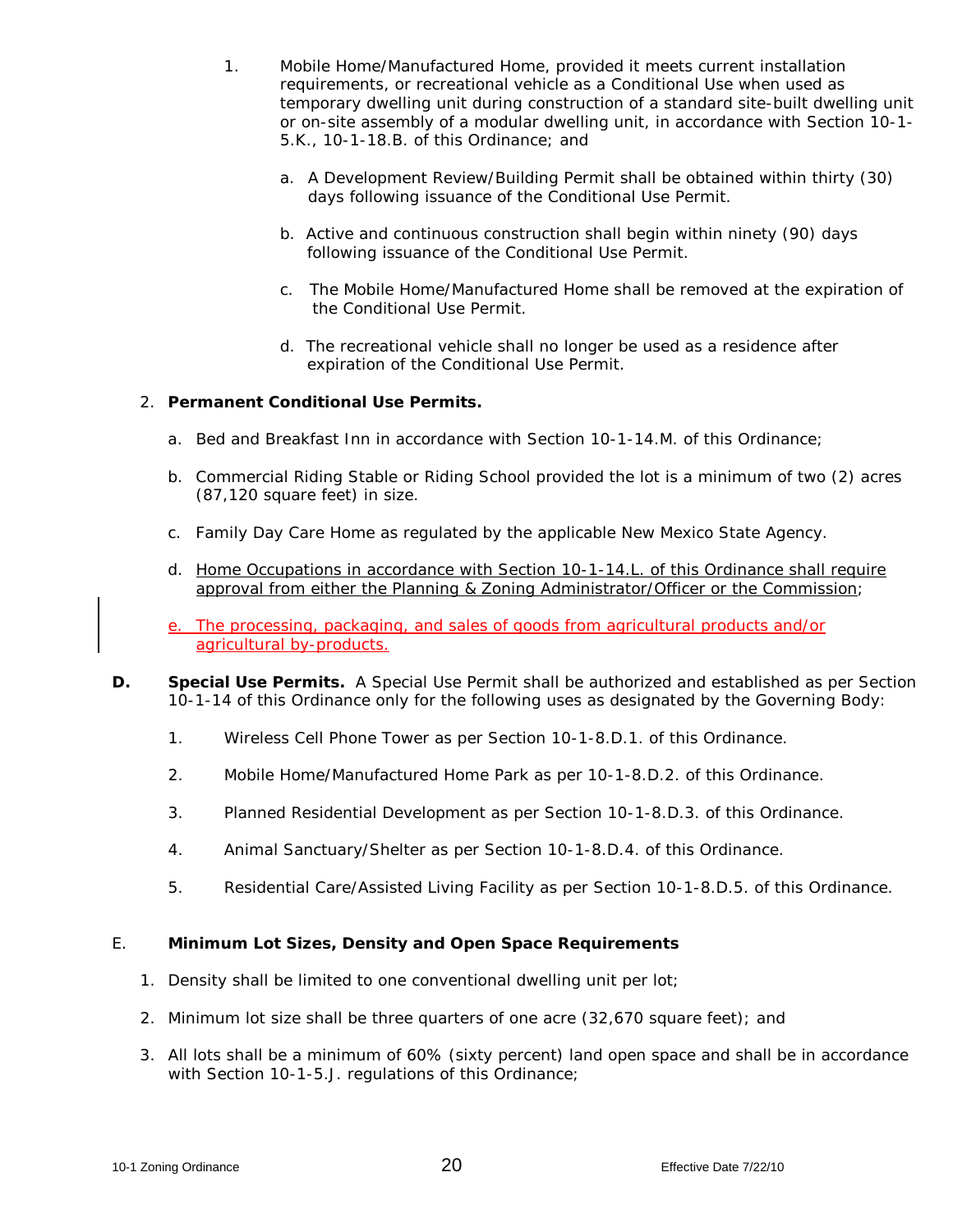1. Mobile Home/Manufactured Home, provided it meets current installation requirements, or recreational vehicle as a Conditional Use when used as temporary dwelling unit during construction of a standard site-built dwelling unit or on-site assembly of a modular dwelling unit, in accordance with Section 10-1-5.K., 10-1-18.B. of this Ordinance; and

   a. A Development Review/Building Permit shall be obtained within thirty (30) days following issuance of the Conditional Use Permit.

   b. Active and continuous construction shall begin within ninety (90) days following issuance of the Conditional Use Permit.

   c. The Mobile Home/Manufactured Home shall be removed at the expiration of the Conditional Use Permit.

   d. The recreational vehicle shall no longer be used as a residence after expiration of the Conditional Use Permit.

2. **Permanent Conditional Use Permits.**

   a. Bed and Breakfast Inn in accordance with Section 10-1-14.M. of this Ordinance;

   b. Commercial Riding Stable or Riding School provided the lot is a minimum of two (2) acres (87,120 square feet) in size.

   c. Family Day Care Home as regulated by the applicable New Mexico State Agency.

   d. <u>Home Occupations in accordance with Section 10-1-14.L. of this Ordinance shall require approval from either the Planning & Zoning Administrator/Officer or the Commission</u>;

   e. <u>The processing, packaging, and sales of goods from agricultural products and/or agricultural by-products.</u>

**D. Special Use Permits.** A Special Use Permit shall be authorized and established as per Section 10-1-14 of this Ordinance only for the following uses as designated by the Governing Body:

1. Wireless Cell Phone Tower as per Section 10-1-8.D.1. of this Ordinance.
2. Mobile Home/Manufactured Home Park as per 10-1-8.D.2. of this Ordinance.
3. Planned Residential Development as per Section 10-1-8.D.3. of this Ordinance.
4. Animal Sanctuary/Shelter as per Section 10-1-8.D.4. of this Ordinance.
5. Residential Care/Assisted Living Facility as per Section 10-1-8.D.5. of this Ordinance.

E. **Minimum Lot Sizes, Density and Open Space Requirements**

1. Density shall be limited to one conventional dwelling unit per lot;
2. Minimum lot size shall be three quarters of one acre (32,670 square feet); and
3. All lots shall be a minimum of 60% (sixty percent) land open space and shall be in accordance with Section 10-1-5.J. regulations of this Ordinance;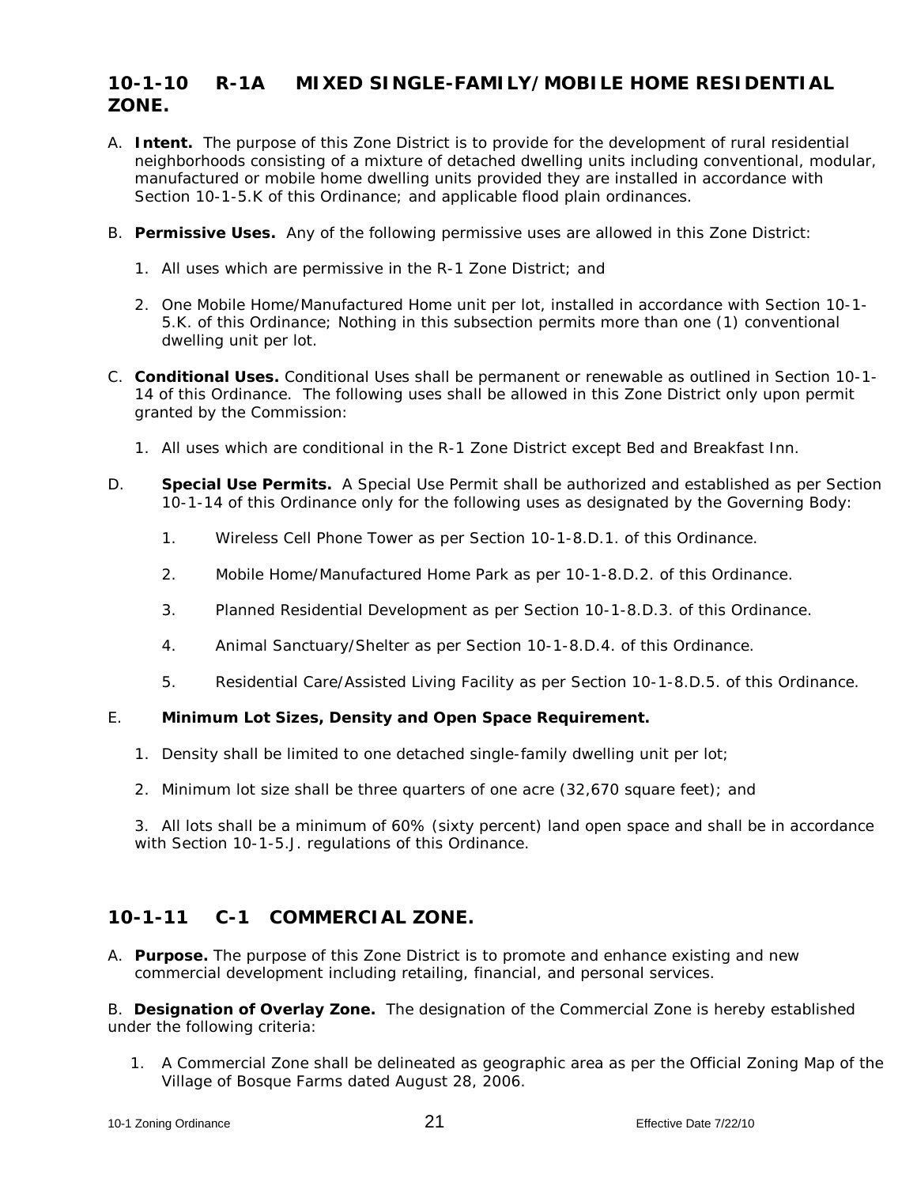## 10-1-10 R-1A MIXED SINGLE-FAMILY/MOBILE HOME RESIDENTIAL ZONE.

A. **Intent.** The purpose of this Zone District is to provide for the development of rural residential neighborhoods consisting of a mixture of detached dwelling units including conventional, modular, manufactured or mobile home dwelling units provided they are installed in accordance with Section 10-1-5.K of this Ordinance; and applicable flood plain ordinances.

B. **Permissive Uses.** Any of the following permissive uses are allowed in this Zone District:

1. All uses which are permissive in the R-1 Zone District; and

2. One Mobile Home/Manufactured Home unit per lot, installed in accordance with Section 10-1-5.K. of this Ordinance; Nothing in this subsection permits more than one (1) conventional dwelling unit per lot.

C. **Conditional Uses.** Conditional Uses shall be permanent or renewable as outlined in Section 10-1-14 of this Ordinance. The following uses shall be allowed in this Zone District only upon permit granted by the Commission:

1. All uses which are conditional in the R-1 Zone District except Bed and Breakfast Inn.

D. **Special Use Permits.** A Special Use Permit shall be authorized and established as per Section 10-1-14 of this Ordinance only for the following uses as designated by the Governing Body:

1. Wireless Cell Phone Tower as per Section 10-1-8.D.1. of this Ordinance.

2. Mobile Home/Manufactured Home Park as per 10-1-8.D.2. of this Ordinance.

3. Planned Residential Development as per Section 10-1-8.D.3. of this Ordinance.

4. Animal Sanctuary/Shelter as per Section 10-1-8.D.4. of this Ordinance.

5. Residential Care/Assisted Living Facility as per Section 10-1-8.D.5. of this Ordinance.

E. **Minimum Lot Sizes, Density and Open Space Requirement.**

1. Density shall be limited to one detached single-family dwelling unit per lot;

2. Minimum lot size shall be three quarters of one acre (32,670 square feet); and

3. All lots shall be a minimum of 60% (sixty percent) land open space and shall be in accordance with Section 10-1-5.J. regulations of this Ordinance.

## 10-1-11 C-1 COMMERCIAL ZONE.

A. **Purpose.** The purpose of this Zone District is to promote and enhance existing and new commercial development including retailing, financial, and personal services.

B. **Designation of Overlay Zone.** The designation of the Commercial Zone is hereby established under the following criteria:

1. A Commercial Zone shall be delineated as geographic area as per the Official Zoning Map of the Village of Bosque Farms dated August 28, 2006.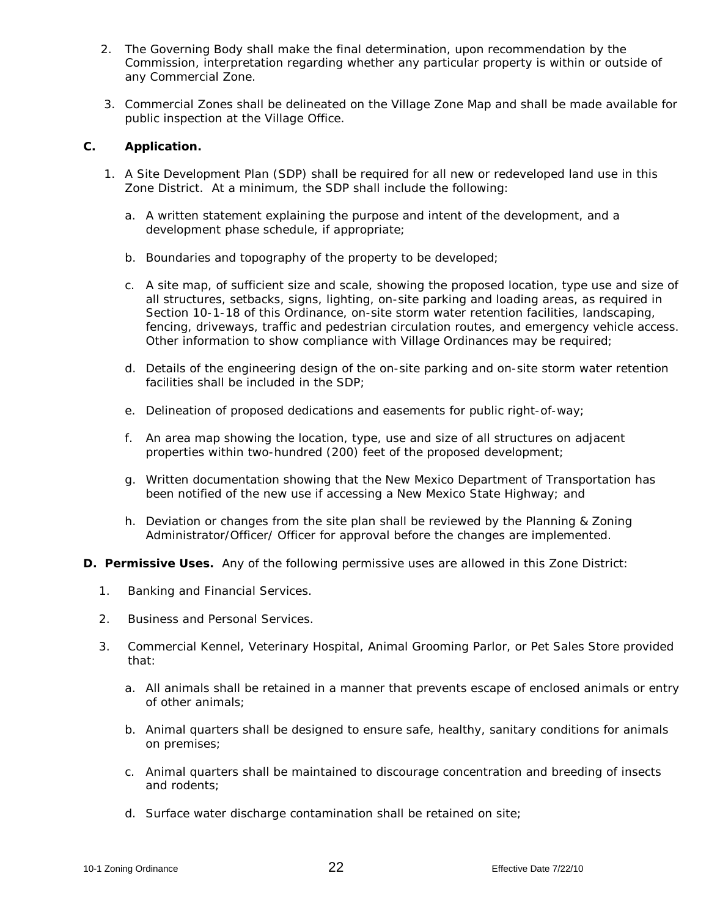2. The Governing Body shall make the final determination, upon recommendation by the Commission, interpretation regarding whether any particular property is within or outside of any Commercial Zone.

3. Commercial Zones shall be delineated on the Village Zone Map and shall be made available for public inspection at the Village Office.

**C. Application.**

1. A Site Development Plan (SDP) shall be required for all new or redeveloped land use in this Zone District. At a minimum, the SDP shall include the following:

   a. A written statement explaining the purpose and intent of the development, and a development phase schedule, if appropriate;

   b. Boundaries and topography of the property to be developed;

   c. A site map, of sufficient size and scale, showing the proposed location, type use and size of all structures, setbacks, signs, lighting, on-site parking and loading areas, as required in Section 10-1-18 of this Ordinance, on-site storm water retention facilities, landscaping, fencing, driveways, traffic and pedestrian circulation routes, and emergency vehicle access. Other information to show compliance with Village Ordinances may be required;

   d. Details of the engineering design of the on-site parking and on-site storm water retention facilities shall be included in the SDP;

   e. Delineation of proposed dedications and easements for public right-of-way;

   f. An area map showing the location, type, use and size of all structures on adjacent properties within two-hundred (200) feet of the proposed development;

   g. Written documentation showing that the New Mexico Department of Transportation has been notified of the new use if accessing a New Mexico State Highway; and

   h. Deviation or changes from the site plan shall be reviewed by the Planning & Zoning Administrator/Officer/ Officer for approval before the changes are implemented.

**D. Permissive Uses.** Any of the following permissive uses are allowed in this Zone District:

1. Banking and Financial Services.

2. Business and Personal Services.

3. Commercial Kennel, Veterinary Hospital, Animal Grooming Parlor, or Pet Sales Store provided that:

   a. All animals shall be retained in a manner that prevents escape of enclosed animals or entry of other animals;

   b. Animal quarters shall be designed to ensure safe, healthy, sanitary conditions for animals on premises;

   c. Animal quarters shall be maintained to discourage concentration and breeding of insects and rodents;

   d. Surface water discharge contamination shall be retained on site;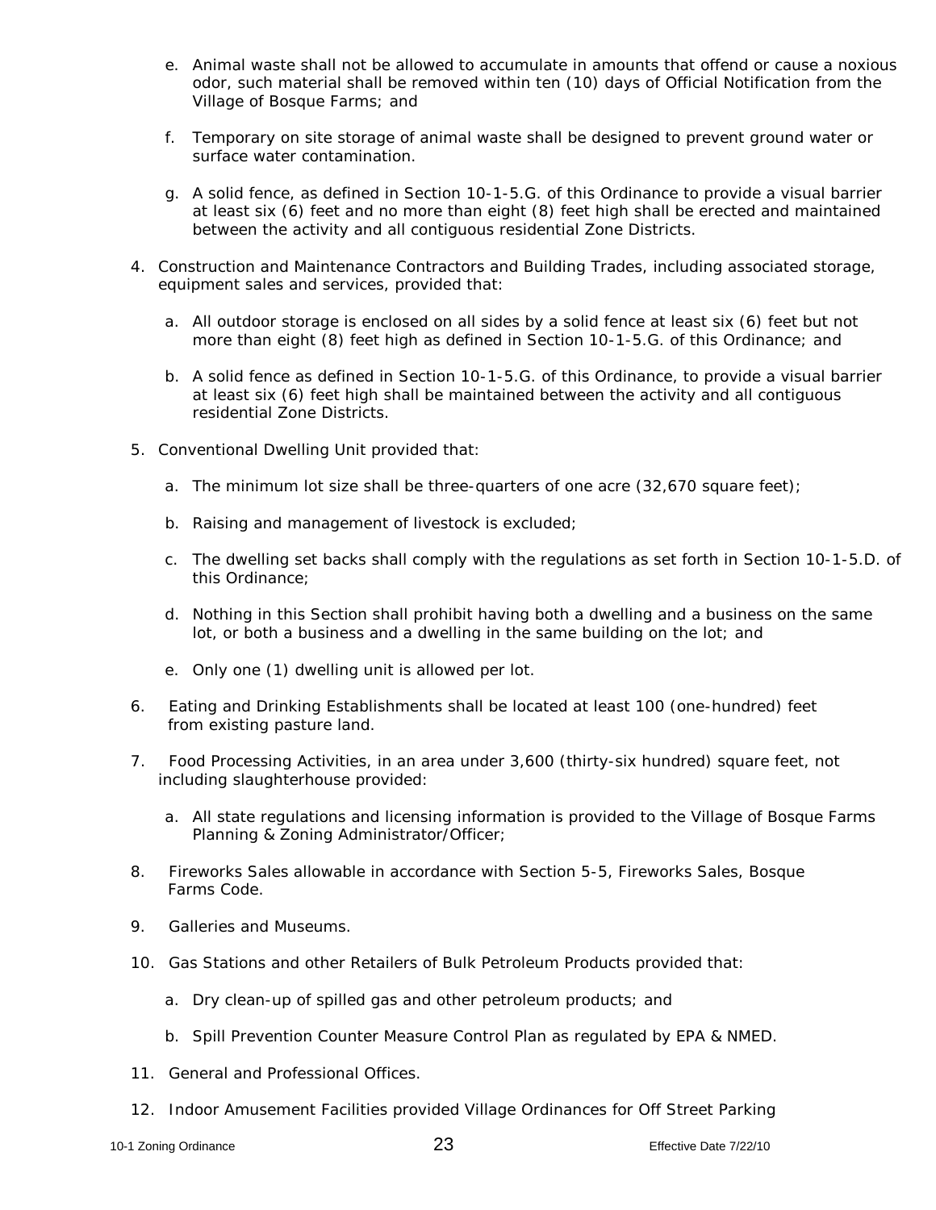e. Animal waste shall not be allowed to accumulate in amounts that offend or cause a noxious odor, such material shall be removed within ten (10) days of Official Notification from the Village of Bosque Farms; and

f. Temporary on site storage of animal waste shall be designed to prevent ground water or surface water contamination.

g. A solid fence, as defined in Section 10-1-5.G. of this Ordinance to provide a visual barrier at least six (6) feet and no more than eight (8) feet high shall be erected and maintained between the activity and all contiguous residential Zone Districts.

4. Construction and Maintenance Contractors and Building Trades, including associated storage, equipment sales and services, provided that:

   a. All outdoor storage is enclosed on all sides by a solid fence at least six (6) feet but not more than eight (8) feet high as defined in Section 10-1-5.G. of this Ordinance; and

   b. A solid fence as defined in Section 10-1-5.G. of this Ordinance, to provide a visual barrier at least six (6) feet high shall be maintained between the activity and all contiguous residential Zone Districts.

5. Conventional Dwelling Unit provided that:

   a. The minimum lot size shall be three-quarters of one acre (32,670 square feet);

   b. Raising and management of livestock is excluded;

   c. The dwelling set backs shall comply with the regulations as set forth in Section 10-1-5.D. of this Ordinance;

   d. Nothing in this Section shall prohibit having both a dwelling and a business on the same lot, or both a business and a dwelling in the same building on the lot; and

   e. Only one (1) dwelling unit is allowed per lot.

6. Eating and Drinking Establishments shall be located at least 100 (one-hundred) feet from existing pasture land.

7. Food Processing Activities, in an area under 3,600 (thirty-six hundred) square feet, not including slaughterhouse provided:

   a. All state regulations and licensing information is provided to the Village of Bosque Farms Planning & Zoning Administrator/Officer;

8. Fireworks Sales allowable in accordance with Section 5-5, Fireworks Sales, Bosque Farms Code.

9. Galleries and Museums.

10. Gas Stations and other Retailers of Bulk Petroleum Products provided that:

    a. Dry clean-up of spilled gas and other petroleum products; and

    b. Spill Prevention Counter Measure Control Plan as regulated by EPA & NMED.

11. General and Professional Offices.

12. Indoor Amusement Facilities provided Village Ordinances for Off Street Parking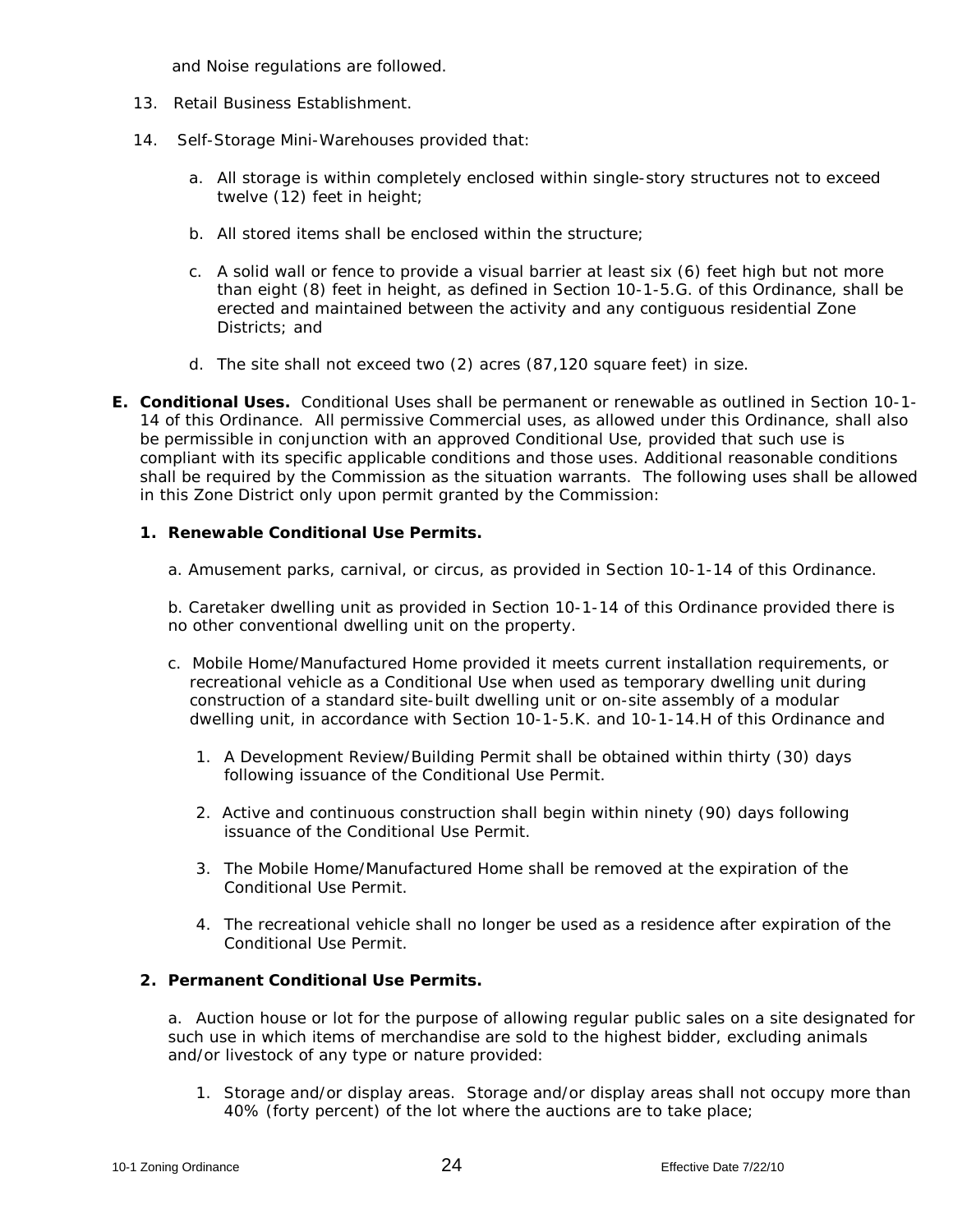and Noise regulations are followed.

13. Retail Business Establishment.

14. Self-Storage Mini-Warehouses provided that:

    a. All storage is within completely enclosed within single-story structures not to exceed twelve (12) feet in height;

    b. All stored items shall be enclosed within the structure;

    c. A solid wall or fence to provide a visual barrier at least six (6) feet high but not more than eight (8) feet in height, as defined in Section 10-1-5.G. of this Ordinance, shall be erected and maintained between the activity and any contiguous residential Zone Districts; and

    d. The site shall not exceed two (2) acres (87,120 square feet) in size.

**E. Conditional Uses.** Conditional Uses shall be permanent or renewable as outlined in Section 10-1-14 of this Ordinance. All permissive Commercial uses, as allowed under this Ordinance, shall also be permissible in conjunction with an approved Conditional Use, provided that such use is compliant with its specific applicable conditions and those uses. Additional reasonable conditions shall be required by the Commission as the situation warrants. The following uses shall be allowed in this Zone District only upon permit granted by the Commission:

**1. Renewable Conditional Use Permits.**

a. Amusement parks, carnival, or circus, as provided in Section 10-1-14 of this Ordinance.

b. Caretaker dwelling unit as provided in Section 10-1-14 of this Ordinance provided there is no other conventional dwelling unit on the property.

c. Mobile Home/Manufactured Home provided it meets current installation requirements, or recreational vehicle as a Conditional Use when used as temporary dwelling unit during construction of a standard site-built dwelling unit or on-site assembly of a modular dwelling unit, in accordance with Section 10-1-5.K. and 10-1-14.H of this Ordinance and

1. A Development Review/Building Permit shall be obtained within thirty (30) days following issuance of the Conditional Use Permit.
2. Active and continuous construction shall begin within ninety (90) days following issuance of the Conditional Use Permit.
3. The Mobile Home/Manufactured Home shall be removed at the expiration of the Conditional Use Permit.
4. The recreational vehicle shall no longer be used as a residence after expiration of the Conditional Use Permit.

**2. Permanent Conditional Use Permits.**

a. Auction house or lot for the purpose of allowing regular public sales on a site designated for such use in which items of merchandise are sold to the highest bidder, excluding animals and/or livestock of any type or nature provided:

1. Storage and/or display areas. Storage and/or display areas shall not occupy more than 40% (forty percent) of the lot where the auctions are to take place;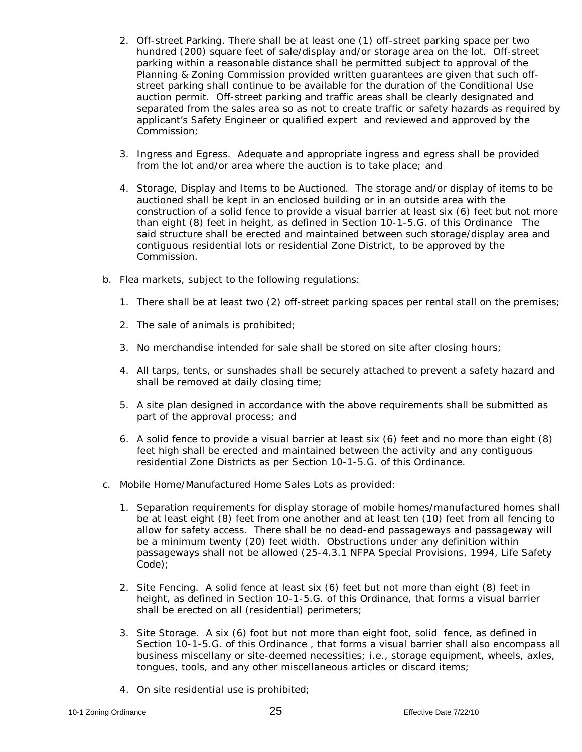2. Off-street Parking. There shall be at least one (1) off-street parking space per two hundred (200) square feet of sale/display and/or storage area on the lot. Off-street parking within a reasonable distance shall be permitted subject to approval of the Planning & Zoning Commission provided written guarantees are given that such off-street parking shall continue to be available for the duration of the Conditional Use auction permit. Off-street parking and traffic areas shall be clearly designated and separated from the sales area so as not to create traffic or safety hazards as required by applicant's Safety Engineer or qualified expert and reviewed and approved by the Commission;

3. Ingress and Egress. Adequate and appropriate ingress and egress shall be provided from the lot and/or area where the auction is to take place; and

4. Storage, Display and Items to be Auctioned. The storage and/or display of items to be auctioned shall be kept in an enclosed building or in an outside area with the construction of a solid fence to provide a visual barrier at least six (6) feet but not more than eight (8) feet in height, as defined in Section 10-1-5.G. of this Ordinance The said structure shall be erected and maintained between such storage/display area and contiguous residential lots or residential Zone District, to be approved by the Commission.

b. Flea markets, subject to the following regulations:

   1. There shall be at least two (2) off-street parking spaces per rental stall on the premises;

   2. The sale of animals is prohibited;

   3. No merchandise intended for sale shall be stored on site after closing hours;

   4. All tarps, tents, or sunshades shall be securely attached to prevent a safety hazard and shall be removed at daily closing time;

   5. A site plan designed in accordance with the above requirements shall be submitted as part of the approval process; and

   6. A solid fence to provide a visual barrier at least six (6) feet and no more than eight (8) feet high shall be erected and maintained between the activity and any contiguous residential Zone Districts as per Section 10-1-5.G. of this Ordinance.

c. Mobile Home/Manufactured Home Sales Lots as provided:

   1. Separation requirements for display storage of mobile homes/manufactured homes shall be at least eight (8) feet from one another and at least ten (10) feet from all fencing to allow for safety access. There shall be no dead-end passageways and passageway will be a minimum twenty (20) feet width. Obstructions under any definition within passageways shall not be allowed (25-4.3.1 NFPA Special Provisions, 1994, Life Safety Code);

   2. Site Fencing. A solid fence at least six (6) feet but not more than eight (8) feet in height, as defined in Section 10-1-5.G. of this Ordinance, that forms a visual barrier shall be erected on all (residential) perimeters;

   3. Site Storage. A six (6) foot but not more than eight foot, solid fence, as defined in Section 10-1-5.G. of this Ordinance , that forms a visual barrier shall also encompass all business miscellany or site-deemed necessities; i.e., storage equipment, wheels, axles, tongues, tools, and any other miscellaneous articles or discard items;

   4. On site residential use is prohibited;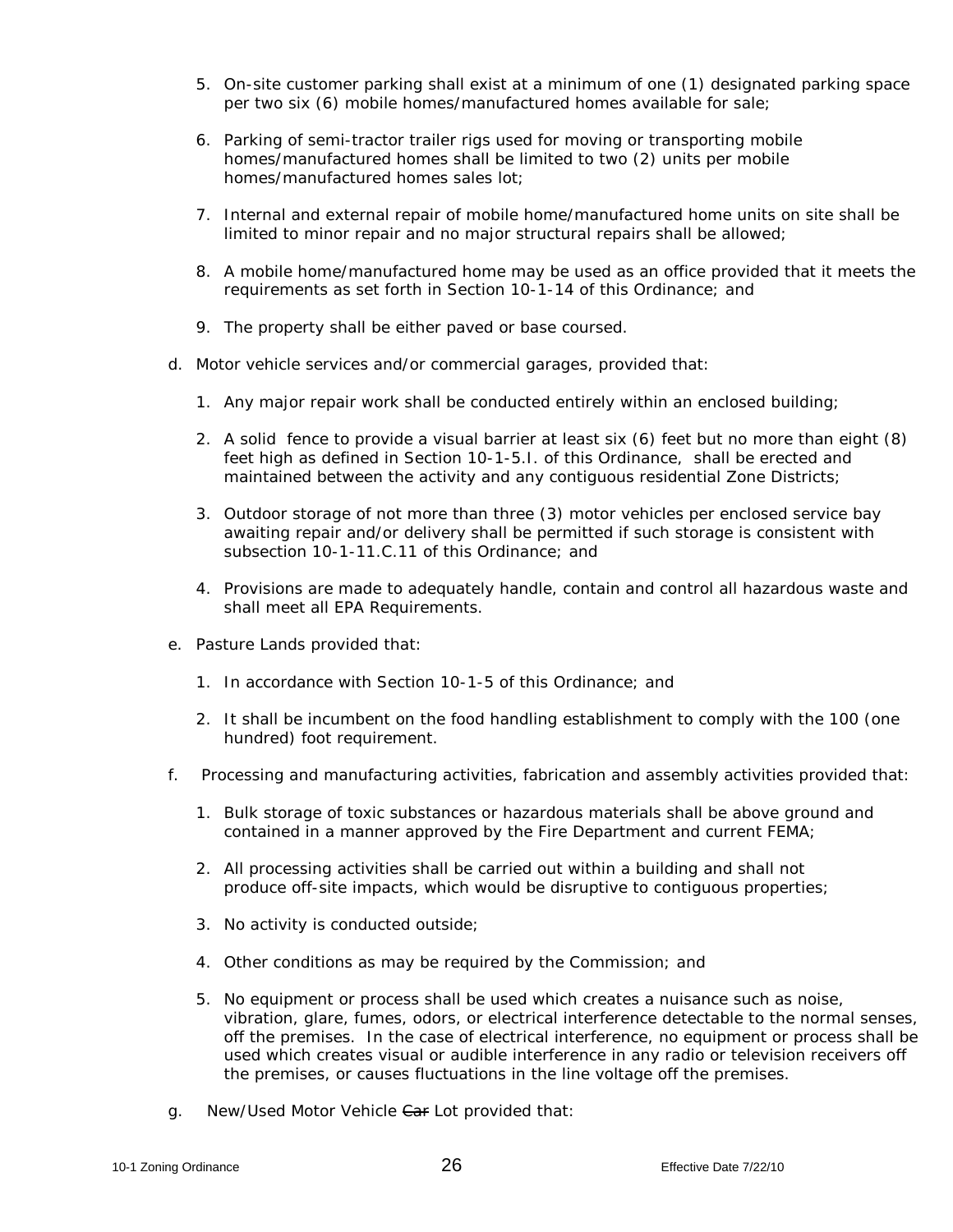5. On-site customer parking shall exist at a minimum of one (1) designated parking space per two six (6) mobile homes/manufactured homes available for sale;

6. Parking of semi-tractor trailer rigs used for moving or transporting mobile homes/manufactured homes shall be limited to two (2) units per mobile homes/manufactured homes sales lot;

7. Internal and external repair of mobile home/manufactured home units on site shall be limited to minor repair and no major structural repairs shall be allowed;

8. A mobile home/manufactured home may be used as an office provided that it meets the requirements as set forth in Section 10-1-14 of this Ordinance; and

9. The property shall be either paved or base coursed.

d. Motor vehicle services and/or commercial garages, provided that:

   1. Any major repair work shall be conducted entirely within an enclosed building;

   2. A solid fence to provide a visual barrier at least six (6) feet but no more than eight (8) feet high as defined in Section 10-1-5.I. of this Ordinance, shall be erected and maintained between the activity and any contiguous residential Zone Districts;

   3. Outdoor storage of not more than three (3) motor vehicles per enclosed service bay awaiting repair and/or delivery shall be permitted if such storage is consistent with subsection 10-1-11.C.11 of this Ordinance; and

   4. Provisions are made to adequately handle, contain and control all hazardous waste and shall meet all EPA Requirements.

e. Pasture Lands provided that:

   1. In accordance with Section 10-1-5 of this Ordinance; and

   2. It shall be incumbent on the food handling establishment to comply with the 100 (one hundred) foot requirement.

f. Processing and manufacturing activities, fabrication and assembly activities provided that:

   1. Bulk storage of toxic substances or hazardous materials shall be above ground and contained in a manner approved by the Fire Department and current FEMA;

   2. All processing activities shall be carried out within a building and shall not produce off-site impacts, which would be disruptive to contiguous properties;

   3. No activity is conducted outside;

   4. Other conditions as may be required by the Commission; and

   5. No equipment or process shall be used which creates a nuisance such as noise, vibration, glare, fumes, odors, or electrical interference detectable to the normal senses, off the premises. In the case of electrical interference, no equipment or process shall be used which creates visual or audible interference in any radio or television receivers off the premises, or causes fluctuations in the line voltage off the premises.

g. New/Used Motor Vehicle ~~Car~~ Lot provided that: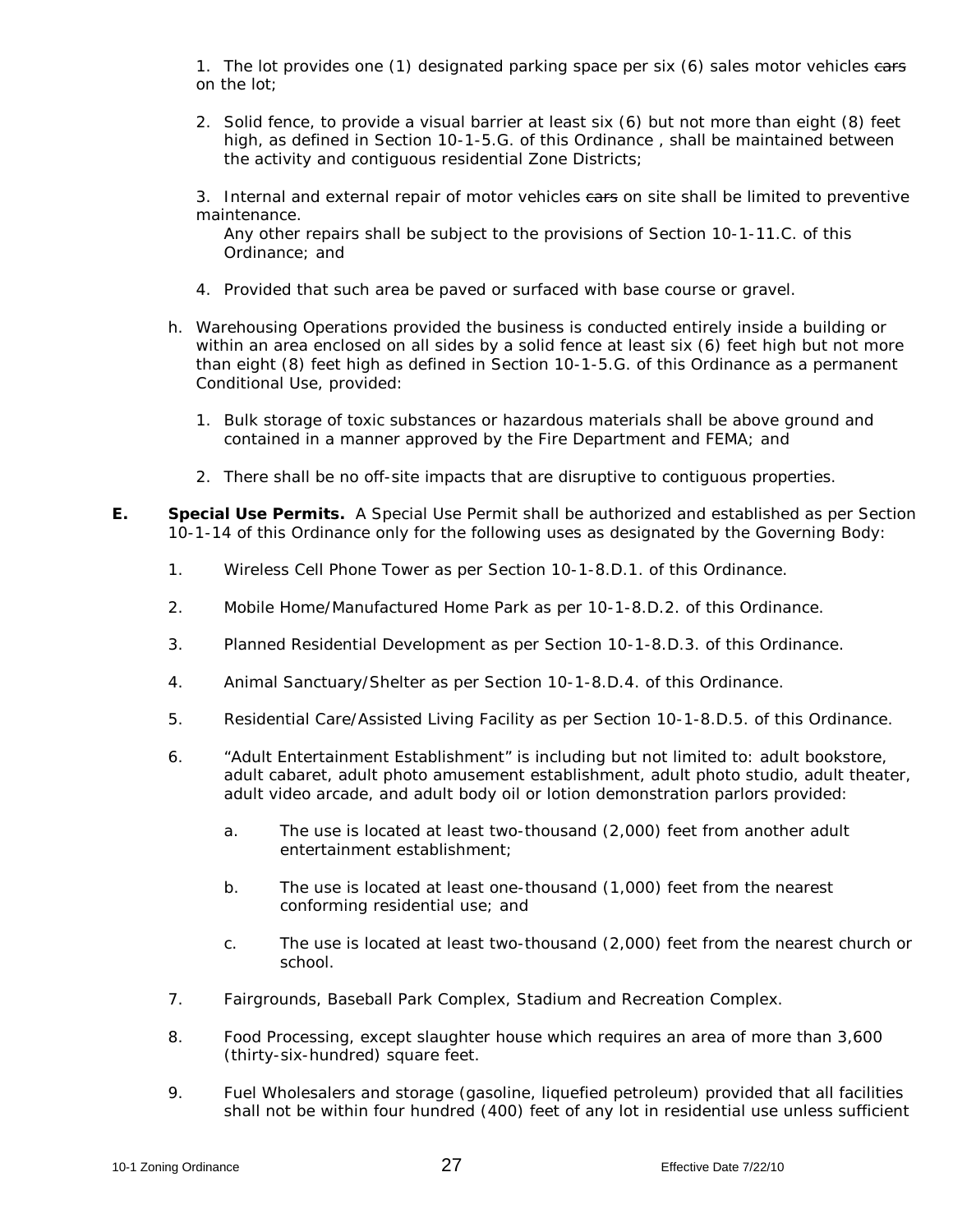1. The lot provides one (1) designated parking space per six (6) sales motor vehicles ~~cars~~ on the lot;

2. Solid fence, to provide a visual barrier at least six (6) but not more than eight (8) feet high, as defined in Section 10-1-5.G. of this Ordinance , shall be maintained between the activity and contiguous residential Zone Districts;

3. Internal and external repair of motor vehicles ~~cars~~ on site shall be limited to preventive maintenance.
   Any other repairs shall be subject to the provisions of Section 10-1-11.C. of this Ordinance; and

4. Provided that such area be paved or surfaced with base course or gravel.

h. Warehousing Operations provided the business is conducted entirely inside a building or within an area enclosed on all sides by a solid fence at least six (6) feet high but not more than eight (8) feet high as defined in Section 10-1-5.G. of this Ordinance as a permanent Conditional Use, provided:

   1. Bulk storage of toxic substances or hazardous materials shall be above ground and contained in a manner approved by the Fire Department and FEMA; and

   2. There shall be no off-site impacts that are disruptive to contiguous properties.

**E. Special Use Permits.** A Special Use Permit shall be authorized and established as per Section 10-1-14 of this Ordinance only for the following uses as designated by the Governing Body:

1. Wireless Cell Phone Tower as per Section 10-1-8.D.1. of this Ordinance.

2. Mobile Home/Manufactured Home Park as per 10-1-8.D.2. of this Ordinance.

3. Planned Residential Development as per Section 10-1-8.D.3. of this Ordinance.

4. Animal Sanctuary/Shelter as per Section 10-1-8.D.4. of this Ordinance.

5. Residential Care/Assisted Living Facility as per Section 10-1-8.D.5. of this Ordinance.

6. "Adult Entertainment Establishment" is including but not limited to: adult bookstore, adult cabaret, adult photo amusement establishment, adult photo studio, adult theater, adult video arcade, and adult body oil or lotion demonstration parlors provided:

   a. The use is located at least two-thousand (2,000) feet from another adult entertainment establishment;

   b. The use is located at least one-thousand (1,000) feet from the nearest conforming residential use; and

   c. The use is located at least two-thousand (2,000) feet from the nearest church or school.

7. Fairgrounds, Baseball Park Complex, Stadium and Recreation Complex.

8. Food Processing, except slaughter house which requires an area of more than 3,600 (thirty-six-hundred) square feet.

9. Fuel Wholesalers and storage (gasoline, liquefied petroleum) provided that all facilities shall not be within four hundred (400) feet of any lot in residential use unless sufficient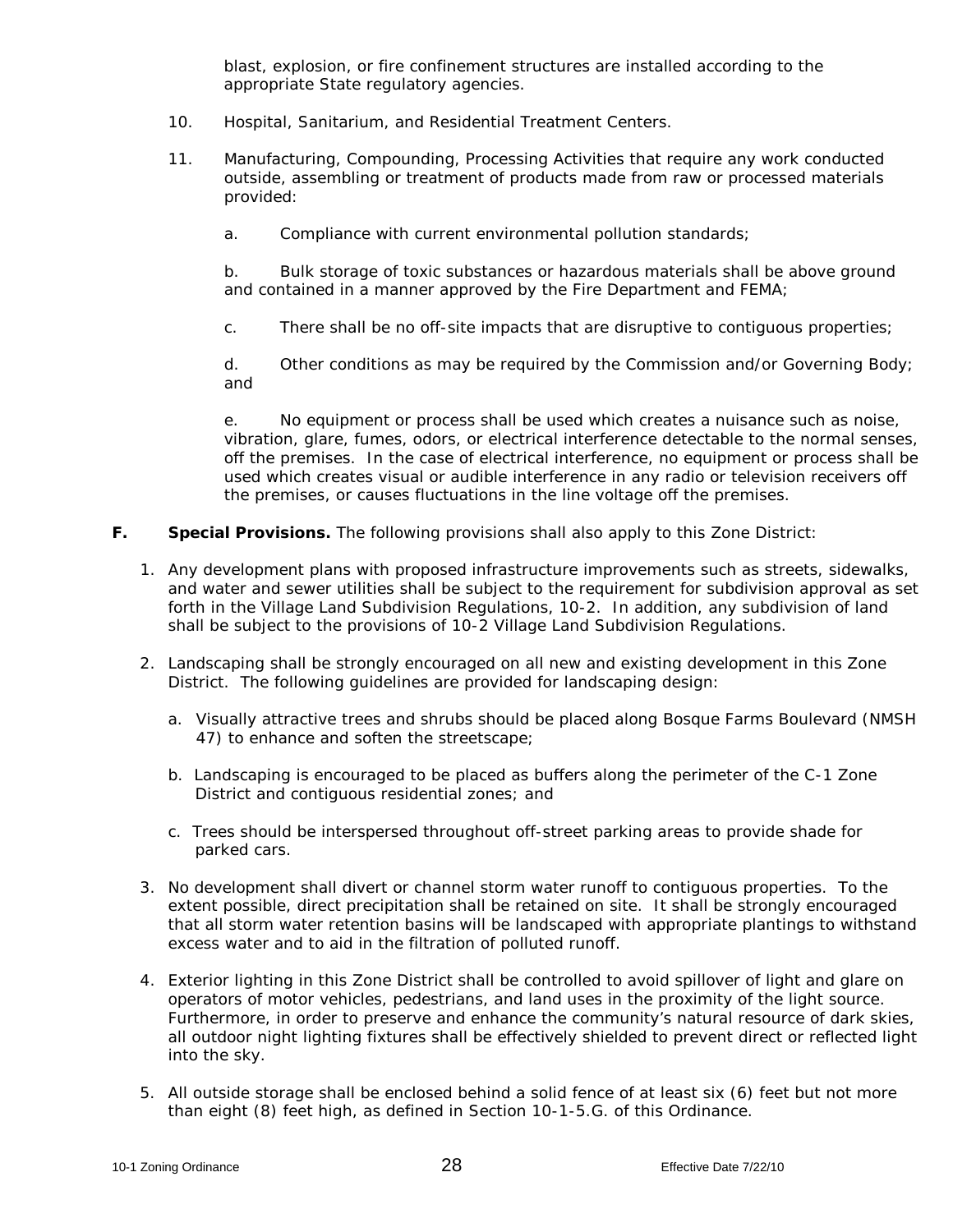blast, explosion, or fire confinement structures are installed according to the appropriate State regulatory agencies.

10. Hospital, Sanitarium, and Residential Treatment Centers.

11. Manufacturing, Compounding, Processing Activities that require any work conducted outside, assembling or treatment of products made from raw or processed materials provided:

    a. Compliance with current environmental pollution standards;

    b. Bulk storage of toxic substances or hazardous materials shall be above ground and contained in a manner approved by the Fire Department and FEMA;

    c. There shall be no off-site impacts that are disruptive to contiguous properties;

    d. Other conditions as may be required by the Commission and/or Governing Body; and

    e. No equipment or process shall be used which creates a nuisance such as noise, vibration, glare, fumes, odors, or electrical interference detectable to the normal senses, off the premises. In the case of electrical interference, no equipment or process shall be used which creates visual or audible interference in any radio or television receivers off the premises, or causes fluctuations in the line voltage off the premises.

**F. Special Provisions.** The following provisions shall also apply to this Zone District:

1. Any development plans with proposed infrastructure improvements such as streets, sidewalks, and water and sewer utilities shall be subject to the requirement for subdivision approval as set forth in the Village Land Subdivision Regulations, 10-2. In addition, any subdivision of land shall be subject to the provisions of 10-2 Village Land Subdivision Regulations.

2. Landscaping shall be strongly encouraged on all new and existing development in this Zone District. The following guidelines are provided for landscaping design:

    a. Visually attractive trees and shrubs should be placed along Bosque Farms Boulevard (NMSH 47) to enhance and soften the streetscape;

    b. Landscaping is encouraged to be placed as buffers along the perimeter of the C-1 Zone District and contiguous residential zones; and

    c. Trees should be interspersed throughout off-street parking areas to provide shade for parked cars.

3. No development shall divert or channel storm water runoff to contiguous properties. To the extent possible, direct precipitation shall be retained on site. It shall be strongly encouraged that all storm water retention basins will be landscaped with appropriate plantings to withstand excess water and to aid in the filtration of polluted runoff.

4. Exterior lighting in this Zone District shall be controlled to avoid spillover of light and glare on operators of motor vehicles, pedestrians, and land uses in the proximity of the light source. Furthermore, in order to preserve and enhance the community's natural resource of dark skies, all outdoor night lighting fixtures shall be effectively shielded to prevent direct or reflected light into the sky.

5. All outside storage shall be enclosed behind a solid fence of at least six (6) feet but not more than eight (8) feet high, as defined in Section 10-1-5.G. of this Ordinance.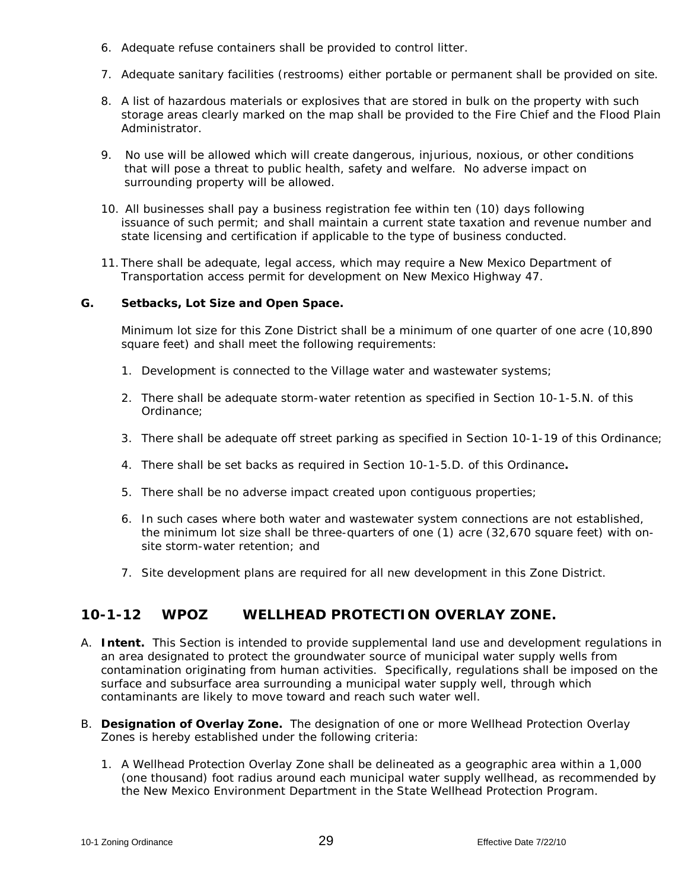6. Adequate refuse containers shall be provided to control litter.

7. Adequate sanitary facilities (restrooms) either portable or permanent shall be provided on site.

8. A list of hazardous materials or explosives that are stored in bulk on the property with such storage areas clearly marked on the map shall be provided to the Fire Chief and the Flood Plain Administrator.

9. No use will be allowed which will create dangerous, injurious, noxious, or other conditions that will pose a threat to public health, safety and welfare. No adverse impact on surrounding property will be allowed.

10. All businesses shall pay a business registration fee within ten (10) days following issuance of such permit; and shall maintain a current state taxation and revenue number and state licensing and certification if applicable to the type of business conducted.

11. There shall be adequate, legal access, which may require a New Mexico Department of Transportation access permit for development on New Mexico Highway 47.

**G. Setbacks, Lot Size and Open Space.**

Minimum lot size for this Zone District shall be a minimum of one quarter of one acre (10,890 square feet) and shall meet the following requirements:

1. Development is connected to the Village water and wastewater systems;

2. There shall be adequate storm-water retention as specified in Section 10-1-5.N. of this Ordinance;

3. There shall be adequate off street parking as specified in Section 10-1-19 of this Ordinance;

4. There shall be set backs as required in Section 10-1-5.D. of this Ordinance**.**

5. There shall be no adverse impact created upon contiguous properties;

6. In such cases where both water and wastewater system connections are not established, the minimum lot size shall be three-quarters of one (1) acre (32,670 square feet) with on-site storm-water retention; and

7. Site development plans are required for all new development in this Zone District.

## 10-1-12 WPOZ WELLHEAD PROTECTION OVERLAY ZONE.

A. **Intent.** This Section is intended to provide supplemental land use and development regulations in an area designated to protect the groundwater source of municipal water supply wells from contamination originating from human activities. Specifically, regulations shall be imposed on the surface and subsurface area surrounding a municipal water supply well, through which contaminants are likely to move toward and reach such water well.

B. **Designation of Overlay Zone.** The designation of one or more Wellhead Protection Overlay Zones is hereby established under the following criteria:

1. A Wellhead Protection Overlay Zone shall be delineated as a geographic area within a 1,000 (one thousand) foot radius around each municipal water supply wellhead, as recommended by the New Mexico Environment Department in the State Wellhead Protection Program.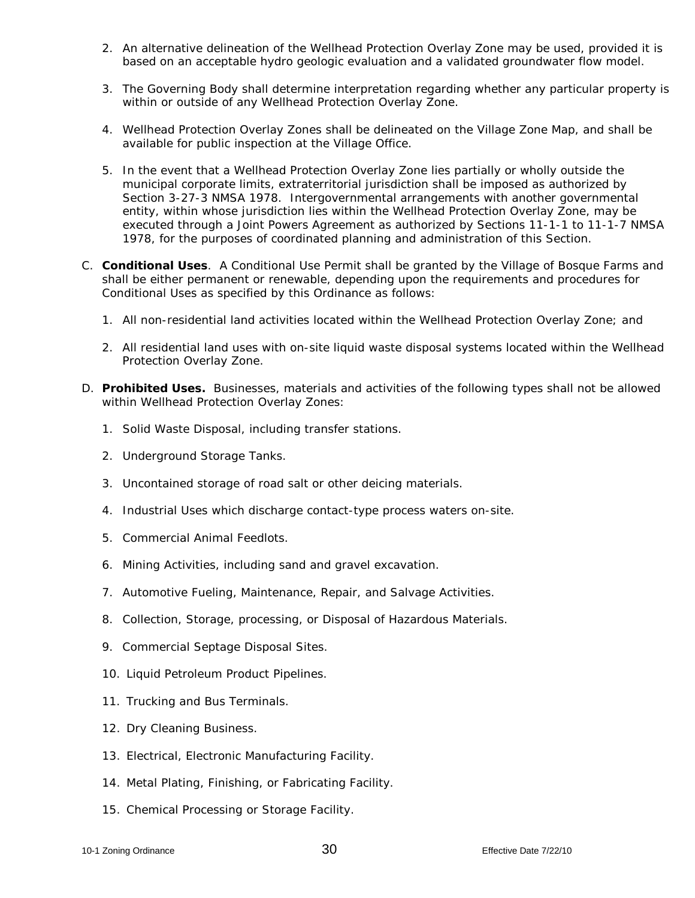2. An alternative delineation of the Wellhead Protection Overlay Zone may be used, provided it is based on an acceptable hydro geologic evaluation and a validated groundwater flow model.

3. The Governing Body shall determine interpretation regarding whether any particular property is within or outside of any Wellhead Protection Overlay Zone.

4. Wellhead Protection Overlay Zones shall be delineated on the Village Zone Map, and shall be available for public inspection at the Village Office.

5. In the event that a Wellhead Protection Overlay Zone lies partially or wholly outside the municipal corporate limits, extraterritorial jurisdiction shall be imposed as authorized by Section 3-27-3 NMSA 1978. Intergovernmental arrangements with another governmental entity, within whose jurisdiction lies within the Wellhead Protection Overlay Zone, may be executed through a Joint Powers Agreement as authorized by Sections 11-1-1 to 11-1-7 NMSA 1978, for the purposes of coordinated planning and administration of this Section.

C. **Conditional Uses**. A Conditional Use Permit shall be granted by the Village of Bosque Farms and shall be either permanent or renewable, depending upon the requirements and procedures for Conditional Uses as specified by this Ordinance as follows:

   1. All non-residential land activities located within the Wellhead Protection Overlay Zone; and

   2. All residential land uses with on-site liquid waste disposal systems located within the Wellhead Protection Overlay Zone.

D. **Prohibited Uses.** Businesses, materials and activities of the following types shall not be allowed within Wellhead Protection Overlay Zones:

   1. Solid Waste Disposal, including transfer stations.

   2. Underground Storage Tanks.

   3. Uncontained storage of road salt or other deicing materials.

   4. Industrial Uses which discharge contact-type process waters on-site.

   5. Commercial Animal Feedlots.

   6. Mining Activities, including sand and gravel excavation.

   7. Automotive Fueling, Maintenance, Repair, and Salvage Activities.

   8. Collection, Storage, processing, or Disposal of Hazardous Materials.

   9. Commercial Septage Disposal Sites.

   10. Liquid Petroleum Product Pipelines.

   11. Trucking and Bus Terminals.

   12. Dry Cleaning Business.

   13. Electrical, Electronic Manufacturing Facility.

   14. Metal Plating, Finishing, or Fabricating Facility.

   15. Chemical Processing or Storage Facility.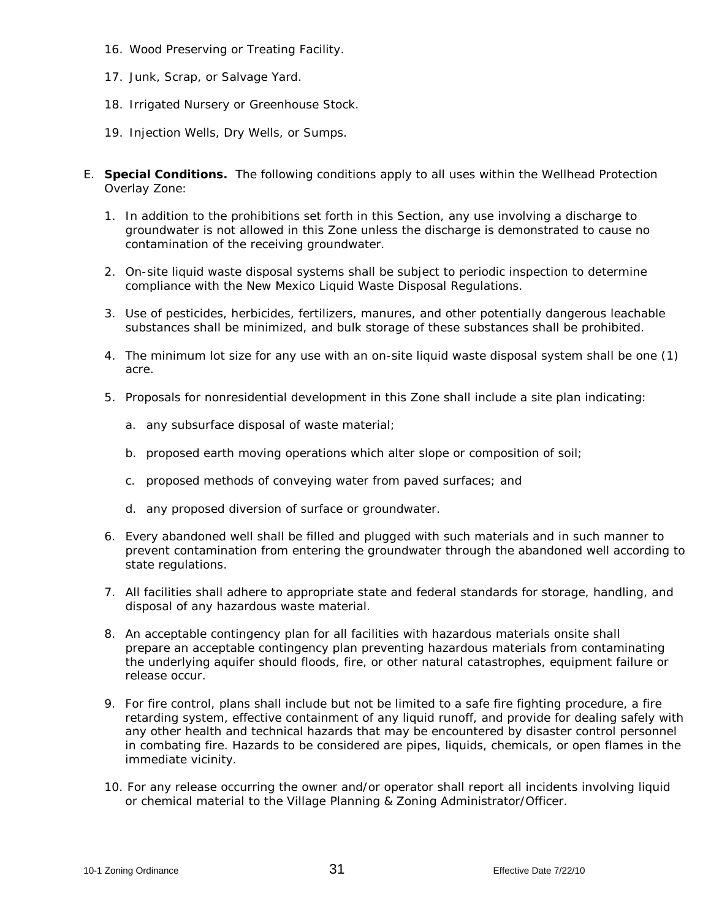16. Wood Preserving or Treating Facility.

17. Junk, Scrap, or Salvage Yard.

18. Irrigated Nursery or Greenhouse Stock.

19. Injection Wells, Dry Wells, or Sumps.

E. **Special Conditions.** The following conditions apply to all uses within the Wellhead Protection Overlay Zone:

1. In addition to the prohibitions set forth in this Section, any use involving a discharge to groundwater is not allowed in this Zone unless the discharge is demonstrated to cause no contamination of the receiving groundwater.

2. On-site liquid waste disposal systems shall be subject to periodic inspection to determine compliance with the New Mexico Liquid Waste Disposal Regulations.

3. Use of pesticides, herbicides, fertilizers, manures, and other potentially dangerous leachable substances shall be minimized, and bulk storage of these substances shall be prohibited.

4. The minimum lot size for any use with an on-site liquid waste disposal system shall be one (1) acre.

5. Proposals for nonresidential development in this Zone shall include a site plan indicating:

   a. any subsurface disposal of waste material;

   b. proposed earth moving operations which alter slope or composition of soil;

   c. proposed methods of conveying water from paved surfaces; and

   d. any proposed diversion of surface or groundwater.

6. Every abandoned well shall be filled and plugged with such materials and in such manner to prevent contamination from entering the groundwater through the abandoned well according to state regulations.

7. All facilities shall adhere to appropriate state and federal standards for storage, handling, and disposal of any hazardous waste material.

8. An acceptable contingency plan for all facilities with hazardous materials onsite shall prepare an acceptable contingency plan preventing hazardous materials from contaminating the underlying aquifer should floods, fire, or other natural catastrophes, equipment failure or release occur.

9. For fire control, plans shall include but not be limited to a safe fire fighting procedure, a fire retarding system, effective containment of any liquid runoff, and provide for dealing safely with any other health and technical hazards that may be encountered by disaster control personnel in combating fire. Hazards to be considered are pipes, liquids, chemicals, or open flames in the immediate vicinity.

10. For any release occurring the owner and/or operator shall report all incidents involving liquid or chemical material to the Village Planning & Zoning Administrator/Officer.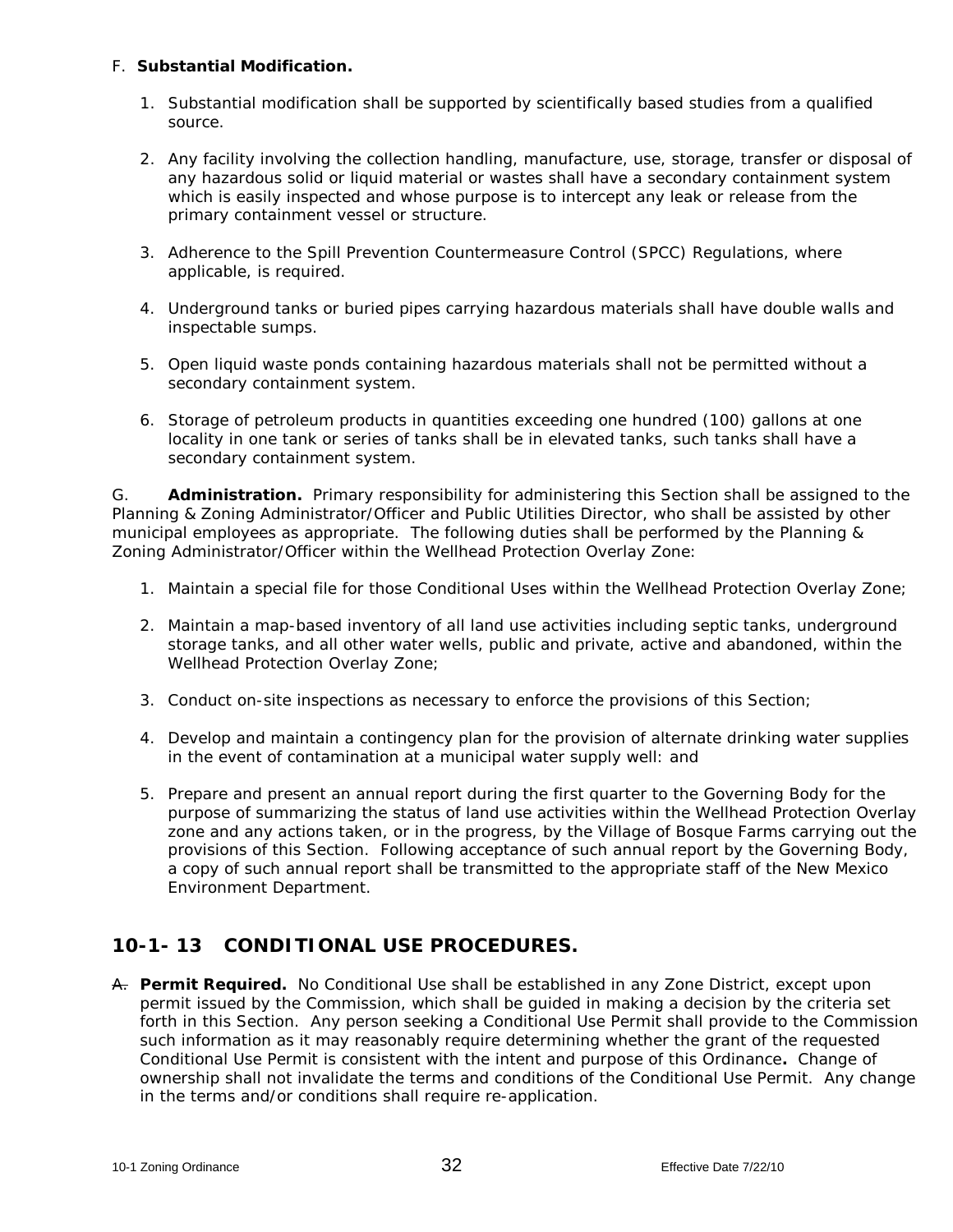F. **Substantial Modification.**

1. Substantial modification shall be supported by scientifically based studies from a qualified source.

2. Any facility involving the collection handling, manufacture, use, storage, transfer or disposal of any hazardous solid or liquid material or wastes shall have a secondary containment system which is easily inspected and whose purpose is to intercept any leak or release from the primary containment vessel or structure.

3. Adherence to the Spill Prevention Countermeasure Control (SPCC) Regulations, where applicable, is required.

4. Underground tanks or buried pipes carrying hazardous materials shall have double walls and inspectable sumps.

5. Open liquid waste ponds containing hazardous materials shall not be permitted without a secondary containment system.

6. Storage of petroleum products in quantities exceeding one hundred (100) gallons at one locality in one tank or series of tanks shall be in elevated tanks, such tanks shall have a secondary containment system.

G. **Administration.** Primary responsibility for administering this Section shall be assigned to the Planning & Zoning Administrator/Officer and Public Utilities Director, who shall be assisted by other municipal employees as appropriate. The following duties shall be performed by the Planning & Zoning Administrator/Officer within the Wellhead Protection Overlay Zone:

1. Maintain a special file for those Conditional Uses within the Wellhead Protection Overlay Zone;

2. Maintain a map-based inventory of all land use activities including septic tanks, underground storage tanks, and all other water wells, public and private, active and abandoned, within the Wellhead Protection Overlay Zone;

3. Conduct on-site inspections as necessary to enforce the provisions of this Section;

4. Develop and maintain a contingency plan for the provision of alternate drinking water supplies in the event of contamination at a municipal water supply well: and

5. Prepare and present an annual report during the first quarter to the Governing Body for the purpose of summarizing the status of land use activities within the Wellhead Protection Overlay zone and any actions taken, or in the progress, by the Village of Bosque Farms carrying out the provisions of this Section. Following acceptance of such annual report by the Governing Body, a copy of such annual report shall be transmitted to the appropriate staff of the New Mexico Environment Department.

## 10-1- 13 CONDITIONAL USE PROCEDURES.

~~A.~~ **Permit Required.** No Conditional Use shall be established in any Zone District, except upon permit issued by the Commission, which shall be guided in making a decision by the criteria set forth in this Section. Any person seeking a Conditional Use Permit shall provide to the Commission such information as it may reasonably require determining whether the grant of the requested Conditional Use Permit is consistent with the intent and purpose of this Ordinance**.** Change of ownership shall not invalidate the terms and conditions of the Conditional Use Permit. Any change in the terms and/or conditions shall require re-application.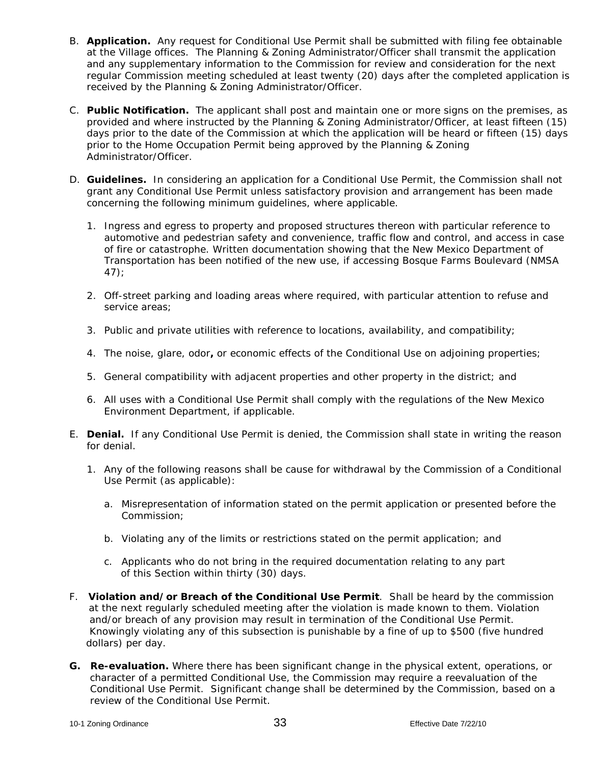B. **Application.** Any request for Conditional Use Permit shall be submitted with filing fee obtainable at the Village offices. The Planning & Zoning Administrator/Officer shall transmit the application and any supplementary information to the Commission for review and consideration for the next regular Commission meeting scheduled at least twenty (20) days after the completed application is received by the Planning & Zoning Administrator/Officer.

C. **Public Notification.** The applicant shall post and maintain one or more signs on the premises, as provided and where instructed by the Planning & Zoning Administrator/Officer, at least fifteen (15) days prior to the date of the Commission at which the application will be heard or fifteen (15) days prior to the Home Occupation Permit being approved by the Planning & Zoning Administrator/Officer.

D. **Guidelines.** In considering an application for a Conditional Use Permit, the Commission shall not grant any Conditional Use Permit unless satisfactory provision and arrangement has been made concerning the following minimum guidelines, where applicable.

   1. Ingress and egress to property and proposed structures thereon with particular reference to automotive and pedestrian safety and convenience, traffic flow and control, and access in case of fire or catastrophe. Written documentation showing that the New Mexico Department of Transportation has been notified of the new use, if accessing Bosque Farms Boulevard (NMSA 47);

   2. Off-street parking and loading areas where required, with particular attention to refuse and service areas;

   3. Public and private utilities with reference to locations, availability, and compatibility;

   4. The noise, glare, odor**,** or economic effects of the Conditional Use on adjoining properties;

   5. General compatibility with adjacent properties and other property in the district; and

   6. All uses with a Conditional Use Permit shall comply with the regulations of the New Mexico Environment Department, if applicable.

E. **Denial.** If any Conditional Use Permit is denied, the Commission shall state in writing the reason for denial.

   1. Any of the following reasons shall be cause for withdrawal by the Commission of a Conditional Use Permit (as applicable):

      a. Misrepresentation of information stated on the permit application or presented before the Commission;

      b. Violating any of the limits or restrictions stated on the permit application; and

      c. Applicants who do not bring in the required documentation relating to any part of this Section within thirty (30) days.

F. **Violation and/or Breach of the Conditional Use Permit**. Shall be heard by the commission at the next regularly scheduled meeting after the violation is made known to them. Violation and/or breach of any provision may result in termination of the Conditional Use Permit. Knowingly violating any of this subsection is punishable by a fine of up to $500 (five hundred dollars) per day.

**G. Re-evaluation.** Where there has been significant change in the physical extent, operations, or character of a permitted Conditional Use, the Commission may require a reevaluation of the Conditional Use Permit. Significant change shall be determined by the Commission, based on a review of the Conditional Use Permit.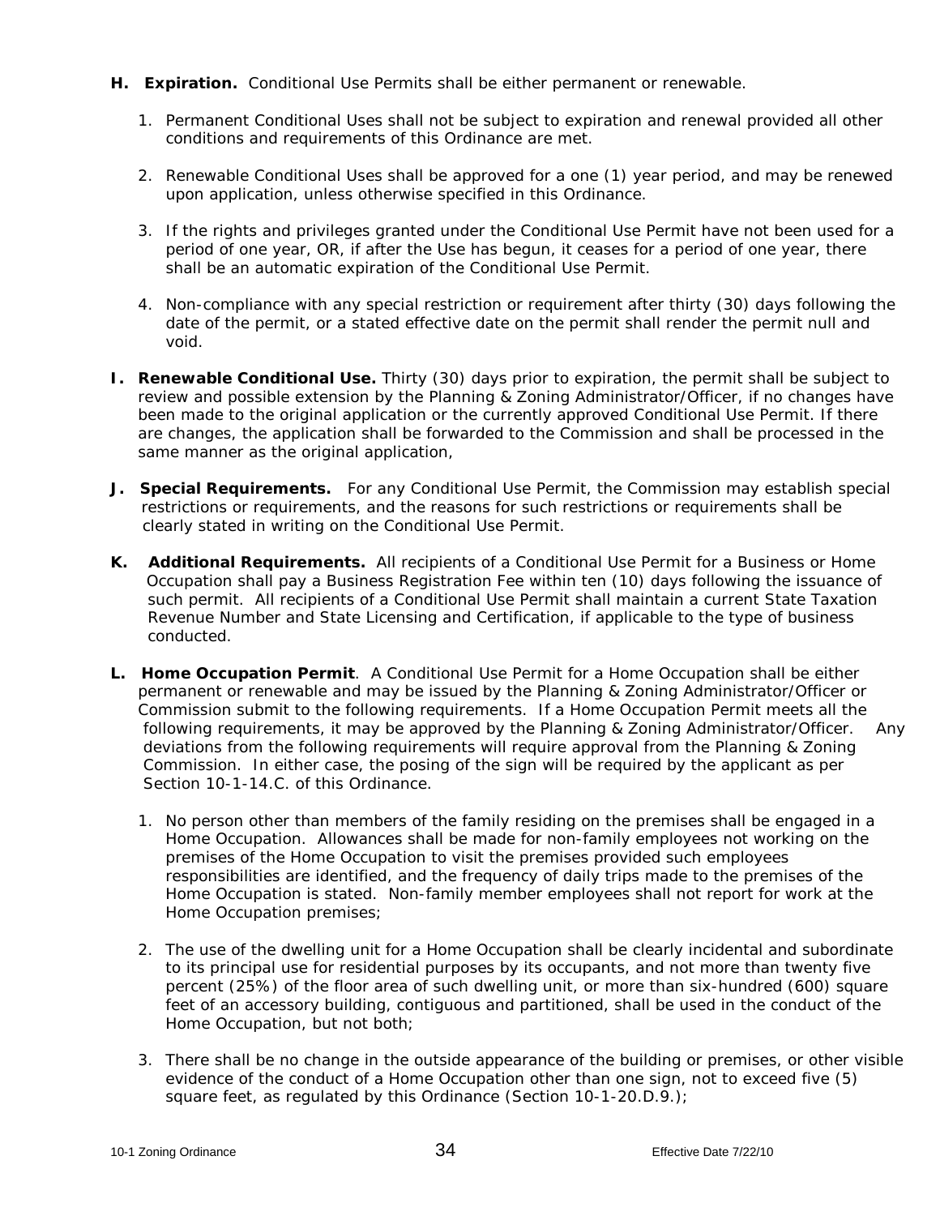**H. Expiration.** Conditional Use Permits shall be either permanent or renewable.

1. Permanent Conditional Uses shall not be subject to expiration and renewal provided all other conditions and requirements of this Ordinance are met.

2. Renewable Conditional Uses shall be approved for a one (1) year period, and may be renewed upon application, unless otherwise specified in this Ordinance.

3. If the rights and privileges granted under the Conditional Use Permit have not been used for a period of one year, OR, if after the Use has begun, it ceases for a period of one year, there shall be an automatic expiration of the Conditional Use Permit.

4. Non-compliance with any special restriction or requirement after thirty (30) days following the date of the permit, or a stated effective date on the permit shall render the permit null and void.

**I. Renewable Conditional Use.** Thirty (30) days prior to expiration, the permit shall be subject to review and possible extension by the Planning & Zoning Administrator/Officer, if no changes have been made to the original application or the currently approved Conditional Use Permit. If there are changes, the application shall be forwarded to the Commission and shall be processed in the same manner as the original application,

**J. Special Requirements.** For any Conditional Use Permit, the Commission may establish special restrictions or requirements, and the reasons for such restrictions or requirements shall be clearly stated in writing on the Conditional Use Permit.

**K. Additional Requirements.** All recipients of a Conditional Use Permit for a Business or Home Occupation shall pay a Business Registration Fee within ten (10) days following the issuance of such permit. All recipients of a Conditional Use Permit shall maintain a current State Taxation Revenue Number and State Licensing and Certification, if applicable to the type of business conducted.

**L. Home Occupation Permit**. A Conditional Use Permit for a Home Occupation shall be either permanent or renewable and may be issued by the Planning & Zoning Administrator/Officer or Commission submit to the following requirements. If a Home Occupation Permit meets all the following requirements, it may be approved by the Planning & Zoning Administrator/Officer. Any deviations from the following requirements will require approval from the Planning & Zoning Commission. In either case, the posing of the sign will be required by the applicant as per Section 10-1-14.C. of this Ordinance.

1. No person other than members of the family residing on the premises shall be engaged in a Home Occupation. Allowances shall be made for non-family employees not working on the premises of the Home Occupation to visit the premises provided such employees responsibilities are identified, and the frequency of daily trips made to the premises of the Home Occupation is stated. Non-family member employees shall not report for work at the Home Occupation premises;

2. The use of the dwelling unit for a Home Occupation shall be clearly incidental and subordinate to its principal use for residential purposes by its occupants, and not more than twenty five percent (25%) of the floor area of such dwelling unit, or more than six-hundred (600) square feet of an accessory building, contiguous and partitioned, shall be used in the conduct of the Home Occupation, but not both;

3. There shall be no change in the outside appearance of the building or premises, or other visible evidence of the conduct of a Home Occupation other than one sign, not to exceed five (5) square feet, as regulated by this Ordinance (Section 10-1-20.D.9.);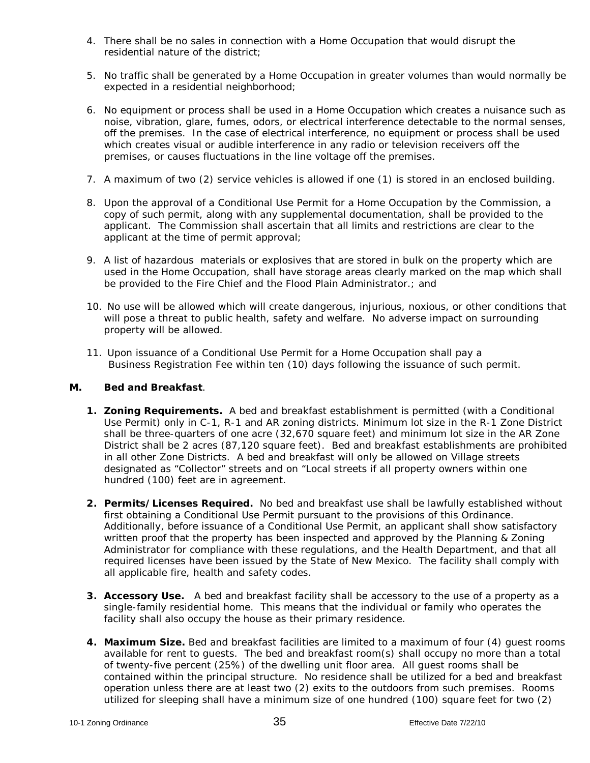4. There shall be no sales in connection with a Home Occupation that would disrupt the residential nature of the district;

5. No traffic shall be generated by a Home Occupation in greater volumes than would normally be expected in a residential neighborhood;

6. No equipment or process shall be used in a Home Occupation which creates a nuisance such as noise, vibration, glare, fumes, odors, or electrical interference detectable to the normal senses, off the premises. In the case of electrical interference, no equipment or process shall be used which creates visual or audible interference in any radio or television receivers off the premises, or causes fluctuations in the line voltage off the premises.

7. A maximum of two (2) service vehicles is allowed if one (1) is stored in an enclosed building.

8. Upon the approval of a Conditional Use Permit for a Home Occupation by the Commission, a copy of such permit, along with any supplemental documentation, shall be provided to the applicant. The Commission shall ascertain that all limits and restrictions are clear to the applicant at the time of permit approval;

9. A list of hazardous materials or explosives that are stored in bulk on the property which are used in the Home Occupation, shall have storage areas clearly marked on the map which shall be provided to the Fire Chief and the Flood Plain Administrator.; and

10. No use will be allowed which will create dangerous, injurious, noxious, or other conditions that will pose a threat to public health, safety and welfare. No adverse impact on surrounding property will be allowed.

11. Upon issuance of a Conditional Use Permit for a Home Occupation shall pay a Business Registration Fee within ten (10) days following the issuance of such permit.

**M. Bed and Breakfast**.

1. **Zoning Requirements.** A bed and breakfast establishment is permitted (with a Conditional Use Permit) only in C-1, R-1 and AR zoning districts. Minimum lot size in the R-1 Zone District shall be three-quarters of one acre (32,670 square feet) and minimum lot size in the AR Zone District shall be 2 acres (87,120 square feet). Bed and breakfast establishments are prohibited in all other Zone Districts. A bed and breakfast will only be allowed on Village streets designated as "Collector" streets and on "Local streets if all property owners within one hundred (100) feet are in agreement.

2. **Permits/Licenses Required.** No bed and breakfast use shall be lawfully established without first obtaining a Conditional Use Permit pursuant to the provisions of this Ordinance. Additionally, before issuance of a Conditional Use Permit, an applicant shall show satisfactory written proof that the property has been inspected and approved by the Planning & Zoning Administrator for compliance with these regulations, and the Health Department, and that all required licenses have been issued by the State of New Mexico. The facility shall comply with all applicable fire, health and safety codes.

3. **Accessory Use.** A bed and breakfast facility shall be accessory to the use of a property as a single-family residential home. This means that the individual or family who operates the facility shall also occupy the house as their primary residence.

4. **Maximum Size.** Bed and breakfast facilities are limited to a maximum of four (4) guest rooms available for rent to guests. The bed and breakfast room(s) shall occupy no more than a total of twenty-five percent (25%) of the dwelling unit floor area. All guest rooms shall be contained within the principal structure. No residence shall be utilized for a bed and breakfast operation unless there are at least two (2) exits to the outdoors from such premises. Rooms utilized for sleeping shall have a minimum size of one hundred (100) square feet for two (2)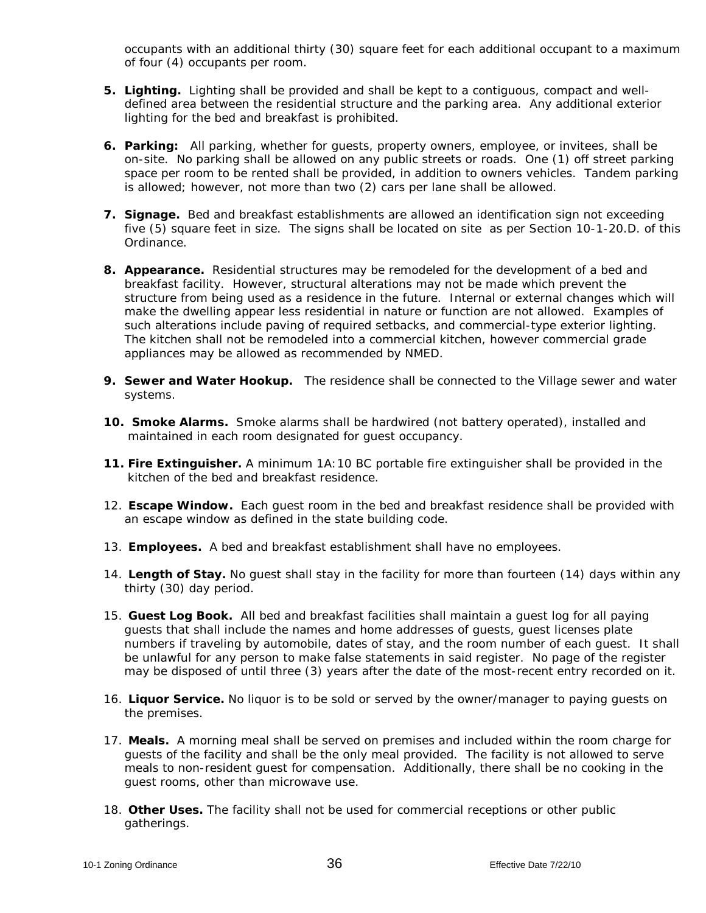occupants with an additional thirty (30) square feet for each additional occupant to a maximum of four (4) occupants per room.

5. **Lighting.** Lighting shall be provided and shall be kept to a contiguous, compact and well-defined area between the residential structure and the parking area. Any additional exterior lighting for the bed and breakfast is prohibited.

6. **Parking:** All parking, whether for guests, property owners, employee, or invitees, shall be on-site. No parking shall be allowed on any public streets or roads. One (1) off street parking space per room to be rented shall be provided, in addition to owners vehicles. Tandem parking is allowed; however, not more than two (2) cars per lane shall be allowed.

7. **Signage.** Bed and breakfast establishments are allowed an identification sign not exceeding five (5) square feet in size. The signs shall be located on site as per Section 10-1-20.D. of this Ordinance.

8. **Appearance.** Residential structures may be remodeled for the development of a bed and breakfast facility. However, structural alterations may not be made which prevent the structure from being used as a residence in the future. Internal or external changes which will make the dwelling appear less residential in nature or function are not allowed. Examples of such alterations include paving of required setbacks, and commercial-type exterior lighting. The kitchen shall not be remodeled into a commercial kitchen, however commercial grade appliances may be allowed as recommended by NMED.

9. **Sewer and Water Hookup.** The residence shall be connected to the Village sewer and water systems.

10. **Smoke Alarms.** Smoke alarms shall be hardwired (not battery operated), installed and maintained in each room designated for guest occupancy.

11. **Fire Extinguisher.** A minimum 1A:10 BC portable fire extinguisher shall be provided in the kitchen of the bed and breakfast residence.

12. **Escape Window.** Each guest room in the bed and breakfast residence shall be provided with an escape window as defined in the state building code.

13. **Employees.** A bed and breakfast establishment shall have no employees.

14. **Length of Stay.** No guest shall stay in the facility for more than fourteen (14) days within any thirty (30) day period.

15. **Guest Log Book.** All bed and breakfast facilities shall maintain a guest log for all paying guests that shall include the names and home addresses of guests, guest licenses plate numbers if traveling by automobile, dates of stay, and the room number of each guest. It shall be unlawful for any person to make false statements in said register. No page of the register may be disposed of until three (3) years after the date of the most-recent entry recorded on it.

16. **Liquor Service.** No liquor is to be sold or served by the owner/manager to paying guests on the premises.

17. **Meals.** A morning meal shall be served on premises and included within the room charge for guests of the facility and shall be the only meal provided. The facility is not allowed to serve meals to non-resident guest for compensation. Additionally, there shall be no cooking in the guest rooms, other than microwave use.

18. **Other Uses.** The facility shall not be used for commercial receptions or other public gatherings.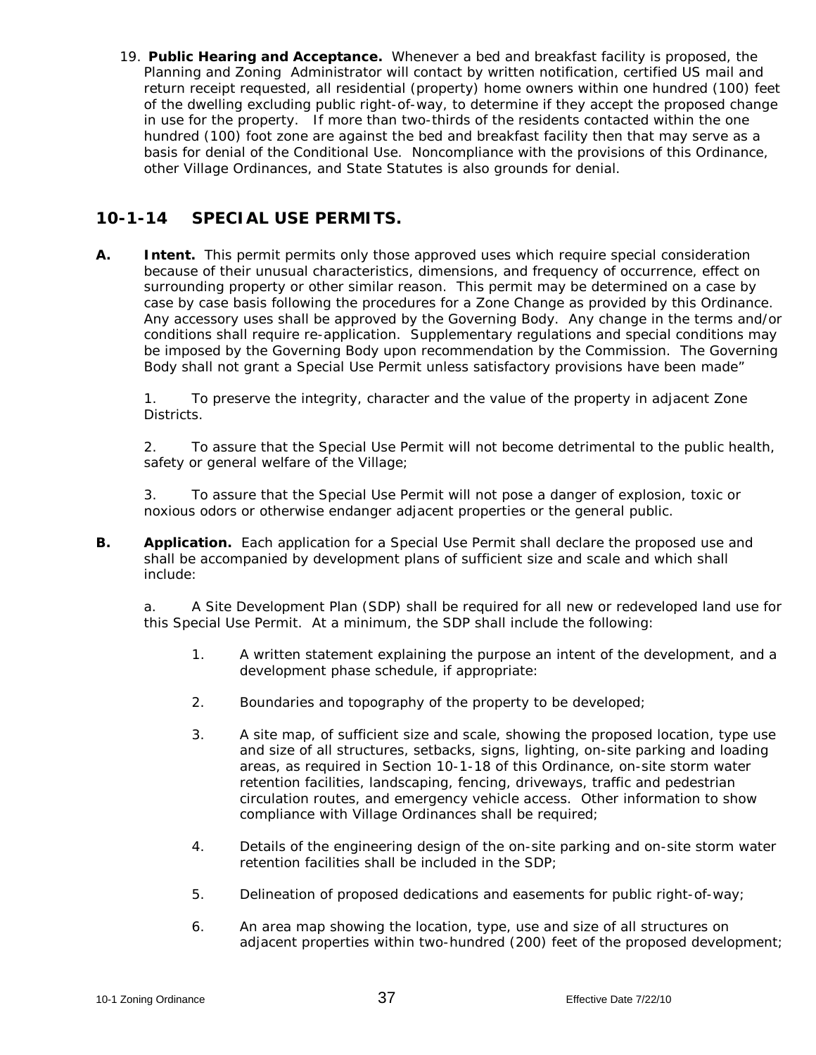19. **Public Hearing and Acceptance.** Whenever a bed and breakfast facility is proposed, the Planning and Zoning Administrator will contact by written notification, certified US mail and return receipt requested, all residential (property) home owners within one hundred (100) feet of the dwelling excluding public right-of-way, to determine if they accept the proposed change in use for the property. If more than two-thirds of the residents contacted within the one hundred (100) foot zone are against the bed and breakfast facility then that may serve as a basis for denial of the Conditional Use. Noncompliance with the provisions of this Ordinance, other Village Ordinances, and State Statutes is also grounds for denial.

## 10-1-14 SPECIAL USE PERMITS.

**A. Intent.** This permit permits only those approved uses which require special consideration because of their unusual characteristics, dimensions, and frequency of occurrence, effect on surrounding property or other similar reason. This permit may be determined on a case by case by case basis following the procedures for a Zone Change as provided by this Ordinance. Any accessory uses shall be approved by the Governing Body. Any change in the terms and/or conditions shall require re-application. Supplementary regulations and special conditions may be imposed by the Governing Body upon recommendation by the Commission. The Governing Body shall not grant a Special Use Permit unless satisfactory provisions have been made"

1. To preserve the integrity, character and the value of the property in adjacent Zone Districts.

2. To assure that the Special Use Permit will not become detrimental to the public health, safety or general welfare of the Village;

3. To assure that the Special Use Permit will not pose a danger of explosion, toxic or noxious odors or otherwise endanger adjacent properties or the general public.

**B. Application.** Each application for a Special Use Permit shall declare the proposed use and shall be accompanied by development plans of sufficient size and scale and which shall include:

a. A Site Development Plan (SDP) shall be required for all new or redeveloped land use for this Special Use Permit. At a minimum, the SDP shall include the following:

1. A written statement explaining the purpose an intent of the development, and a development phase schedule, if appropriate:

2. Boundaries and topography of the property to be developed;

3. A site map, of sufficient size and scale, showing the proposed location, type use and size of all structures, setbacks, signs, lighting, on-site parking and loading areas, as required in Section 10-1-18 of this Ordinance, on-site storm water retention facilities, landscaping, fencing, driveways, traffic and pedestrian circulation routes, and emergency vehicle access. Other information to show compliance with Village Ordinances shall be required;

4. Details of the engineering design of the on-site parking and on-site storm water retention facilities shall be included in the SDP;

5. Delineation of proposed dedications and easements for public right-of-way;

6. An area map showing the location, type, use and size of all structures on adjacent properties within two-hundred (200) feet of the proposed development;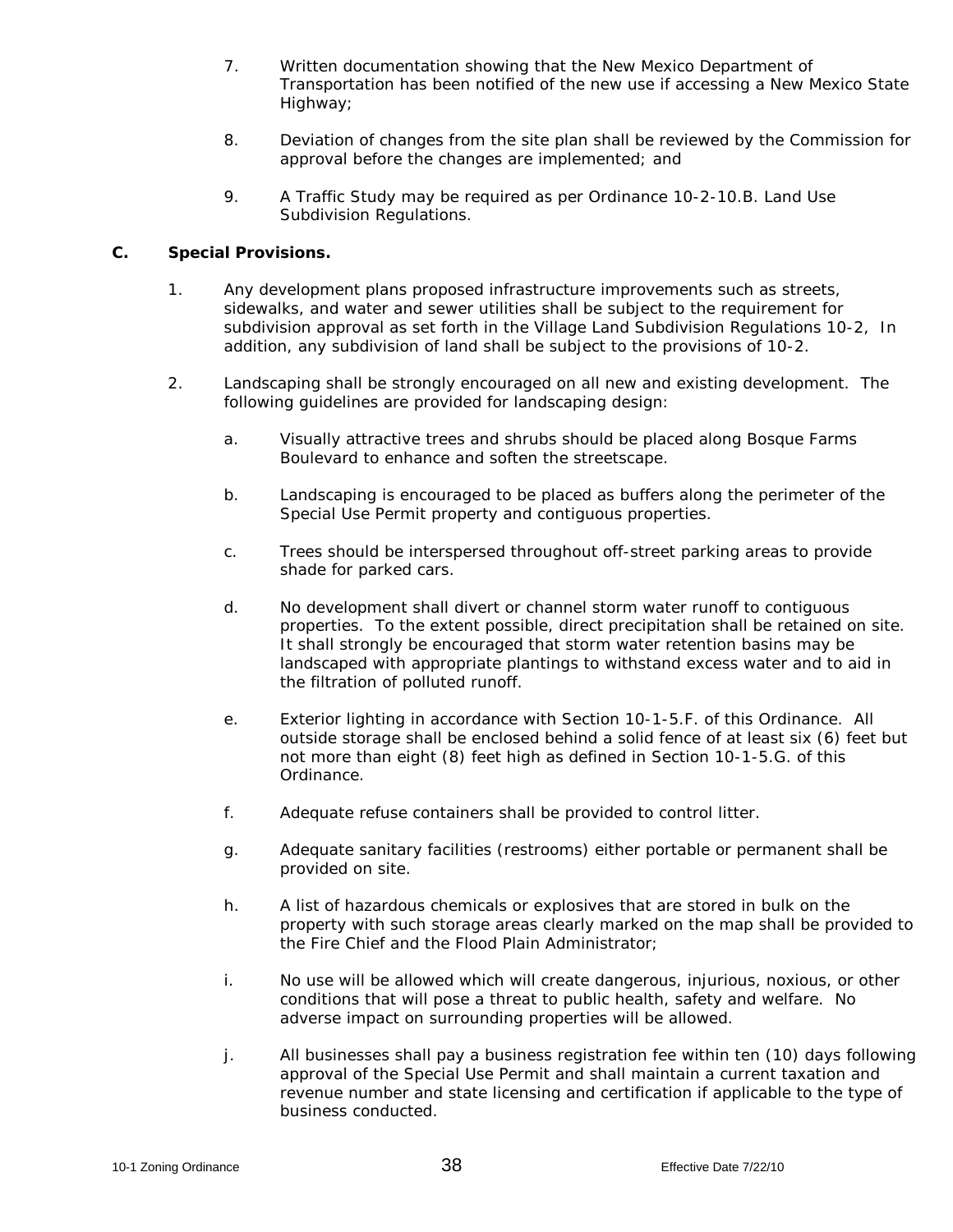7. Written documentation showing that the New Mexico Department of Transportation has been notified of the new use if accessing a New Mexico State Highway;

8. Deviation of changes from the site plan shall be reviewed by the Commission for approval before the changes are implemented; and

9. A Traffic Study may be required as per Ordinance 10-2-10.B. Land Use Subdivision Regulations.

**C. Special Provisions.**

1. Any development plans proposed infrastructure improvements such as streets, sidewalks, and water and sewer utilities shall be subject to the requirement for subdivision approval as set forth in the Village Land Subdivision Regulations 10-2, In addition, any subdivision of land shall be subject to the provisions of 10-2.

2. Landscaping shall be strongly encouraged on all new and existing development. The following guidelines are provided for landscaping design:

    a. Visually attractive trees and shrubs should be placed along Bosque Farms Boulevard to enhance and soften the streetscape.

    b. Landscaping is encouraged to be placed as buffers along the perimeter of the Special Use Permit property and contiguous properties.

    c. Trees should be interspersed throughout off-street parking areas to provide shade for parked cars.

    d. No development shall divert or channel storm water runoff to contiguous properties. To the extent possible, direct precipitation shall be retained on site. It shall strongly be encouraged that storm water retention basins may be landscaped with appropriate plantings to withstand excess water and to aid in the filtration of polluted runoff.

    e. Exterior lighting in accordance with Section 10-1-5.F. of this Ordinance. All outside storage shall be enclosed behind a solid fence of at least six (6) feet but not more than eight (8) feet high as defined in Section 10-1-5.G. of this Ordinance.

    f. Adequate refuse containers shall be provided to control litter.

    g. Adequate sanitary facilities (restrooms) either portable or permanent shall be provided on site.

    h. A list of hazardous chemicals or explosives that are stored in bulk on the property with such storage areas clearly marked on the map shall be provided to the Fire Chief and the Flood Plain Administrator;

    i. No use will be allowed which will create dangerous, injurious, noxious, or other conditions that will pose a threat to public health, safety and welfare. No adverse impact on surrounding properties will be allowed.

    j. All businesses shall pay a business registration fee within ten (10) days following approval of the Special Use Permit and shall maintain a current taxation and revenue number and state licensing and certification if applicable to the type of business conducted.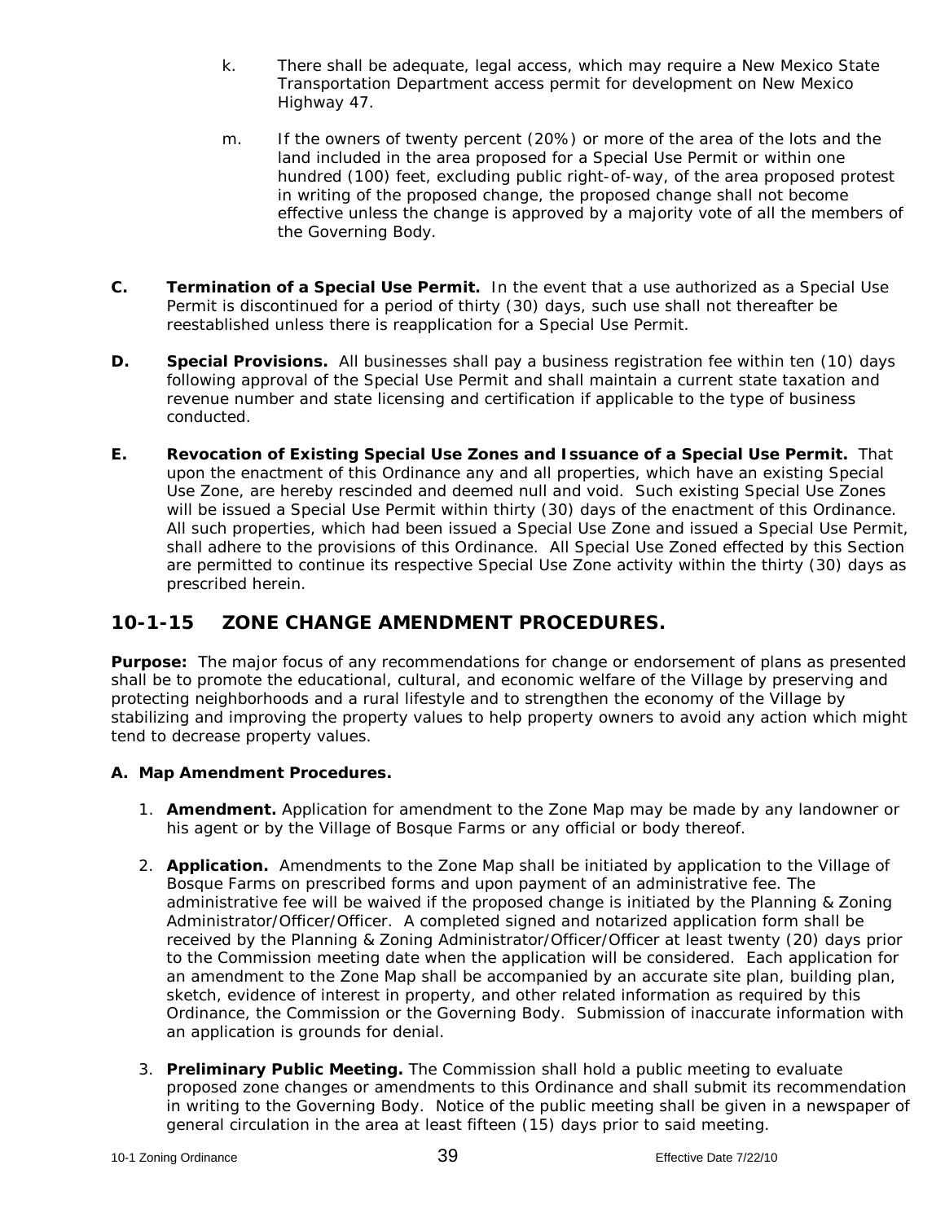k. There shall be adequate, legal access, which may require a New Mexico State Transportation Department access permit for development on New Mexico Highway 47.

m. If the owners of twenty percent (20%) or more of the area of the lots and the land included in the area proposed for a Special Use Permit or within one hundred (100) feet, excluding public right-of-way, of the area proposed protest in writing of the proposed change, the proposed change shall not become effective unless the change is approved by a majority vote of all the members of the Governing Body.

**C. Termination of a Special Use Permit.** In the event that a use authorized as a Special Use Permit is discontinued for a period of thirty (30) days, such use shall not thereafter be reestablished unless there is reapplication for a Special Use Permit.

**D. Special Provisions.** All businesses shall pay a business registration fee within ten (10) days following approval of the Special Use Permit and shall maintain a current state taxation and revenue number and state licensing and certification if applicable to the type of business conducted.

**E. Revocation of Existing Special Use Zones and Issuance of a Special Use Permit.** That upon the enactment of this Ordinance any and all properties, which have an existing Special Use Zone, are hereby rescinded and deemed null and void. Such existing Special Use Zones will be issued a Special Use Permit within thirty (30) days of the enactment of this Ordinance. All such properties, which had been issued a Special Use Zone and issued a Special Use Permit, shall adhere to the provisions of this Ordinance. All Special Use Zoned effected by this Section are permitted to continue its respective Special Use Zone activity within the thirty (30) days as prescribed herein.

## 10-1-15 ZONE CHANGE AMENDMENT PROCEDURES.

**Purpose:** The major focus of any recommendations for change or endorsement of plans as presented shall be to promote the educational, cultural, and economic welfare of the Village by preserving and protecting neighborhoods and a rural lifestyle and to strengthen the economy of the Village by stabilizing and improving the property values to help property owners to avoid any action which might tend to decrease property values.

**A. Map Amendment Procedures.**

1. **Amendment.** Application for amendment to the Zone Map may be made by any landowner or his agent or by the Village of Bosque Farms or any official or body thereof.

2. **Application.** Amendments to the Zone Map shall be initiated by application to the Village of Bosque Farms on prescribed forms and upon payment of an administrative fee. The administrative fee will be waived if the proposed change is initiated by the Planning & Zoning Administrator/Officer/Officer. A completed signed and notarized application form shall be received by the Planning & Zoning Administrator/Officer/Officer at least twenty (20) days prior to the Commission meeting date when the application will be considered. Each application for an amendment to the Zone Map shall be accompanied by an accurate site plan, building plan, sketch, evidence of interest in property, and other related information as required by this Ordinance, the Commission or the Governing Body. Submission of inaccurate information with an application is grounds for denial.

3. **Preliminary Public Meeting.** The Commission shall hold a public meeting to evaluate proposed zone changes or amendments to this Ordinance and shall submit its recommendation in writing to the Governing Body. Notice of the public meeting shall be given in a newspaper of general circulation in the area at least fifteen (15) days prior to said meeting.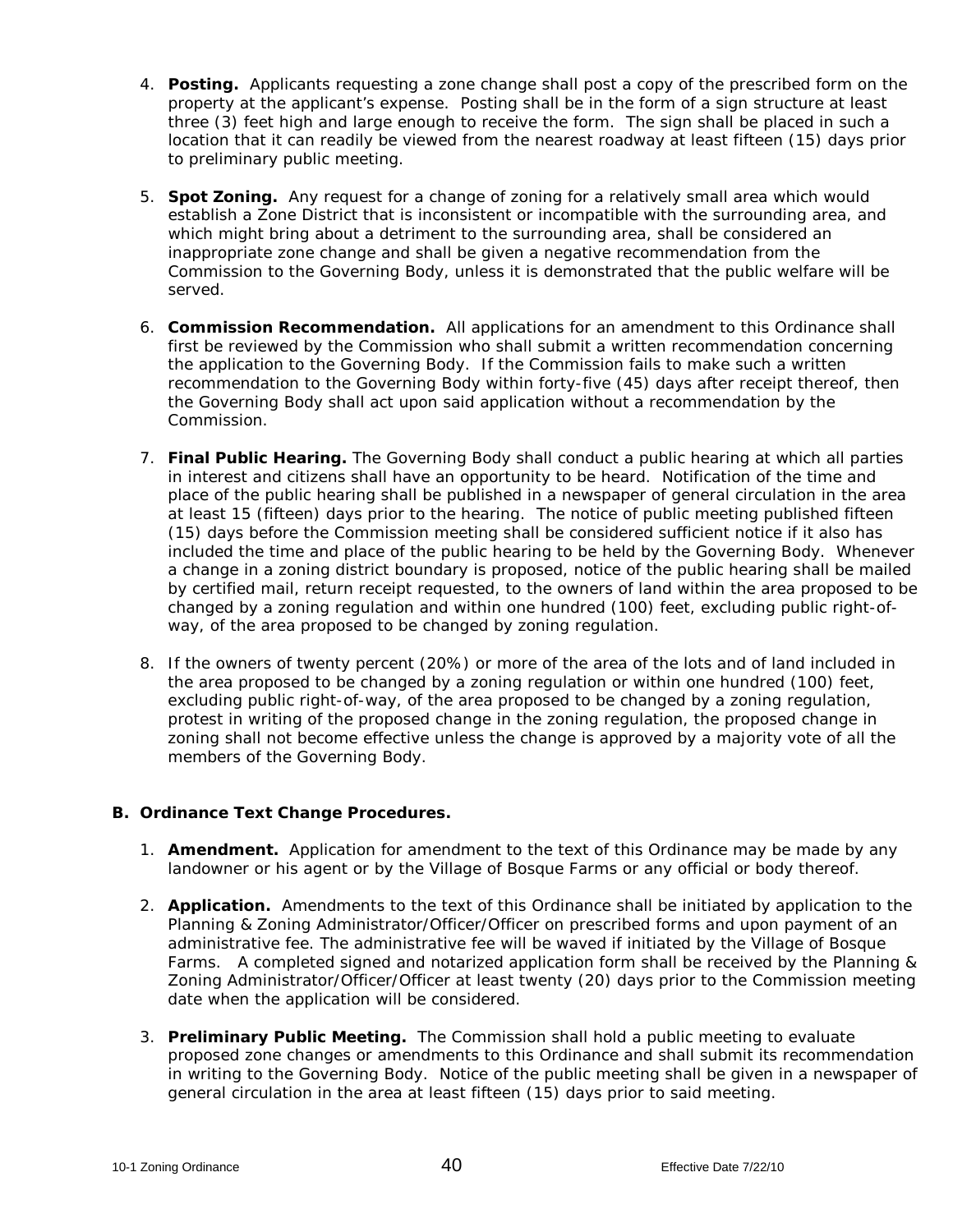4. **Posting.** Applicants requesting a zone change shall post a copy of the prescribed form on the property at the applicant's expense. Posting shall be in the form of a sign structure at least three (3) feet high and large enough to receive the form. The sign shall be placed in such a location that it can readily be viewed from the nearest roadway at least fifteen (15) days prior to preliminary public meeting.

5. **Spot Zoning.** Any request for a change of zoning for a relatively small area which would establish a Zone District that is inconsistent or incompatible with the surrounding area, and which might bring about a detriment to the surrounding area, shall be considered an inappropriate zone change and shall be given a negative recommendation from the Commission to the Governing Body, unless it is demonstrated that the public welfare will be served.

6. **Commission Recommendation.** All applications for an amendment to this Ordinance shall first be reviewed by the Commission who shall submit a written recommendation concerning the application to the Governing Body. If the Commission fails to make such a written recommendation to the Governing Body within forty-five (45) days after receipt thereof, then the Governing Body shall act upon said application without a recommendation by the Commission.

7. **Final Public Hearing.** The Governing Body shall conduct a public hearing at which all parties in interest and citizens shall have an opportunity to be heard. Notification of the time and place of the public hearing shall be published in a newspaper of general circulation in the area at least 15 (fifteen) days prior to the hearing. The notice of public meeting published fifteen (15) days before the Commission meeting shall be considered sufficient notice if it also has included the time and place of the public hearing to be held by the Governing Body. Whenever a change in a zoning district boundary is proposed, notice of the public hearing shall be mailed by certified mail, return receipt requested, to the owners of land within the area proposed to be changed by a zoning regulation and within one hundred (100) feet, excluding public right-of-way, of the area proposed to be changed by zoning regulation.

8. If the owners of twenty percent (20%) or more of the area of the lots and of land included in the area proposed to be changed by a zoning regulation or within one hundred (100) feet, excluding public right-of-way, of the area proposed to be changed by a zoning regulation, protest in writing of the proposed change in the zoning regulation, the proposed change in zoning shall not become effective unless the change is approved by a majority vote of all the members of the Governing Body.

**B. Ordinance Text Change Procedures.**

1. **Amendment.** Application for amendment to the text of this Ordinance may be made by any landowner or his agent or by the Village of Bosque Farms or any official or body thereof.

2. **Application.** Amendments to the text of this Ordinance shall be initiated by application to the Planning & Zoning Administrator/Officer/Officer on prescribed forms and upon payment of an administrative fee. The administrative fee will be waved if initiated by the Village of Bosque Farms. A completed signed and notarized application form shall be received by the Planning & Zoning Administrator/Officer/Officer at least twenty (20) days prior to the Commission meeting date when the application will be considered.

3. **Preliminary Public Meeting.** The Commission shall hold a public meeting to evaluate proposed zone changes or amendments to this Ordinance and shall submit its recommendation in writing to the Governing Body. Notice of the public meeting shall be given in a newspaper of general circulation in the area at least fifteen (15) days prior to said meeting.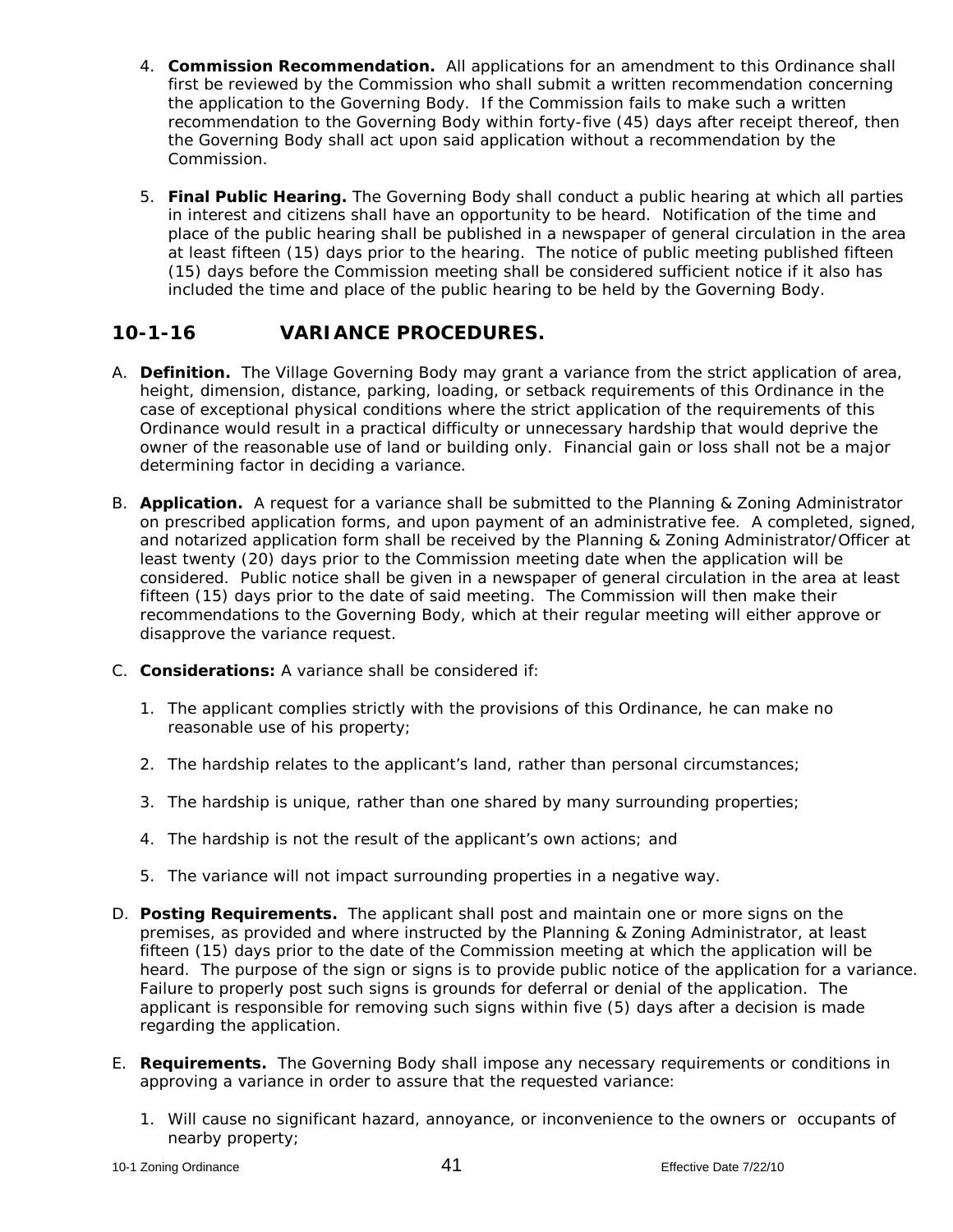4. **Commission Recommendation.** All applications for an amendment to this Ordinance shall first be reviewed by the Commission who shall submit a written recommendation concerning the application to the Governing Body. If the Commission fails to make such a written recommendation to the Governing Body within forty-five (45) days after receipt thereof, then the Governing Body shall act upon said application without a recommendation by the Commission.

5. **Final Public Hearing.** The Governing Body shall conduct a public hearing at which all parties in interest and citizens shall have an opportunity to be heard. Notification of the time and place of the public hearing shall be published in a newspaper of general circulation in the area at least fifteen (15) days prior to the hearing. The notice of public meeting published fifteen (15) days before the Commission meeting shall be considered sufficient notice if it also has included the time and place of the public hearing to be held by the Governing Body.

## 10-1-16 VARIANCE PROCEDURES.

A. **Definition.** The Village Governing Body may grant a variance from the strict application of area, height, dimension, distance, parking, loading, or setback requirements of this Ordinance in the case of exceptional physical conditions where the strict application of the requirements of this Ordinance would result in a practical difficulty or unnecessary hardship that would deprive the owner of the reasonable use of land or building only. Financial gain or loss shall not be a major determining factor in deciding a variance.

B. **Application.** A request for a variance shall be submitted to the Planning & Zoning Administrator on prescribed application forms, and upon payment of an administrative fee. A completed, signed, and notarized application form shall be received by the Planning & Zoning Administrator/Officer at least twenty (20) days prior to the Commission meeting date when the application will be considered. Public notice shall be given in a newspaper of general circulation in the area at least fifteen (15) days prior to the date of said meeting. The Commission will then make their recommendations to the Governing Body, which at their regular meeting will either approve or disapprove the variance request.

C. **Considerations:** A variance shall be considered if:

   1. The applicant complies strictly with the provisions of this Ordinance, he can make no reasonable use of his property;

   2. The hardship relates to the applicant's land, rather than personal circumstances;

   3. The hardship is unique, rather than one shared by many surrounding properties;

   4. The hardship is not the result of the applicant's own actions; and

   5. The variance will not impact surrounding properties in a negative way.

D. **Posting Requirements.** The applicant shall post and maintain one or more signs on the premises, as provided and where instructed by the Planning & Zoning Administrator, at least fifteen (15) days prior to the date of the Commission meeting at which the application will be heard. The purpose of the sign or signs is to provide public notice of the application for a variance. Failure to properly post such signs is grounds for deferral or denial of the application. The applicant is responsible for removing such signs within five (5) days after a decision is made regarding the application.

E. **Requirements.** The Governing Body shall impose any necessary requirements or conditions in approving a variance in order to assure that the requested variance:

   1. Will cause no significant hazard, annoyance, or inconvenience to the owners or occupants of nearby property;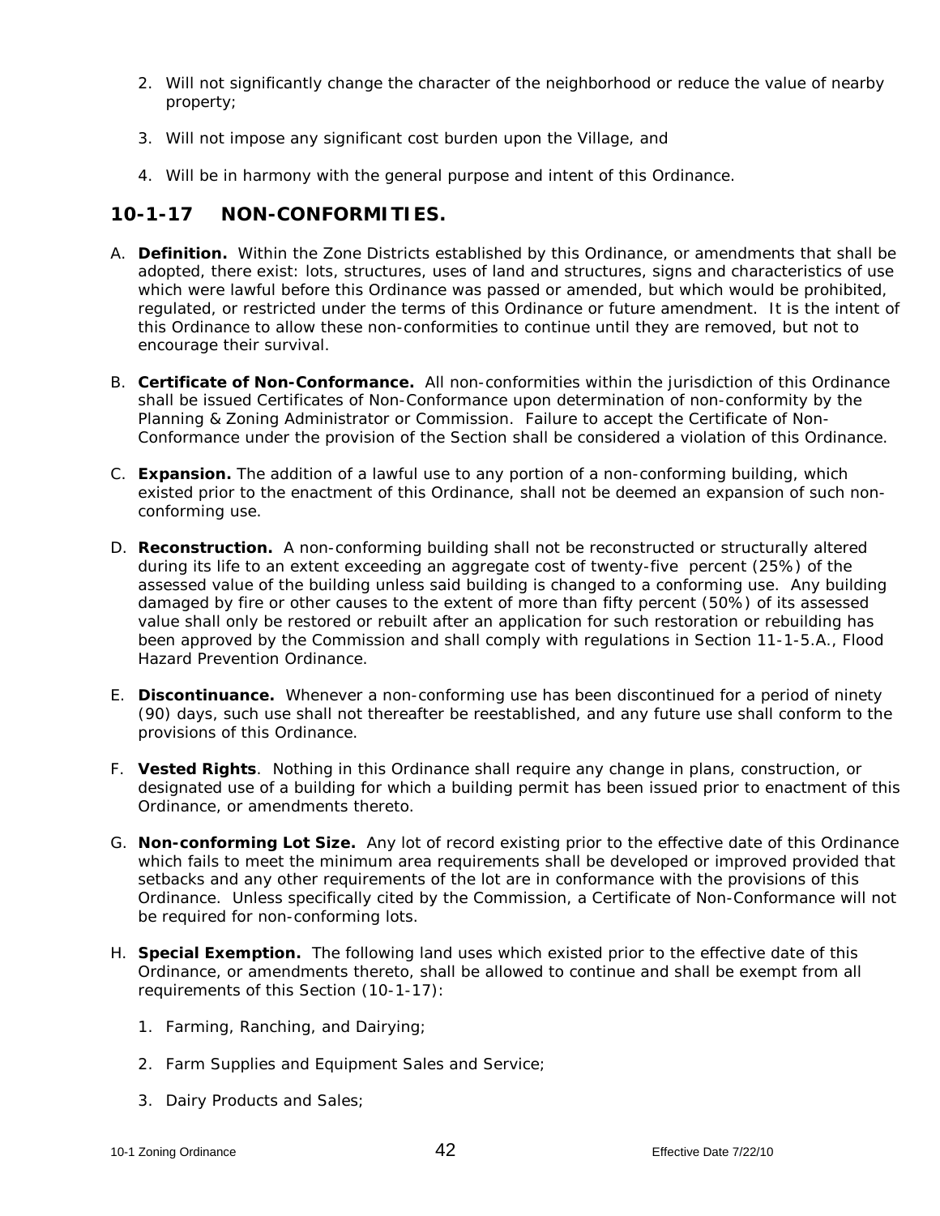2. Will not significantly change the character of the neighborhood or reduce the value of nearby property;

3. Will not impose any significant cost burden upon the Village, and

4. Will be in harmony with the general purpose and intent of this Ordinance.

## 10-1-17 NON-CONFORMITIES.

A. **Definition.** Within the Zone Districts established by this Ordinance, or amendments that shall be adopted, there exist: lots, structures, uses of land and structures, signs and characteristics of use which were lawful before this Ordinance was passed or amended, but which would be prohibited, regulated, or restricted under the terms of this Ordinance or future amendment. It is the intent of this Ordinance to allow these non-conformities to continue until they are removed, but not to encourage their survival.

B. **Certificate of Non-Conformance.** All non-conformities within the jurisdiction of this Ordinance shall be issued Certificates of Non-Conformance upon determination of non-conformity by the Planning & Zoning Administrator or Commission. Failure to accept the Certificate of Non-Conformance under the provision of the Section shall be considered a violation of this Ordinance.

C. **Expansion.** The addition of a lawful use to any portion of a non-conforming building, which existed prior to the enactment of this Ordinance, shall not be deemed an expansion of such non-conforming use.

D. **Reconstruction.** A non-conforming building shall not be reconstructed or structurally altered during its life to an extent exceeding an aggregate cost of twenty-five percent (25%) of the assessed value of the building unless said building is changed to a conforming use. Any building damaged by fire or other causes to the extent of more than fifty percent (50%) of its assessed value shall only be restored or rebuilt after an application for such restoration or rebuilding has been approved by the Commission and shall comply with regulations in Section 11-1-5.A., Flood Hazard Prevention Ordinance.

E. **Discontinuance.** Whenever a non-conforming use has been discontinued for a period of ninety (90) days, such use shall not thereafter be reestablished, and any future use shall conform to the provisions of this Ordinance.

F. **Vested Rights**. Nothing in this Ordinance shall require any change in plans, construction, or designated use of a building for which a building permit has been issued prior to enactment of this Ordinance, or amendments thereto.

G. **Non-conforming Lot Size.** Any lot of record existing prior to the effective date of this Ordinance which fails to meet the minimum area requirements shall be developed or improved provided that setbacks and any other requirements of the lot are in conformance with the provisions of this Ordinance. Unless specifically cited by the Commission, a Certificate of Non-Conformance will not be required for non-conforming lots.

H. **Special Exemption.** The following land uses which existed prior to the effective date of this Ordinance, or amendments thereto, shall be allowed to continue and shall be exempt from all requirements of this Section (10-1-17):

   1. Farming, Ranching, and Dairying;

   2. Farm Supplies and Equipment Sales and Service;

   3. Dairy Products and Sales;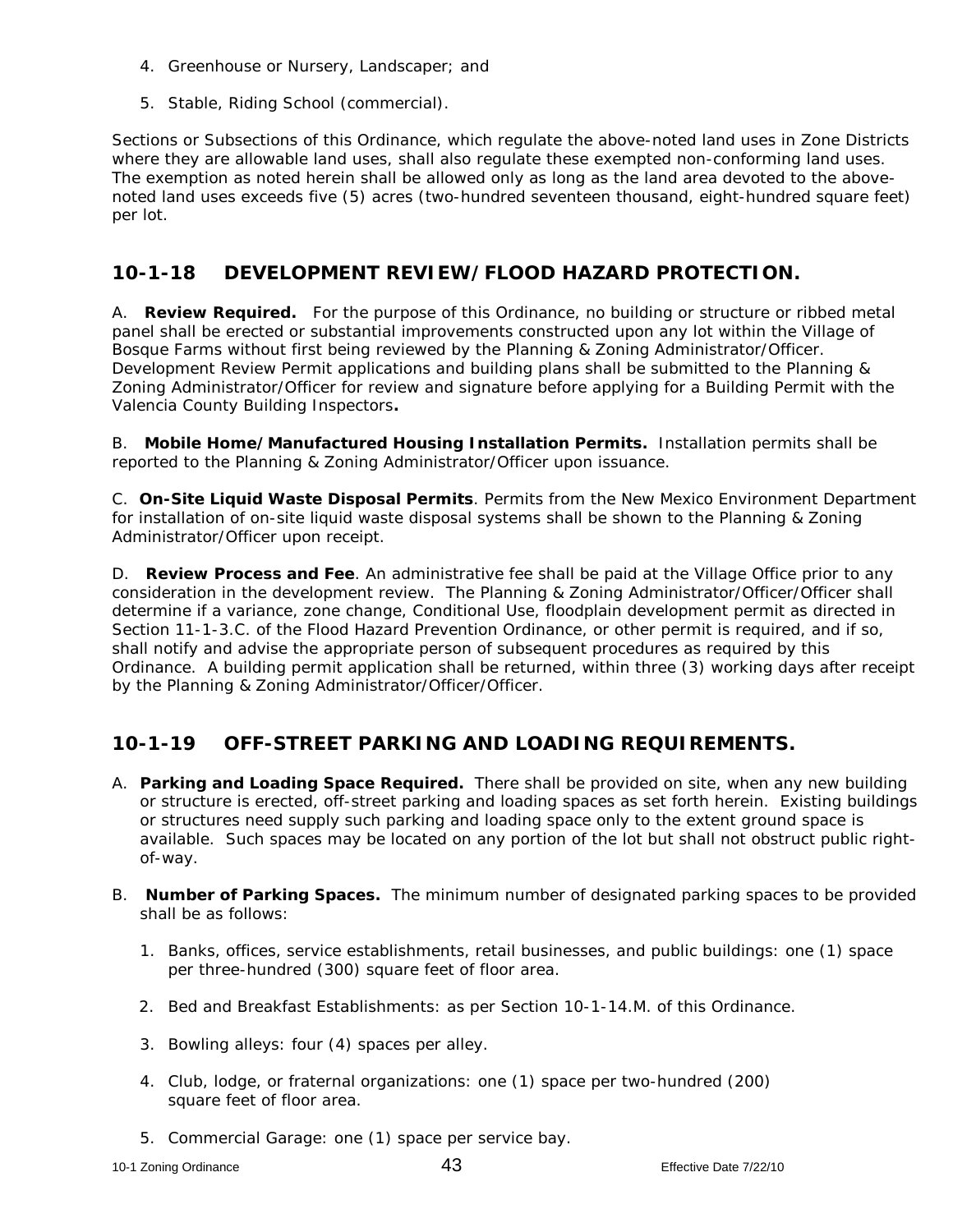4. Greenhouse or Nursery, Landscaper; and

5. Stable, Riding School (commercial).

Sections or Subsections of this Ordinance, which regulate the above-noted land uses in Zone Districts where they are allowable land uses, shall also regulate these exempted non-conforming land uses. The exemption as noted herein shall be allowed only as long as the land area devoted to the above-noted land uses exceeds five (5) acres (two-hundred seventeen thousand, eight-hundred square feet) per lot.

## 10-1-18 DEVELOPMENT REVIEW/FLOOD HAZARD PROTECTION.

A. **Review Required.** For the purpose of this Ordinance, no building or structure or ribbed metal panel shall be erected or substantial improvements constructed upon any lot within the Village of Bosque Farms without first being reviewed by the Planning & Zoning Administrator/Officer. Development Review Permit applications and building plans shall be submitted to the Planning & Zoning Administrator/Officer for review and signature before applying for a Building Permit with the Valencia County Building Inspectors**.**

B. **Mobile Home/Manufactured Housing Installation Permits.** Installation permits shall be reported to the Planning & Zoning Administrator/Officer upon issuance.

C. **On-Site Liquid Waste Disposal Permits**. Permits from the New Mexico Environment Department for installation of on-site liquid waste disposal systems shall be shown to the Planning & Zoning Administrator/Officer upon receipt.

D. **Review Process and Fee**. An administrative fee shall be paid at the Village Office prior to any consideration in the development review. The Planning & Zoning Administrator/Officer/Officer shall determine if a variance, zone change, Conditional Use, floodplain development permit as directed in Section 11-1-3.C. of the Flood Hazard Prevention Ordinance, or other permit is required, and if so, shall notify and advise the appropriate person of subsequent procedures as required by this Ordinance. A building permit application shall be returned, within three (3) working days after receipt by the Planning & Zoning Administrator/Officer/Officer.

## 10-1-19 OFF-STREET PARKING AND LOADING REQUIREMENTS.

A. **Parking and Loading Space Required.** There shall be provided on site, when any new building or structure is erected, off-street parking and loading spaces as set forth herein. Existing buildings or structures need supply such parking and loading space only to the extent ground space is available. Such spaces may be located on any portion of the lot but shall not obstruct public right-of-way.

B. **Number of Parking Spaces.** The minimum number of designated parking spaces to be provided shall be as follows:

1. Banks, offices, service establishments, retail businesses, and public buildings: one (1) space per three-hundred (300) square feet of floor area.

2. Bed and Breakfast Establishments: as per Section 10-1-14.M. of this Ordinance.

3. Bowling alleys: four (4) spaces per alley.

4. Club, lodge, or fraternal organizations: one (1) space per two-hundred (200) square feet of floor area.

5. Commercial Garage: one (1) space per service bay.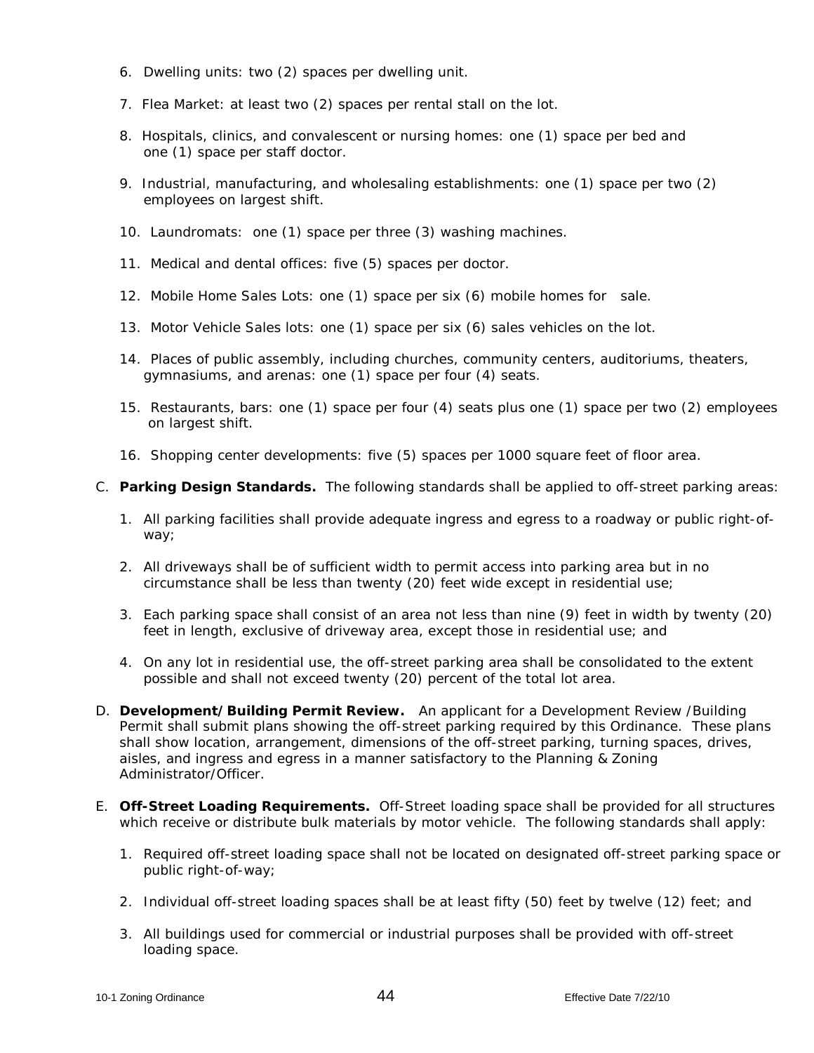6. Dwelling units: two (2) spaces per dwelling unit.

7. Flea Market: at least two (2) spaces per rental stall on the lot.

8. Hospitals, clinics, and convalescent or nursing homes: one (1) space per bed and one (1) space per staff doctor.

9. Industrial, manufacturing, and wholesaling establishments: one (1) space per two (2) employees on largest shift.

10. Laundromats: one (1) space per three (3) washing machines.

11. Medical and dental offices: five (5) spaces per doctor.

12. Mobile Home Sales Lots: one (1) space per six (6) mobile homes for sale.

13. Motor Vehicle Sales lots: one (1) space per six (6) sales vehicles on the lot.

14. Places of public assembly, including churches, community centers, auditoriums, theaters, gymnasiums, and arenas: one (1) space per four (4) seats.

15. Restaurants, bars: one (1) space per four (4) seats plus one (1) space per two (2) employees on largest shift.

16. Shopping center developments: five (5) spaces per 1000 square feet of floor area.

C. **Parking Design Standards.** The following standards shall be applied to off-street parking areas:

1. All parking facilities shall provide adequate ingress and egress to a roadway or public right-of-way;

2. All driveways shall be of sufficient width to permit access into parking area but in no circumstance shall be less than twenty (20) feet wide except in residential use;

3. Each parking space shall consist of an area not less than nine (9) feet in width by twenty (20) feet in length, exclusive of driveway area, except those in residential use; and

4. On any lot in residential use, the off-street parking area shall be consolidated to the extent possible and shall not exceed twenty (20) percent of the total lot area.

D. **Development/Building Permit Review.** An applicant for a Development Review /Building Permit shall submit plans showing the off-street parking required by this Ordinance. These plans shall show location, arrangement, dimensions of the off-street parking, turning spaces, drives, aisles, and ingress and egress in a manner satisfactory to the Planning & Zoning Administrator/Officer.

E. **Off-Street Loading Requirements.** Off-Street loading space shall be provided for all structures which receive or distribute bulk materials by motor vehicle. The following standards shall apply:

1. Required off-street loading space shall not be located on designated off-street parking space or public right-of-way;

2. Individual off-street loading spaces shall be at least fifty (50) feet by twelve (12) feet; and

3. All buildings used for commercial or industrial purposes shall be provided with off-street loading space.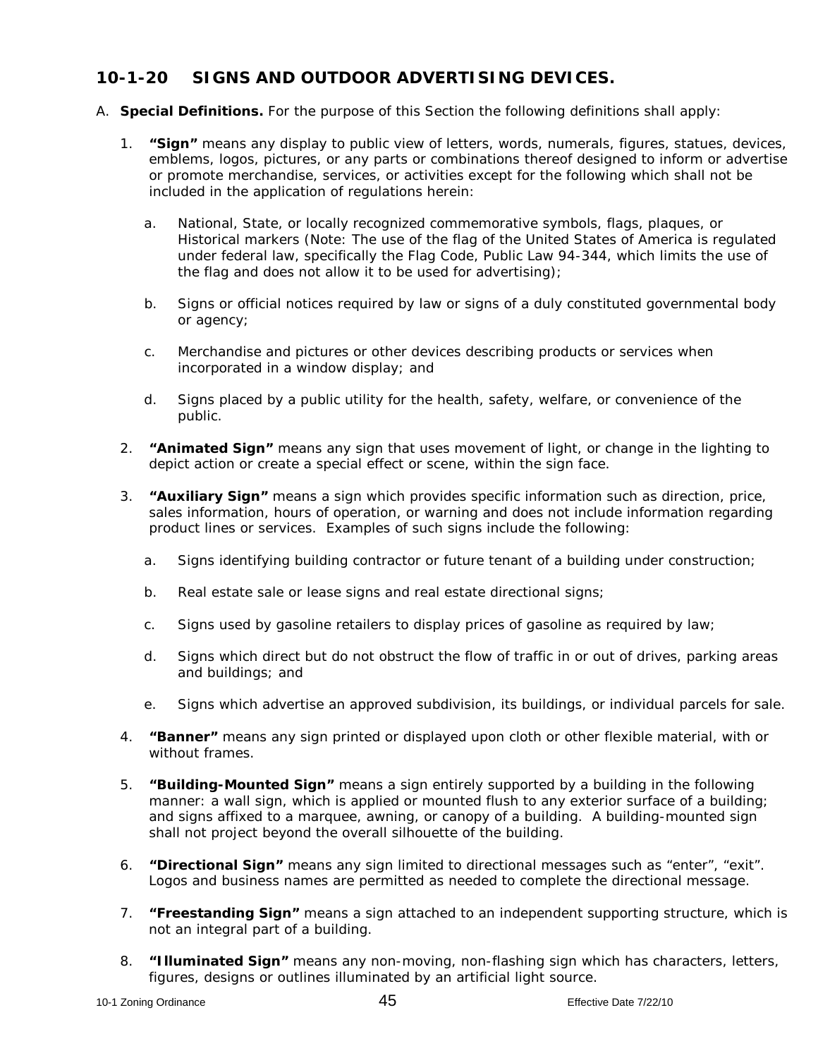## 10-1-20 SIGNS AND OUTDOOR ADVERTISING DEVICES.

A. **Special Definitions.** For the purpose of this Section the following definitions shall apply:

1. **"Sign"** means any display to public view of letters, words, numerals, figures, statues, devices, emblems, logos, pictures, or any parts or combinations thereof designed to inform or advertise or promote merchandise, services, or activities except for the following which shall not be included in the application of regulations herein:

   a. National, State, or locally recognized commemorative symbols, flags, plaques, or Historical markers (Note: The use of the flag of the United States of America is regulated under federal law, specifically the Flag Code, Public Law 94-344, which limits the use of the flag and does not allow it to be used for advertising);

   b. Signs or official notices required by law or signs of a duly constituted governmental body or agency;

   c. Merchandise and pictures or other devices describing products or services when incorporated in a window display; and

   d. Signs placed by a public utility for the health, safety, welfare, or convenience of the public.

2. **"Animated Sign"** means any sign that uses movement of light, or change in the lighting to depict action or create a special effect or scene, within the sign face.

3. **"Auxiliary Sign"** means a sign which provides specific information such as direction, price, sales information, hours of operation, or warning and does not include information regarding product lines or services. Examples of such signs include the following:

   a. Signs identifying building contractor or future tenant of a building under construction;

   b. Real estate sale or lease signs and real estate directional signs;

   c. Signs used by gasoline retailers to display prices of gasoline as required by law;

   d. Signs which direct but do not obstruct the flow of traffic in or out of drives, parking areas and buildings; and

   e. Signs which advertise an approved subdivision, its buildings, or individual parcels for sale.

4. **"Banner"** means any sign printed or displayed upon cloth or other flexible material, with or without frames.

5. **"Building-Mounted Sign"** means a sign entirely supported by a building in the following manner: a wall sign, which is applied or mounted flush to any exterior surface of a building; and signs affixed to a marquee, awning, or canopy of a building. A building-mounted sign shall not project beyond the overall silhouette of the building.

6. **"Directional Sign"** means any sign limited to directional messages such as "enter", "exit". Logos and business names are permitted as needed to complete the directional message.

7. **"Freestanding Sign"** means a sign attached to an independent supporting structure, which is not an integral part of a building.

8. **"Illuminated Sign"** means any non-moving, non-flashing sign which has characters, letters, figures, designs or outlines illuminated by an artificial light source.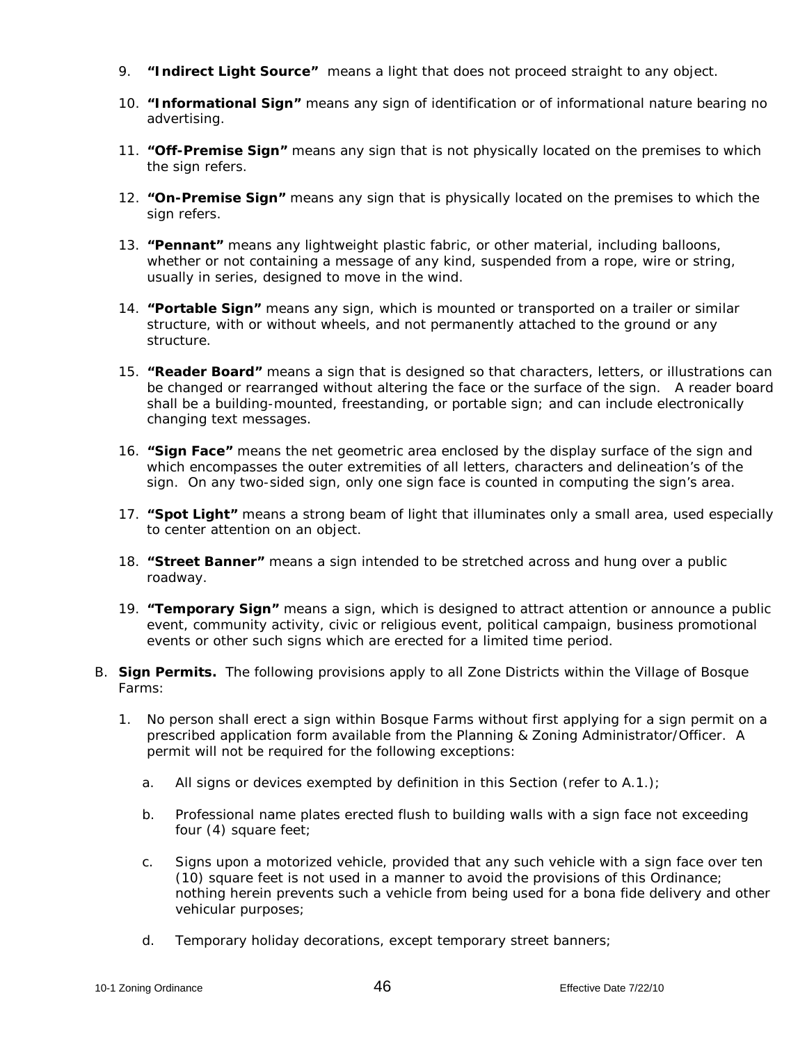9. **"Indirect Light Source"** means a light that does not proceed straight to any object.

10. **"Informational Sign"** means any sign of identification or of informational nature bearing no advertising.

11. **"Off-Premise Sign"** means any sign that is not physically located on the premises to which the sign refers.

12. **"On-Premise Sign"** means any sign that is physically located on the premises to which the sign refers.

13. **"Pennant"** means any lightweight plastic fabric, or other material, including balloons, whether or not containing a message of any kind, suspended from a rope, wire or string, usually in series, designed to move in the wind.

14. **"Portable Sign"** means any sign, which is mounted or transported on a trailer or similar structure, with or without wheels, and not permanently attached to the ground or any structure.

15. **"Reader Board"** means a sign that is designed so that characters, letters, or illustrations can be changed or rearranged without altering the face or the surface of the sign. A reader board shall be a building-mounted, freestanding, or portable sign; and can include electronically changing text messages.

16. **"Sign Face"** means the net geometric area enclosed by the display surface of the sign and which encompasses the outer extremities of all letters, characters and delineation's of the sign. On any two-sided sign, only one sign face is counted in computing the sign's area.

17. **"Spot Light"** means a strong beam of light that illuminates only a small area, used especially to center attention on an object.

18. **"Street Banner"** means a sign intended to be stretched across and hung over a public roadway.

19. **"Temporary Sign"** means a sign, which is designed to attract attention or announce a public event, community activity, civic or religious event, political campaign, business promotional events or other such signs which are erected for a limited time period.

B. **Sign Permits.** The following provisions apply to all Zone Districts within the Village of Bosque Farms:

1. No person shall erect a sign within Bosque Farms without first applying for a sign permit on a prescribed application form available from the Planning & Zoning Administrator/Officer. A permit will not be required for the following exceptions:

   a. All signs or devices exempted by definition in this Section (refer to A.1.);

   b. Professional name plates erected flush to building walls with a sign face not exceeding four (4) square feet;

   c. Signs upon a motorized vehicle, provided that any such vehicle with a sign face over ten (10) square feet is not used in a manner to avoid the provisions of this Ordinance; nothing herein prevents such a vehicle from being used for a bona fide delivery and other vehicular purposes;

   d. Temporary holiday decorations, except temporary street banners;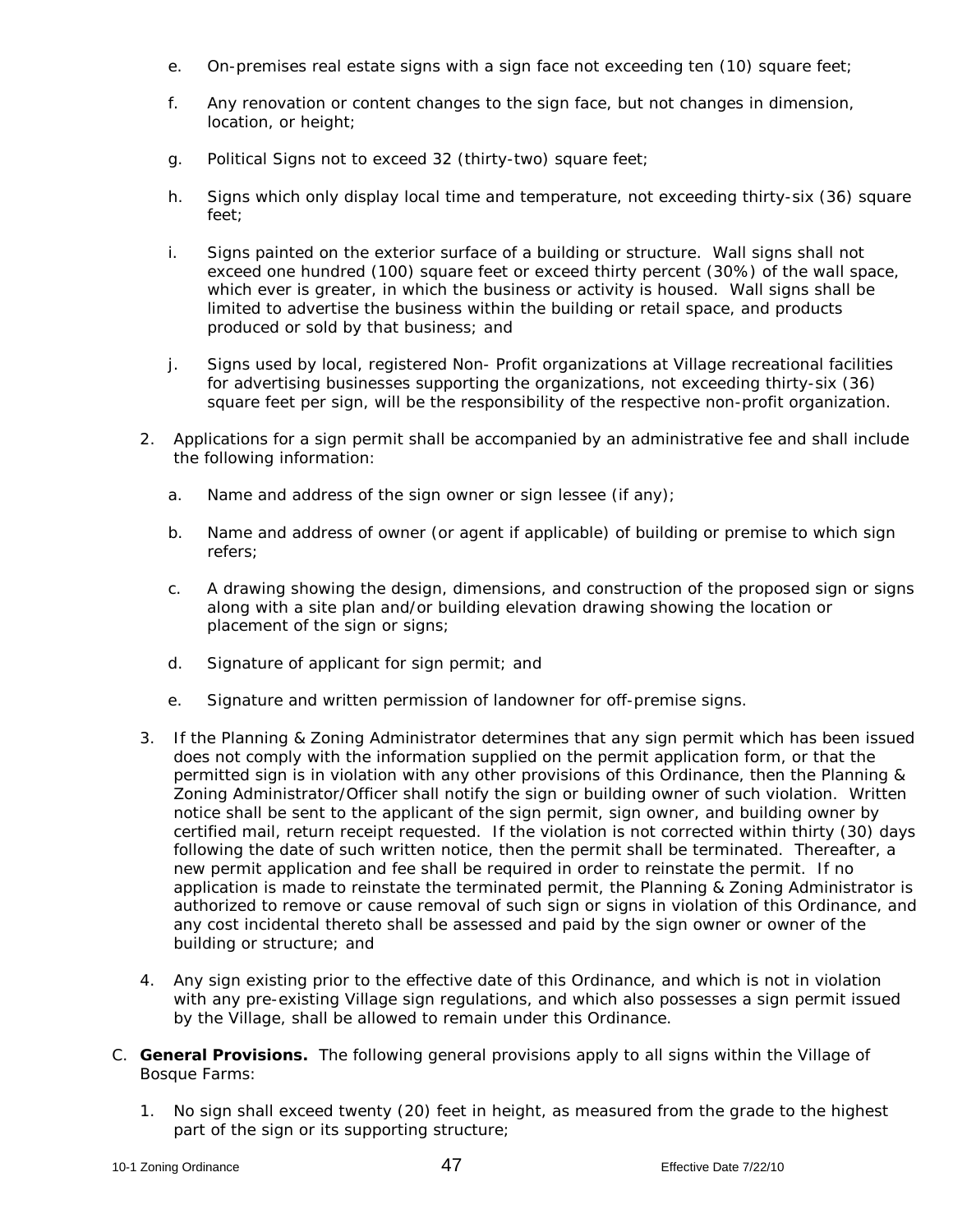e. On-premises real estate signs with a sign face not exceeding ten (10) square feet;

f. Any renovation or content changes to the sign face, but not changes in dimension, location, or height;

g. Political Signs not to exceed 32 (thirty-two) square feet;

h. Signs which only display local time and temperature, not exceeding thirty-six (36) square feet;

i. Signs painted on the exterior surface of a building or structure. Wall signs shall not exceed one hundred (100) square feet or exceed thirty percent (30%) of the wall space, which ever is greater, in which the business or activity is housed. Wall signs shall be limited to advertise the business within the building or retail space, and products produced or sold by that business; and

j. Signs used by local, registered Non- Profit organizations at Village recreational facilities for advertising businesses supporting the organizations, not exceeding thirty-six (36) square feet per sign, will be the responsibility of the respective non-profit organization.

2. Applications for a sign permit shall be accompanied by an administrative fee and shall include the following information:

   a. Name and address of the sign owner or sign lessee (if any);

   b. Name and address of owner (or agent if applicable) of building or premise to which sign refers;

   c. A drawing showing the design, dimensions, and construction of the proposed sign or signs along with a site plan and/or building elevation drawing showing the location or placement of the sign or signs;

   d. Signature of applicant for sign permit; and

   e. Signature and written permission of landowner for off-premise signs.

3. If the Planning & Zoning Administrator determines that any sign permit which has been issued does not comply with the information supplied on the permit application form, or that the permitted sign is in violation with any other provisions of this Ordinance, then the Planning & Zoning Administrator/Officer shall notify the sign or building owner of such violation. Written notice shall be sent to the applicant of the sign permit, sign owner, and building owner by certified mail, return receipt requested. If the violation is not corrected within thirty (30) days following the date of such written notice, then the permit shall be terminated. Thereafter, a new permit application and fee shall be required in order to reinstate the permit. If no application is made to reinstate the terminated permit, the Planning & Zoning Administrator is authorized to remove or cause removal of such sign or signs in violation of this Ordinance, and any cost incidental thereto shall be assessed and paid by the sign owner or owner of the building or structure; and

4. Any sign existing prior to the effective date of this Ordinance, and which is not in violation with any pre-existing Village sign regulations, and which also possesses a sign permit issued by the Village, shall be allowed to remain under this Ordinance.

C. **General Provisions.** The following general provisions apply to all signs within the Village of Bosque Farms:

   1. No sign shall exceed twenty (20) feet in height, as measured from the grade to the highest part of the sign or its supporting structure;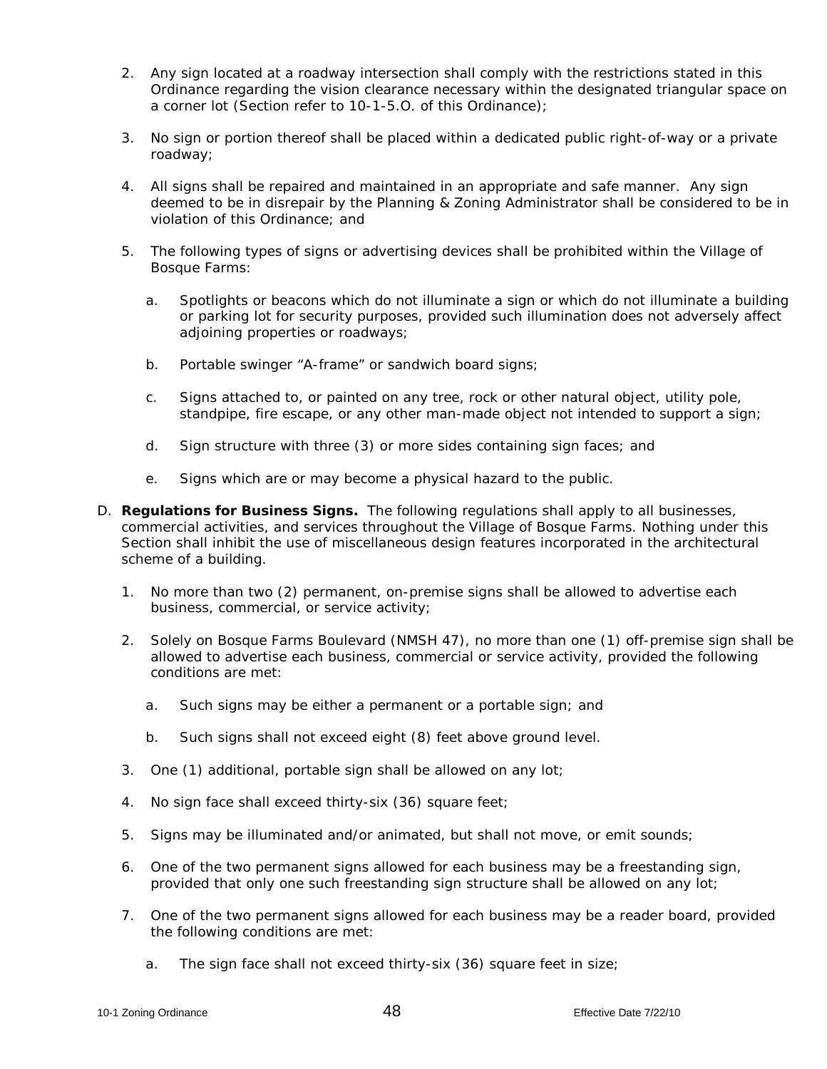2. Any sign located at a roadway intersection shall comply with the restrictions stated in this Ordinance regarding the vision clearance necessary within the designated triangular space on a corner lot (Section refer to 10-1-5.O. of this Ordinance);

3. No sign or portion thereof shall be placed within a dedicated public right-of-way or a private roadway;

4. All signs shall be repaired and maintained in an appropriate and safe manner. Any sign deemed to be in disrepair by the Planning & Zoning Administrator shall be considered to be in violation of this Ordinance; and

5. The following types of signs or advertising devices shall be prohibited within the Village of Bosque Farms:

   a. Spotlights or beacons which do not illuminate a sign or which do not illuminate a building or parking lot for security purposes, provided such illumination does not adversely affect adjoining properties or roadways;

   b. Portable swinger "A-frame" or sandwich board signs;

   c. Signs attached to, or painted on any tree, rock or other natural object, utility pole, standpipe, fire escape, or any other man-made object not intended to support a sign;

   d. Sign structure with three (3) or more sides containing sign faces; and

   e. Signs which are or may become a physical hazard to the public.

D. **Regulations for Business Signs.** The following regulations shall apply to all businesses, commercial activities, and services throughout the Village of Bosque Farms. Nothing under this Section shall inhibit the use of miscellaneous design features incorporated in the architectural scheme of a building.

1. No more than two (2) permanent, on-premise signs shall be allowed to advertise each business, commercial, or service activity;

2. Solely on Bosque Farms Boulevard (NMSH 47), no more than one (1) off-premise sign shall be allowed to advertise each business, commercial or service activity, provided the following conditions are met:

   a. Such signs may be either a permanent or a portable sign; and

   b. Such signs shall not exceed eight (8) feet above ground level.

3. One (1) additional, portable sign shall be allowed on any lot;

4. No sign face shall exceed thirty-six (36) square feet;

5. Signs may be illuminated and/or animated, but shall not move, or emit sounds;

6. One of the two permanent signs allowed for each business may be a freestanding sign, provided that only one such freestanding sign structure shall be allowed on any lot;

7. One of the two permanent signs allowed for each business may be a reader board, provided the following conditions are met:

   a. The sign face shall not exceed thirty-six (36) square feet in size;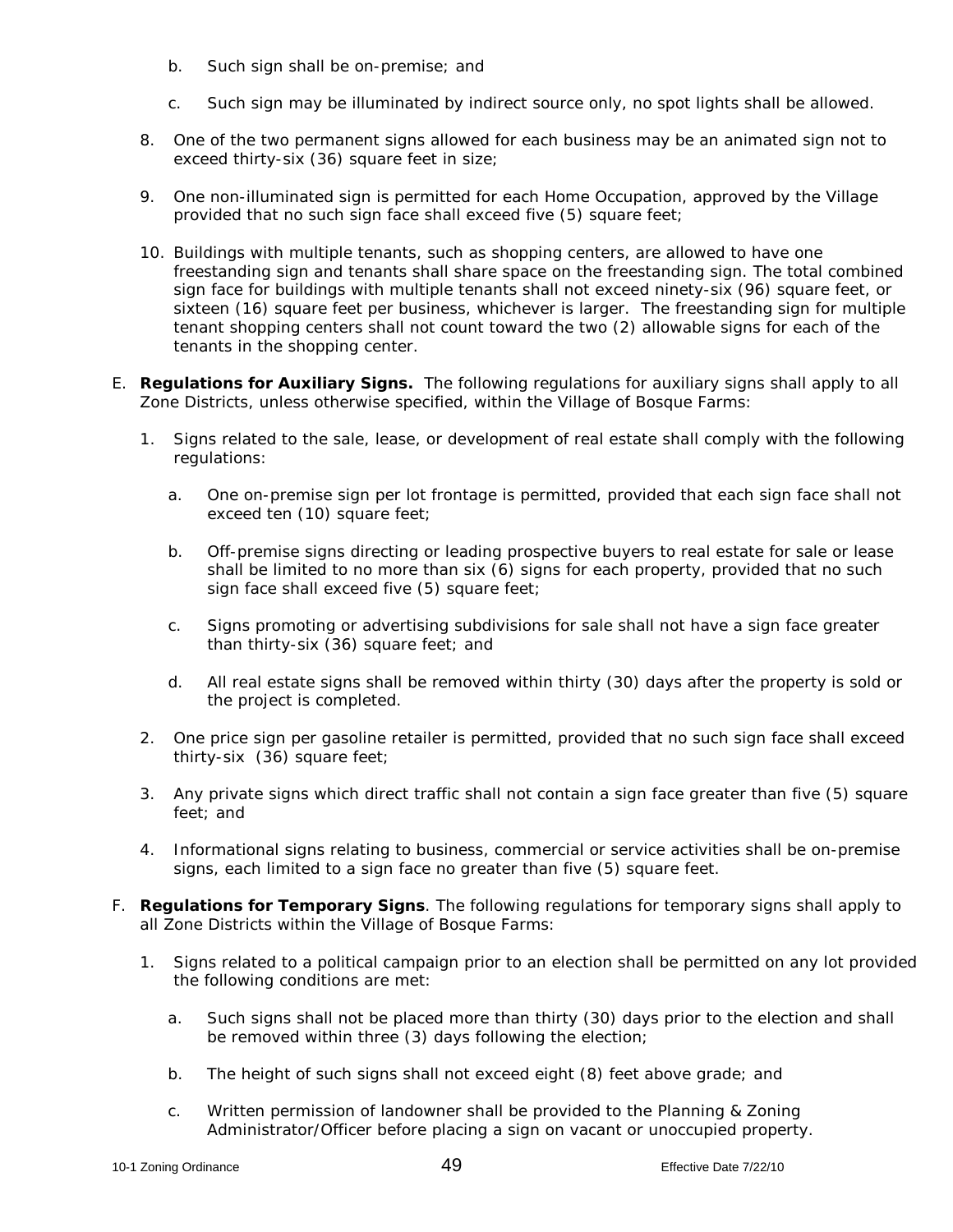b. Such sign shall be on-premise; and

c. Such sign may be illuminated by indirect source only, no spot lights shall be allowed.

8. One of the two permanent signs allowed for each business may be an animated sign not to exceed thirty-six (36) square feet in size;

9. One non-illuminated sign is permitted for each Home Occupation, approved by the Village provided that no such sign face shall exceed five (5) square feet;

10. Buildings with multiple tenants, such as shopping centers, are allowed to have one freestanding sign and tenants shall share space on the freestanding sign. The total combined sign face for buildings with multiple tenants shall not exceed ninety-six (96) square feet, or sixteen (16) square feet per business, whichever is larger. The freestanding sign for multiple tenant shopping centers shall not count toward the two (2) allowable signs for each of the tenants in the shopping center.

E. **Regulations for Auxiliary Signs.** The following regulations for auxiliary signs shall apply to all Zone Districts, unless otherwise specified, within the Village of Bosque Farms:

1. Signs related to the sale, lease, or development of real estate shall comply with the following regulations:

   a. One on-premise sign per lot frontage is permitted, provided that each sign face shall not exceed ten (10) square feet;

   b. Off-premise signs directing or leading prospective buyers to real estate for sale or lease shall be limited to no more than six (6) signs for each property, provided that no such sign face shall exceed five (5) square feet;

   c. Signs promoting or advertising subdivisions for sale shall not have a sign face greater than thirty-six (36) square feet; and

   d. All real estate signs shall be removed within thirty (30) days after the property is sold or the project is completed.

2. One price sign per gasoline retailer is permitted, provided that no such sign face shall exceed thirty-six (36) square feet;

3. Any private signs which direct traffic shall not contain a sign face greater than five (5) square feet; and

4. Informational signs relating to business, commercial or service activities shall be on-premise signs, each limited to a sign face no greater than five (5) square feet.

F. **Regulations for Temporary Signs**. The following regulations for temporary signs shall apply to all Zone Districts within the Village of Bosque Farms:

1. Signs related to a political campaign prior to an election shall be permitted on any lot provided the following conditions are met:

   a. Such signs shall not be placed more than thirty (30) days prior to the election and shall be removed within three (3) days following the election;

   b. The height of such signs shall not exceed eight (8) feet above grade; and

   c. Written permission of landowner shall be provided to the Planning & Zoning Administrator/Officer before placing a sign on vacant or unoccupied property.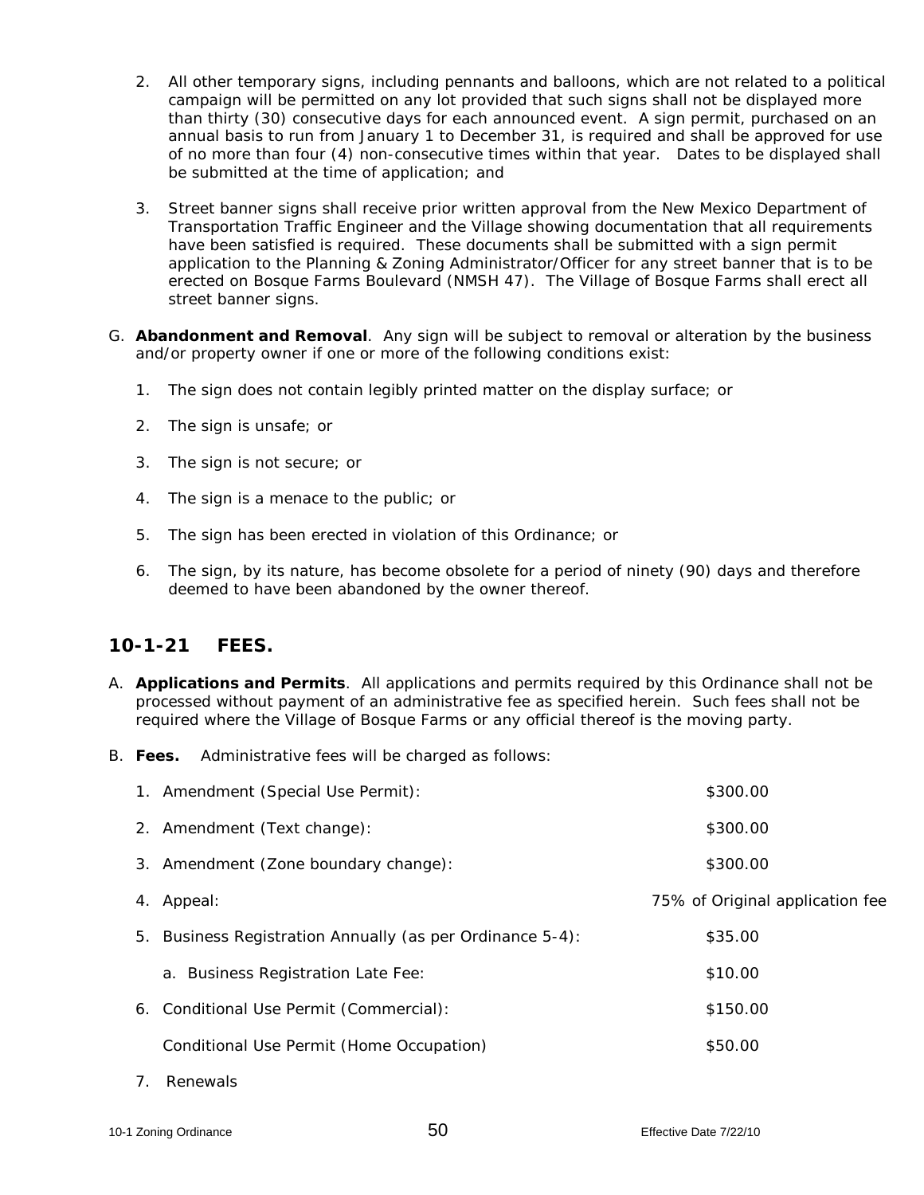2. All other temporary signs, including pennants and balloons, which are not related to a political campaign will be permitted on any lot provided that such signs shall not be displayed more than thirty (30) consecutive days for each announced event. A sign permit, purchased on an annual basis to run from January 1 to December 31, is required and shall be approved for use of no more than four (4) non-consecutive times within that year. Dates to be displayed shall be submitted at the time of application; and

3. Street banner signs shall receive prior written approval from the New Mexico Department of Transportation Traffic Engineer and the Village showing documentation that all requirements have been satisfied is required. These documents shall be submitted with a sign permit application to the Planning & Zoning Administrator/Officer for any street banner that is to be erected on Bosque Farms Boulevard (NMSH 47). The Village of Bosque Farms shall erect all street banner signs.

G. **Abandonment and Removal**. Any sign will be subject to removal or alteration by the business and/or property owner if one or more of the following conditions exist:

1. The sign does not contain legibly printed matter on the display surface; or
2. The sign is unsafe; or
3. The sign is not secure; or
4. The sign is a menace to the public; or
5. The sign has been erected in violation of this Ordinance; or
6. The sign, by its nature, has become obsolete for a period of ninety (90) days and therefore deemed to have been abandoned by the owner thereof.

## 10-1-21 FEES.

A. **Applications and Permits**. All applications and permits required by this Ordinance shall not be processed without payment of an administrative fee as specified herein. Such fees shall not be required where the Village of Bosque Farms or any official thereof is the moving party.

B. **Fees.** Administrative fees will be charged as follows:

1. Amendment (Special Use Permit): $300.00
2. Amendment (Text change): $300.00
3. Amendment (Zone boundary change): $300.00
4. Appeal: 75% of Original application fee
5. Business Registration Annually (as per Ordinance 5-4): $35.00
   a. Business Registration Late Fee: $10.00
6. Conditional Use Permit (Commercial): $150.00

   Conditional Use Permit (Home Occupation) $50.00
7. Renewals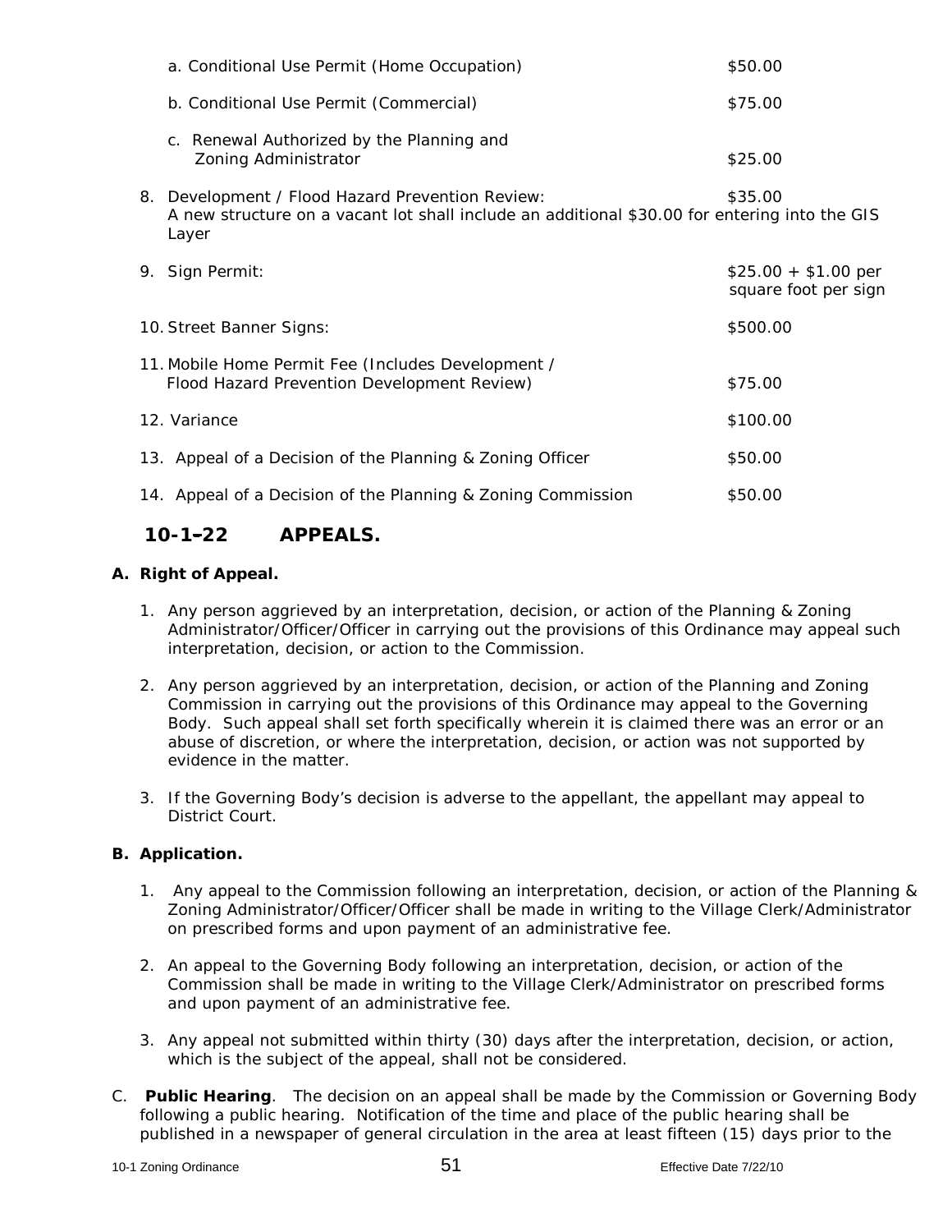a. Conditional Use Permit (Home Occupation) $50.00

b. Conditional Use Permit (Commercial) $75.00

c. Renewal Authorized by the Planning and Zoning Administrator $25.00

8. Development / Flood Hazard Prevention Review: $35.00
   A new structure on a vacant lot shall include an additional $30.00 for entering into the GIS Layer

9. Sign Permit: $25.00 + $1.00 per square foot per sign

10. Street Banner Signs: $500.00

11. Mobile Home Permit Fee (Includes Development / Flood Hazard Prevention Development Review) $75.00

12. Variance $100.00

13. Appeal of a Decision of the Planning & Zoning Officer $50.00

14. Appeal of a Decision of the Planning & Zoning Commission $50.00

## 10-1–22 APPEALS.

**A. Right of Appeal.**

1. Any person aggrieved by an interpretation, decision, or action of the Planning & Zoning Administrator/Officer/Officer in carrying out the provisions of this Ordinance may appeal such interpretation, decision, or action to the Commission.

2. Any person aggrieved by an interpretation, decision, or action of the Planning and Zoning Commission in carrying out the provisions of this Ordinance may appeal to the Governing Body. Such appeal shall set forth specifically wherein it is claimed there was an error or an abuse of discretion, or where the interpretation, decision, or action was not supported by evidence in the matter.

3. If the Governing Body's decision is adverse to the appellant, the appellant may appeal to District Court.

**B. Application.**

1. Any appeal to the Commission following an interpretation, decision, or action of the Planning & Zoning Administrator/Officer/Officer shall be made in writing to the Village Clerk/Administrator on prescribed forms and upon payment of an administrative fee.

2. An appeal to the Governing Body following an interpretation, decision, or action of the Commission shall be made in writing to the Village Clerk/Administrator on prescribed forms and upon payment of an administrative fee.

3. Any appeal not submitted within thirty (30) days after the interpretation, decision, or action, which is the subject of the appeal, shall not be considered.

C. **Public Hearing**. The decision on an appeal shall be made by the Commission or Governing Body following a public hearing. Notification of the time and place of the public hearing shall be published in a newspaper of general circulation in the area at least fifteen (15) days prior to the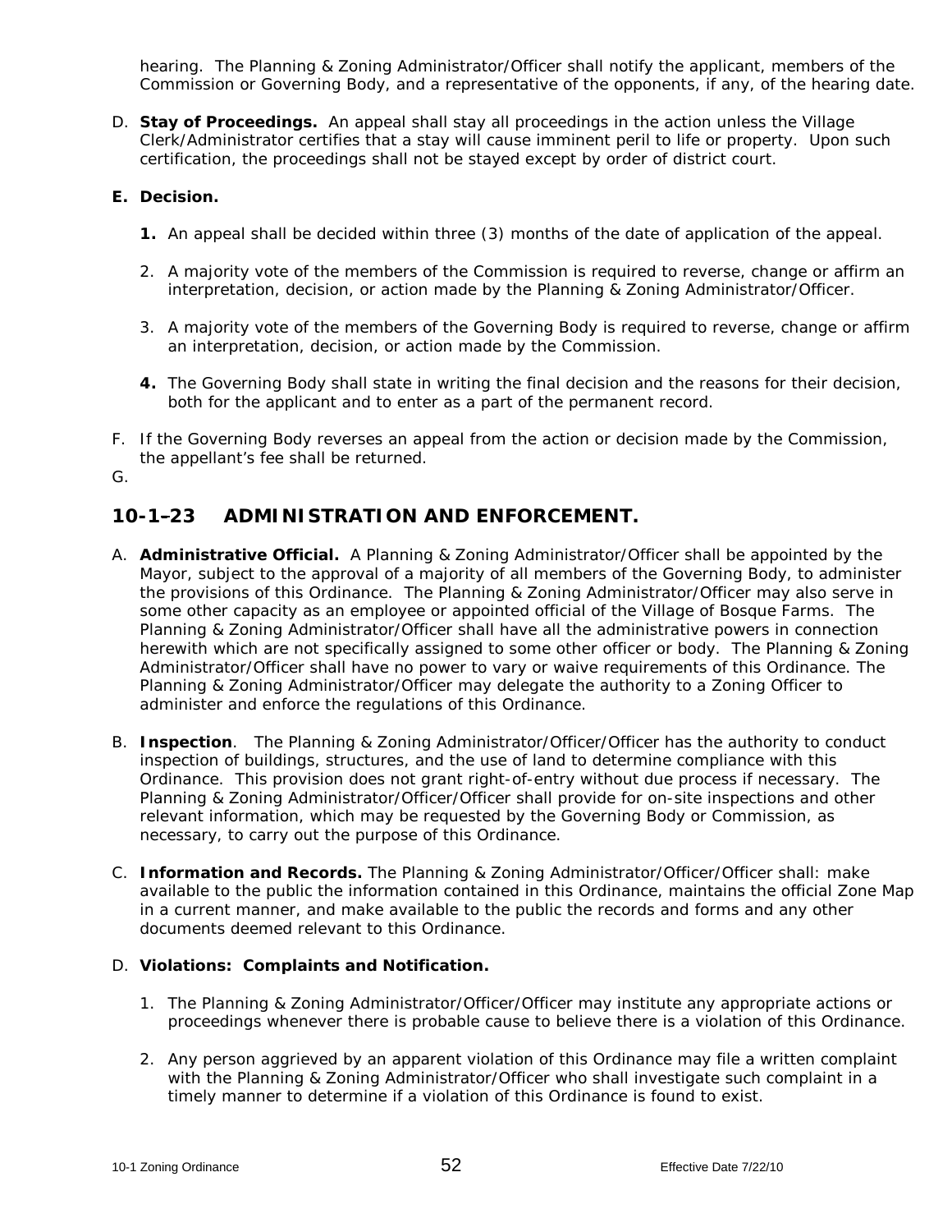hearing. The Planning & Zoning Administrator/Officer shall notify the applicant, members of the Commission or Governing Body, and a representative of the opponents, if any, of the hearing date.

D. **Stay of Proceedings.** An appeal shall stay all proceedings in the action unless the Village Clerk/Administrator certifies that a stay will cause imminent peril to life or property. Upon such certification, the proceedings shall not be stayed except by order of district court.

**E. Decision.**

1. An appeal shall be decided within three (3) months of the date of application of the appeal.

2. A majority vote of the members of the Commission is required to reverse, change or affirm an interpretation, decision, or action made by the Planning & Zoning Administrator/Officer.

3. A majority vote of the members of the Governing Body is required to reverse, change or affirm an interpretation, decision, or action made by the Commission.

4. The Governing Body shall state in writing the final decision and the reasons for their decision, both for the applicant and to enter as a part of the permanent record.

F. If the Governing Body reverses an appeal from the action or decision made by the Commission, the appellant's fee shall be returned.

G.

## 10-1–23 ADMINISTRATION AND ENFORCEMENT.

A. **Administrative Official.** A Planning & Zoning Administrator/Officer shall be appointed by the Mayor, subject to the approval of a majority of all members of the Governing Body, to administer the provisions of this Ordinance. The Planning & Zoning Administrator/Officer may also serve in some other capacity as an employee or appointed official of the Village of Bosque Farms. The Planning & Zoning Administrator/Officer shall have all the administrative powers in connection herewith which are not specifically assigned to some other officer or body. The Planning & Zoning Administrator/Officer shall have no power to vary or waive requirements of this Ordinance. The Planning & Zoning Administrator/Officer may delegate the authority to a Zoning Officer to administer and enforce the regulations of this Ordinance.

B. **Inspection**. The Planning & Zoning Administrator/Officer/Officer has the authority to conduct inspection of buildings, structures, and the use of land to determine compliance with this Ordinance. This provision does not grant right-of-entry without due process if necessary. The Planning & Zoning Administrator/Officer/Officer shall provide for on-site inspections and other relevant information, which may be requested by the Governing Body or Commission, as necessary, to carry out the purpose of this Ordinance.

C. **Information and Records.** The Planning & Zoning Administrator/Officer/Officer shall: make available to the public the information contained in this Ordinance, maintains the official Zone Map in a current manner, and make available to the public the records and forms and any other documents deemed relevant to this Ordinance.

D. **Violations: Complaints and Notification.**

1. The Planning & Zoning Administrator/Officer/Officer may institute any appropriate actions or proceedings whenever there is probable cause to believe there is a violation of this Ordinance.

2. Any person aggrieved by an apparent violation of this Ordinance may file a written complaint with the Planning & Zoning Administrator/Officer who shall investigate such complaint in a timely manner to determine if a violation of this Ordinance is found to exist.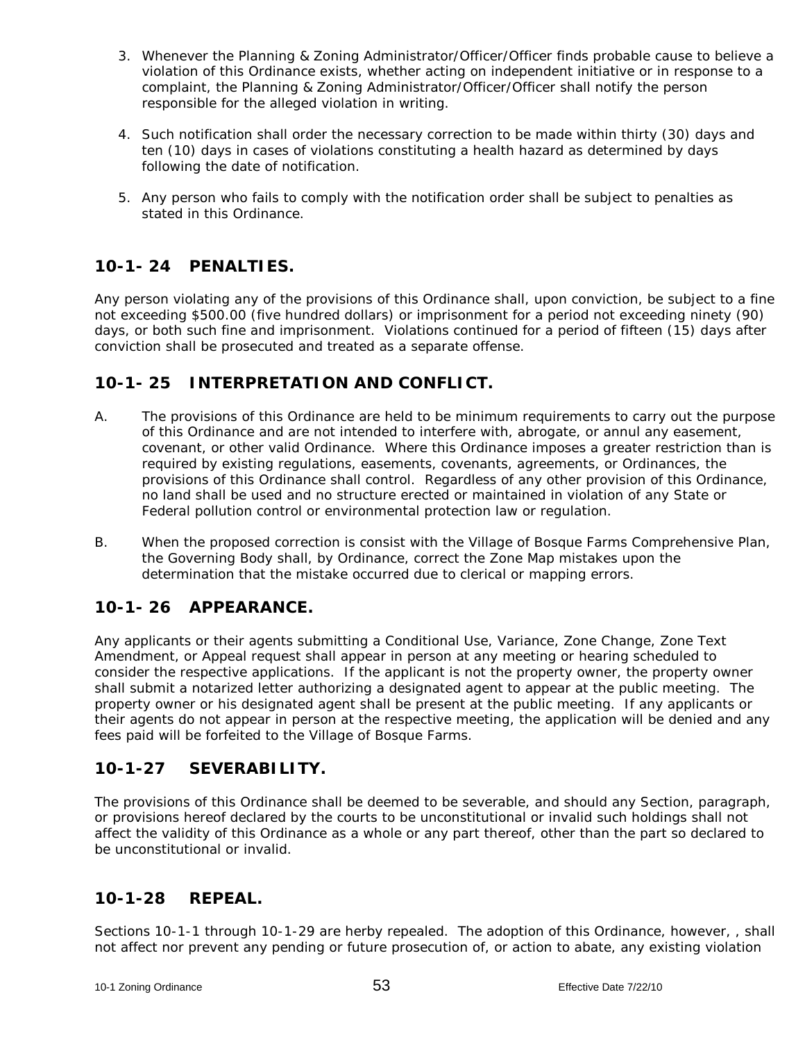3. Whenever the Planning & Zoning Administrator/Officer/Officer finds probable cause to believe a violation of this Ordinance exists, whether acting on independent initiative or in response to a complaint, the Planning & Zoning Administrator/Officer/Officer shall notify the person responsible for the alleged violation in writing.

4. Such notification shall order the necessary correction to be made within thirty (30) days and ten (10) days in cases of violations constituting a health hazard as determined by days following the date of notification.

5. Any person who fails to comply with the notification order shall be subject to penalties as stated in this Ordinance.

## 10-1- 24 PENALTIES.

Any person violating any of the provisions of this Ordinance shall, upon conviction, be subject to a fine not exceeding $500.00 (five hundred dollars) or imprisonment for a period not exceeding ninety (90) days, or both such fine and imprisonment. Violations continued for a period of fifteen (15) days after conviction shall be prosecuted and treated as a separate offense.

## 10-1- 25 INTERPRETATION AND CONFLICT.

A. The provisions of this Ordinance are held to be minimum requirements to carry out the purpose of this Ordinance and are not intended to interfere with, abrogate, or annul any easement, covenant, or other valid Ordinance. Where this Ordinance imposes a greater restriction than is required by existing regulations, easements, covenants, agreements, or Ordinances, the provisions of this Ordinance shall control. Regardless of any other provision of this Ordinance, no land shall be used and no structure erected or maintained in violation of any State or Federal pollution control or environmental protection law or regulation.

B. When the proposed correction is consist with the Village of Bosque Farms Comprehensive Plan, the Governing Body shall, by Ordinance, correct the Zone Map mistakes upon the determination that the mistake occurred due to clerical or mapping errors.

## 10-1- 26 APPEARANCE.

Any applicants or their agents submitting a Conditional Use, Variance, Zone Change, Zone Text Amendment, or Appeal request shall appear in person at any meeting or hearing scheduled to consider the respective applications. If the applicant is not the property owner, the property owner shall submit a notarized letter authorizing a designated agent to appear at the public meeting. The property owner or his designated agent shall be present at the public meeting. If any applicants or their agents do not appear in person at the respective meeting, the application will be denied and any fees paid will be forfeited to the Village of Bosque Farms.

## 10-1-27 SEVERABILITY.

The provisions of this Ordinance shall be deemed to be severable, and should any Section, paragraph, or provisions hereof declared by the courts to be unconstitutional or invalid such holdings shall not affect the validity of this Ordinance as a whole or any part thereof, other than the part so declared to be unconstitutional or invalid.

## 10-1-28 REPEAL.

Sections 10-1-1 through 10-1-29 are herby repealed. The adoption of this Ordinance, however, , shall not affect nor prevent any pending or future prosecution of, or action to abate, any existing violation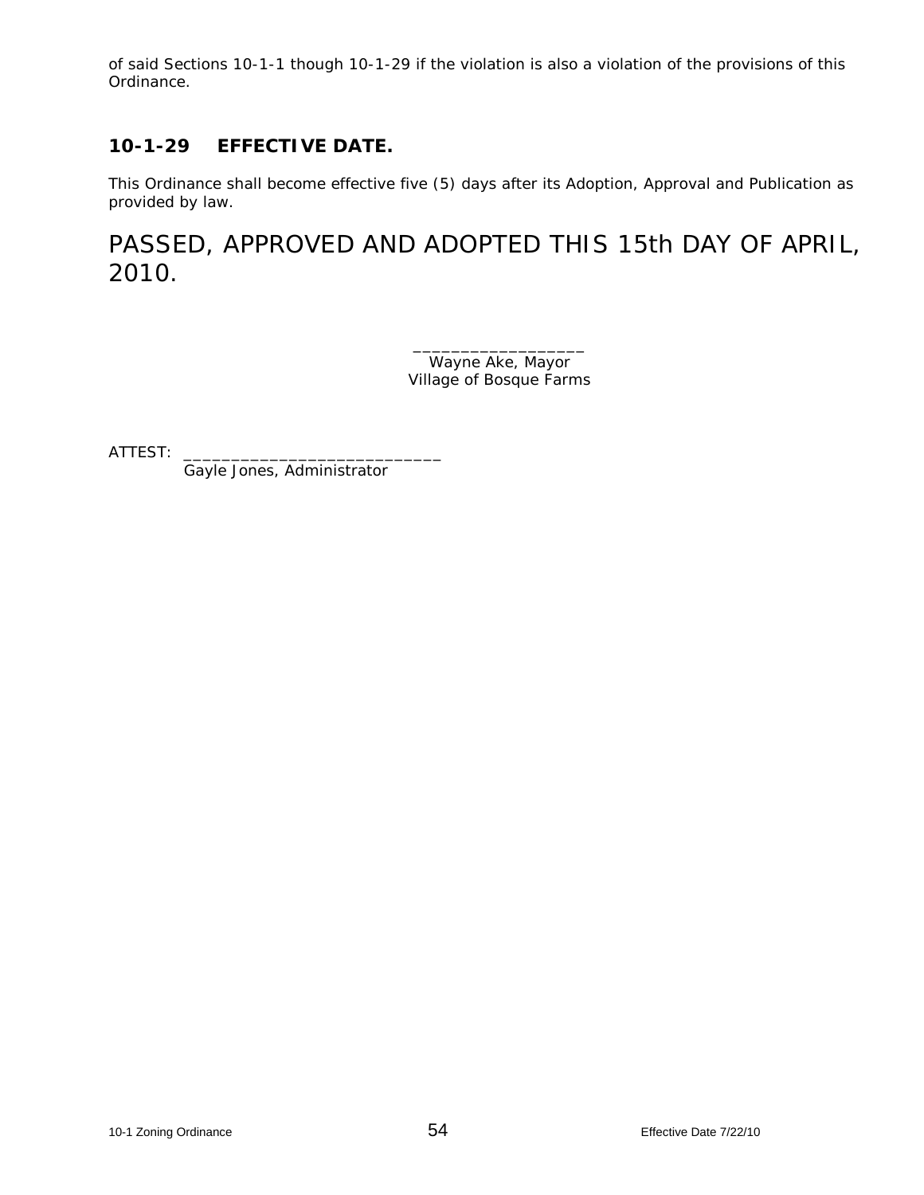of said Sections 10-1-1 though 10-1-29 if the violation is also a violation of the provisions of this Ordinance.

## 10-1-29 EFFECTIVE DATE.

This Ordinance shall become effective five (5) days after its Adoption, Approval and Publication as provided by law.

# PASSED, APPROVED AND ADOPTED THIS 15th DAY OF APRIL, 2010.

__________________
Wayne Ake, Mayor
Village of Bosque Farms

ATTEST: ____________________________
Gayle Jones, Administrator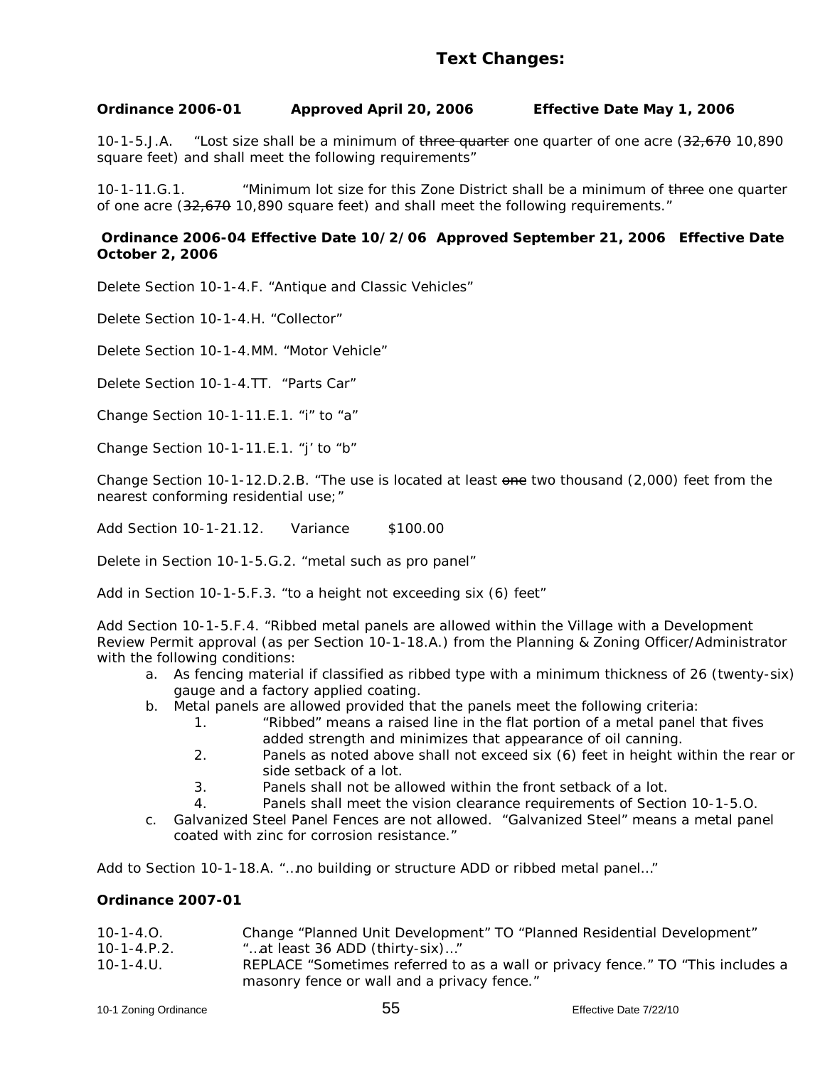## Text Changes:

**Ordinance 2006-01 Approved April 20, 2006 Effective Date May 1, 2006**

10-1-5.J.A. "Lost size shall be a minimum of ~~three quarter~~ one quarter of one acre (~~32,670~~ 10,890 square feet) and shall meet the following requirements"

10-1-11.G.1. "Minimum lot size for this Zone District shall be a minimum of ~~three~~ one quarter of one acre (~~32,670~~ 10,890 square feet) and shall meet the following requirements."

**Ordinance 2006-04 Effective Date 10/2/06 Approved September 21, 2006 Effective Date October 2, 2006**

Delete Section 10-1-4.F. "Antique and Classic Vehicles"

Delete Section 10-1-4.H. "Collector"

Delete Section 10-1-4.MM. "Motor Vehicle"

Delete Section 10-1-4.TT. "Parts Car"

Change Section 10-1-11.E.1. "i" to "a"

Change Section 10-1-11.E.1. "j' to "b"

Change Section 10-1-12.D.2.B. "The use is located at least ~~one~~ two thousand (2,000) feet from the nearest conforming residential use;"

Add Section 10-1-21.12. Variance $100.00

Delete in Section 10-1-5.G.2. "metal such as pro panel"

Add in Section 10-1-5.F.3. "to a height not exceeding six (6) feet"

Add Section 10-1-5.F.4. "Ribbed metal panels are allowed within the Village with a Development Review Permit approval (as per Section 10-1-18.A.) from the Planning & Zoning Officer/Administrator with the following conditions:

a. As fencing material if classified as ribbed type with a minimum thickness of 26 (twenty-six) gauge and a factory applied coating.
b. Metal panels are allowed provided that the panels meet the following criteria:
    1. "Ribbed" means a raised line in the flat portion of a metal panel that fives added strength and minimizes that appearance of oil canning.
    2. Panels as noted above shall not exceed six (6) feet in height within the rear or side setback of a lot.
    3. Panels shall not be allowed within the front setback of a lot.
    4. Panels shall meet the vision clearance requirements of Section 10-1-5.O.
c. Galvanized Steel Panel Fences are not allowed. "Galvanized Steel" means a metal panel coated with zinc for corrosion resistance."

Add to Section 10-1-18.A. "…no building or structure ADD or ribbed metal panel…"

**Ordinance 2007-01**

10-1-4.O. Change "Planned Unit Development" TO "Planned Residential Development"

10-1-4.P.2. "…at least 36 ADD (thirty-six)…"

10-1-4.U. REPLACE "Sometimes referred to as a wall or privacy fence." TO "This includes a masonry fence or wall and a privacy fence."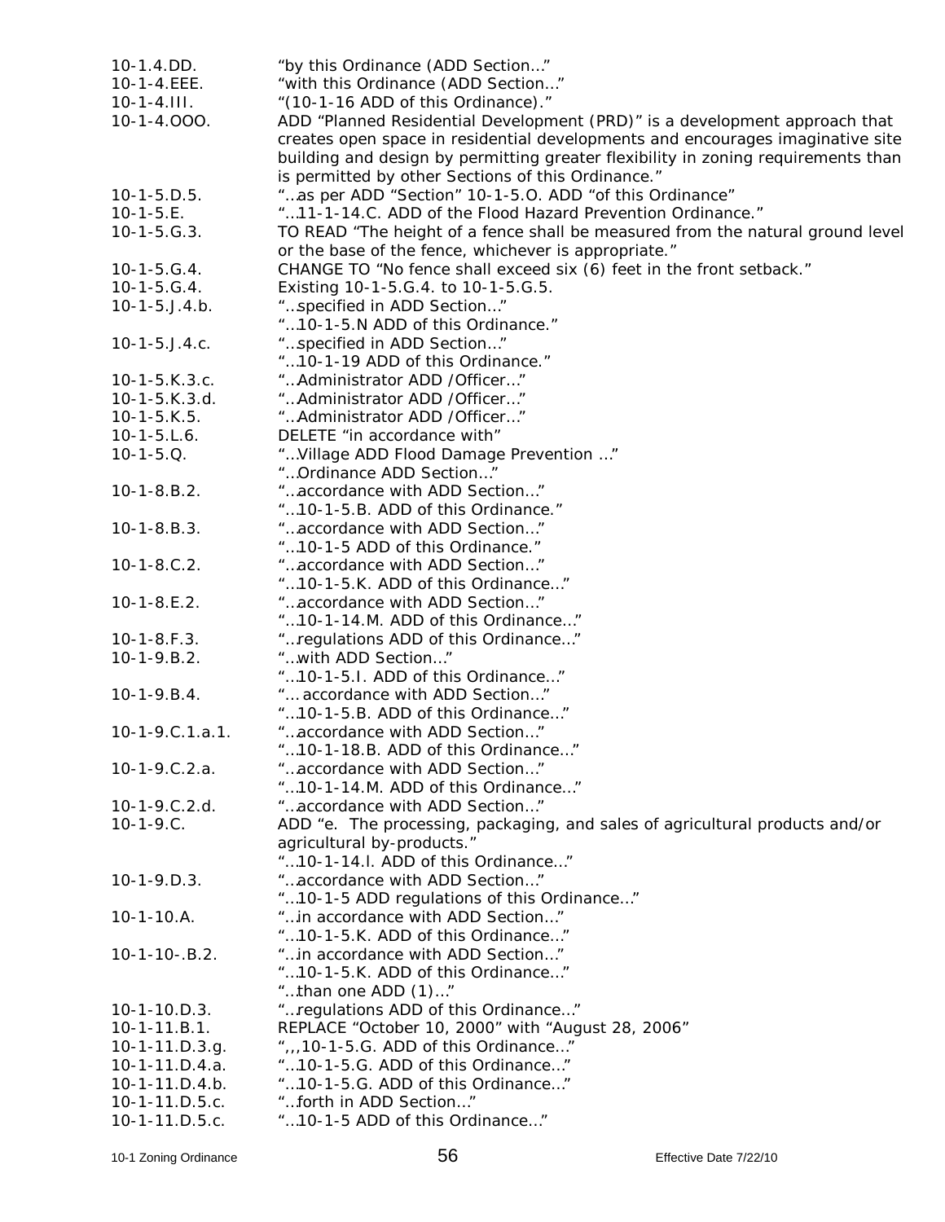| | |
|---|---|
| 10-1.4.DD. | "by this Ordinance (ADD Section…" |
| 10-1-4.EEE. | "with this Ordinance (ADD Section…" |
| 10-1-4.III. | "(10-1-16 ADD of this Ordinance)." |
| 10-1-4.OOO. | ADD "Planned Residential Development (PRD)" is a development approach that creates open space in residential developments and encourages imaginative site building and design by permitting greater flexibility in zoning requirements than is permitted by other Sections of this Ordinance." |
| 10-1-5.D.5. | "…as per ADD "Section" 10-1-5.O. ADD "of this Ordinance" |
| 10-1-5.E. | "…11-1-14.C. ADD of the Flood Hazard Prevention Ordinance." |
| 10-1-5.G.3. | TO READ "The height of a fence shall be measured from the natural ground level or the base of the fence, whichever is appropriate." |
| 10-1-5.G.4. | CHANGE TO "No fence shall exceed six (6) feet in the front setback." |
| 10-1-5.G.4. | Existing 10-1-5.G.4. to 10-1-5.G.5. |
| 10-1-5.J.4.b. | "…specified in ADD Section…"<br>"…10-1-5.N ADD of this Ordinance." |
| 10-1-5.J.4.c. | "…specified in ADD Section…"<br>"…10-1-19 ADD of this Ordinance." |
| 10-1-5.K.3.c. | "…Administrator ADD /Officer…" |
| 10-1-5.K.3.d. | "…Administrator ADD /Officer…" |
| 10-1-5.K.5. | "…Administrator ADD /Officer…" |
| 10-1-5.L.6. | DELETE "in accordance with" |
| 10-1-5.Q. | "…Village ADD Flood Damage Prevention …"<br>"…Ordinance ADD Section…" |
| 10-1-8.B.2. | "…accordance with ADD Section…"<br>"…10-1-5.B. ADD of this Ordinance." |
| 10-1-8.B.3. | "…accordance with ADD Section…"<br>"…10-1-5 ADD of this Ordinance." |
| 10-1-8.C.2. | "…accordance with ADD Section…"<br>"…10-1-5.K. ADD of this Ordinance…" |
| 10-1-8.E.2. | "…accordance with ADD Section…"<br>"…10-1-14.M. ADD of this Ordinance…" |
| 10-1-8.F.3. | "…regulations ADD of this Ordinance…" |
| 10-1-9.B.2. | "…with ADD Section…"<br>"…10-1-5.I. ADD of this Ordinance…" |
| 10-1-9.B.4. | "… accordance with ADD Section…"<br>"…10-1-5.B. ADD of this Ordinance…" |
| 10-1-9.C.1.a.1. | "…accordance with ADD Section…"<br>"…10-1-18.B. ADD of this Ordinance…" |
| 10-1-9.C.2.a. | "…accordance with ADD Section…"<br>"…10-1-14.M. ADD of this Ordinance…" |
| 10-1-9.C.2.d. | "…accordance with ADD Section…" |
| 10-1-9.C. | ADD "e. The processing, packaging, and sales of agricultural products and/or agricultural by-products."<br>"…10-1-14.I. ADD of this Ordinance…" |
| 10-1-9.D.3. | "…accordance with ADD Section…"<br>"…10-1-5 ADD regulations of this Ordinance…" |
| 10-1-10.A. | "…in accordance with ADD Section…"<br>"…10-1-5.K. ADD of this Ordinance…" |
| 10-1-10-.B.2. | "…in accordance with ADD Section…"<br>"…10-1-5.K. ADD of this Ordinance…"<br>"…than one ADD (1)…" |
| 10-1-10.D.3. | "…regulations ADD of this Ordinance…" |
| 10-1-11.B.1. | REPLACE "October 10, 2000" with "August 28, 2006" |
| 10-1-11.D.3.g. | ",,,10-1-5.G. ADD of this Ordinance…" |
| 10-1-11.D.4.a. | "…10-1-5.G. ADD of this Ordinance…" |
| 10-1-11.D.4.b. | "…10-1-5.G. ADD of this Ordinance…" |
| 10-1-11.D.5.c. | "…forth in ADD Section…" |
| 10-1-11.D.5.c. | "…10-1-5 ADD of this Ordinance…" |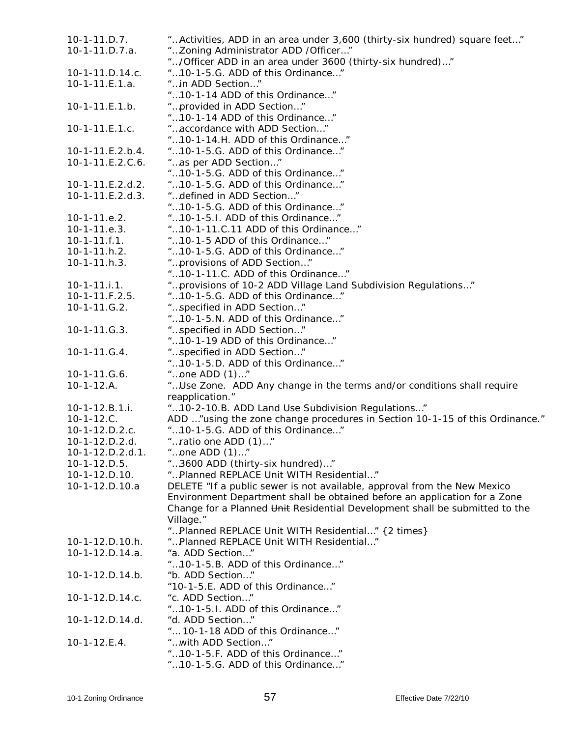| | |
|---|---|
| 10-1-11.D.7. | "…Activities, ADD in an area under 3,600 (thirty-six hundred) square feet…" |
| 10-1-11.D.7.a. | "…Zoning Administrator ADD /Officer…" |
| | "…/Officer ADD in an area under 3600 (thirty-six hundred)…" |
| 10-1-11.D.14.c. | "…10-1-5.G. ADD of this Ordinance…" |
| 10-1-11.E.1.a. | "…in ADD Section…" |
| | "…10-1-14 ADD of this Ordinance…" |
| 10-1-11.E.1.b. | "…provided in ADD Section…" |
| | "…10-1-14 ADD of this Ordinance…" |
| 10-1-11.E.1.c. | "…accordance with ADD Section…" |
| | "…10-1-14.H. ADD of this Ordinance…" |
| 10-1-11.E.2.b.4. | "…10-1-5.G. ADD of this Ordinance…" |
| 10-1-11.E.2.C.6. | "…as per ADD Section…" |
| | "…10-1-5.G. ADD of this Ordinance…" |
| 10-1-11.E.2.d.2. | "…10-1-5.G. ADD of this Ordinance…" |
| 10-1-11.E.2.d.3. | "…defined in ADD Section…" |
| | "…10-1-5.G. ADD of this Ordinance…" |
| 10-1-11.e.2. | "…10-1-5.I. ADD of this Ordinance…" |
| 10-1-11.e.3. | "…10-1-11.C.11 ADD of this Ordinance…" |
| 10-1-11.f.1. | "…10-1-5 ADD of this Ordinance…" |
| 10-1-11.h.2. | "…10-1-5.G. ADD of this Ordinance…" |
| 10-1-11.h.3. | "…provisions of ADD Section…" |
| | "…10-1-11.C. ADD of this Ordinance…" |
| 10-1-11.i.1. | "…provisions of 10-2 ADD Village Land Subdivision Regulations…" |
| 10-1-11.F.2.5. | "…10-1-5.G. ADD of this Ordinance…" |
| 10-1-11.G.2. | "…specified in ADD Section…" |
| | "…10-1-5.N. ADD of this Ordinance…" |
| 10-1-11.G.3. | "…specified in ADD Section…" |
| | "…10-1-19 ADD of this Ordinance…" |
| 10-1-11.G.4. | "…specified in ADD Section…" |
| | "…10-1-5.D. ADD of this Ordinance…" |
| 10-1-11.G.6. | "…one ADD (1)…" |
| 10-1-12.A. | "…Use Zone. ADD Any change in the terms and/or conditions shall require reapplication." |
| 10-1-12.B.1.i. | "…10-2-10.B. ADD Land Use Subdivision Regulations…" |
| 10-1-12.C. | ADD …"using the zone change procedures in Section 10-1-15 of this Ordinance." |
| 10-1-12.D.2.c. | "…10-1-5.G. ADD of this Ordinance…" |
| 10-1-12.D.2.d. | "…ratio one ADD (1)…" |
| 10-1-12.D.2.d.1. | "…one ADD (1)…" |
| 10-1-12.D.5. | "…3600 ADD (thirty-six hundred)…" |
| 10-1-12.D.10. | "…Planned REPLACE Unit WITH Residential…" |
| 10-1-12.D.10.a | DELETE "If a public sewer is not available, approval from the New Mexico Environment Department shall be obtained before an application for a Zone Change for a Planned ~~Unit~~ Residential Development shall be submitted to the Village." |
| | "…Planned REPLACE Unit WITH Residential…" {2 times} |
| 10-1-12.D.10.h. | "…Planned REPLACE Unit WITH Residential…" |
| 10-1-12.D.14.a. | "a. ADD Section…" |
| | "…10-1-5.B. ADD of this Ordinance…" |
| 10-1-12.D.14.b. | "b. ADD Section…" |
| | "10-1-5.E. ADD of this Ordinance…" |
| 10-1-12.D.14.c. | "c. ADD Section…" |
| | "…10-1-5.I. ADD of this Ordinance…" |
| 10-1-12.D.14.d. | "d. ADD Section…" |
| | "… 10-1-18 ADD of this Ordinance…" |
| 10-1-12.E.4. | "…with ADD Section…" |
| | "…10-1-5.F. ADD of this Ordinance…" |
| | "…10-1-5.G. ADD of this Ordinance…" |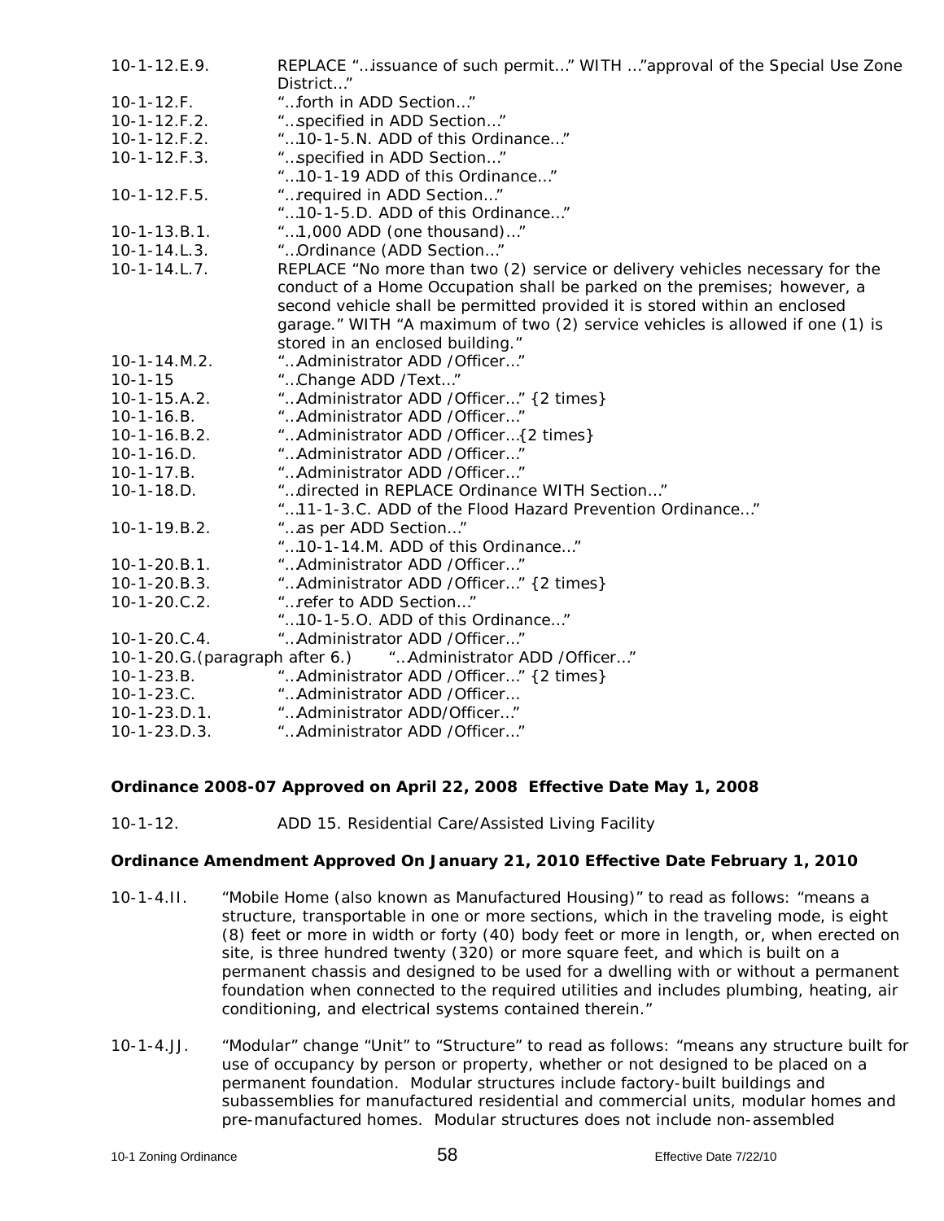| | |
|---|---|
| 10-1-12.E.9. | REPLACE "…issuance of such permit…" WITH …"approval of the Special Use Zone District…" |
| 10-1-12.F. | "…forth in ADD Section…" |
| 10-1-12.F.2. | "…specified in ADD Section…" |
| 10-1-12.F.2. | "…10-1-5.N. ADD of this Ordinance…" |
| 10-1-12.F.3. | "…specified in ADD Section…"<br>"…10-1-19 ADD of this Ordinance…" |
| 10-1-12.F.5. | "…required in ADD Section…"<br>"…10-1-5.D. ADD of this Ordinance…" |
| 10-1-13.B.1. | "…1,000 ADD (one thousand)…" |
| 10-1-14.L.3. | "…Ordinance (ADD Section…" |
| 10-1-14.L.7. | REPLACE "No more than two (2) service or delivery vehicles necessary for the conduct of a Home Occupation shall be parked on the premises; however, a second vehicle shall be permitted provided it is stored within an enclosed garage." WITH "A maximum of two (2) service vehicles is allowed if one (1) is stored in an enclosed building." |
| 10-1-14.M.2. | "…Administrator ADD /Officer…" |
| 10-1-15 | "…Change ADD /Text…" |
| 10-1-15.A.2. | "…Administrator ADD /Officer…" {2 times} |
| 10-1-16.B. | "…Administrator ADD /Officer…" |
| 10-1-16.B.2. | "…Administrator ADD /Officer…{2 times} |
| 10-1-16.D. | "…Administrator ADD /Officer…" |
| 10-1-17.B. | "…Administrator ADD /Officer…" |
| 10-1-18.D. | "…directed in REPLACE Ordinance WITH Section…"<br>"…11-1-3.C. ADD of the Flood Hazard Prevention Ordinance…" |
| 10-1-19.B.2. | "…as per ADD Section…"<br>"…10-1-14.M. ADD of this Ordinance…" |
| 10-1-20.B.1. | "…Administrator ADD /Officer…" |
| 10-1-20.B.3. | "…Administrator ADD /Officer…" {2 times} |
| 10-1-20.C.2. | "…refer to ADD Section…"<br>"…10-1-5.O. ADD of this Ordinance…" |
| 10-1-20.C.4. | "…Administrator ADD /Officer…" |
| 10-1-20.G.(paragraph after 6.) | "…Administrator ADD /Officer…" |
| 10-1-23.B. | "…Administrator ADD /Officer…" {2 times} |
| 10-1-23.C. | "…Administrator ADD /Officer… |
| 10-1-23.D.1. | "…Administrator ADD/Officer…" |
| 10-1-23.D.3. | "…Administrator ADD /Officer…" |

**Ordinance 2008-07 Approved on April 22, 2008 Effective Date May 1, 2008**

10-1-12. ADD 15. Residential Care/Assisted Living Facility

**Ordinance Amendment Approved On January 21, 2010 Effective Date February 1, 2010**

10-1-4.II. "Mobile Home (also known as Manufactured Housing)" to read as follows: "means a structure, transportable in one or more sections, which in the traveling mode, is eight (8) feet or more in width or forty (40) body feet or more in length, or, when erected on site, is three hundred twenty (320) or more square feet, and which is built on a permanent chassis and designed to be used for a dwelling with or without a permanent foundation when connected to the required utilities and includes plumbing, heating, air conditioning, and electrical systems contained therein."

10-1-4.JJ. "Modular" change "Unit" to "Structure" to read as follows: "means any structure built for use of occupancy by person or property, whether or not designed to be placed on a permanent foundation. Modular structures include factory-built buildings and subassemblies for manufactured residential and commercial units, modular homes and pre-manufactured homes. Modular structures does not include non-assembled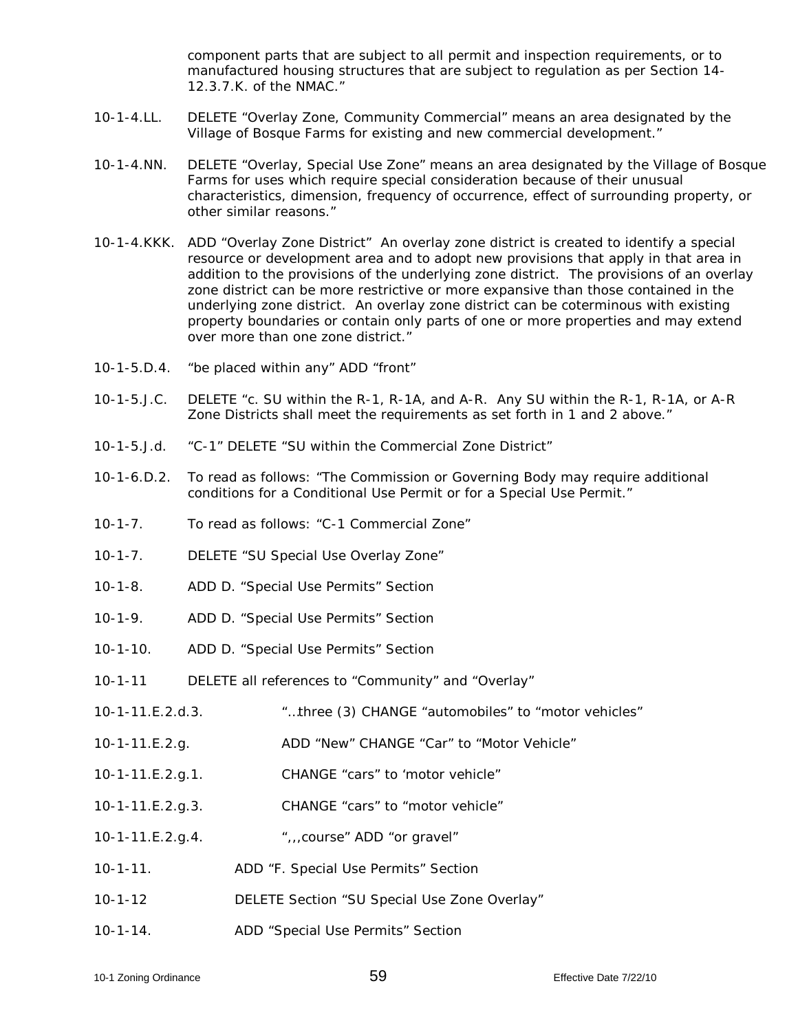component parts that are subject to all permit and inspection requirements, or to manufactured housing structures that are subject to regulation as per Section 14-12.3.7.K. of the NMAC."

10-1-4.LL. DELETE "Overlay Zone, Community Commercial" means an area designated by the Village of Bosque Farms for existing and new commercial development."

10-1-4.NN. DELETE "Overlay, Special Use Zone" means an area designated by the Village of Bosque Farms for uses which require special consideration because of their unusual characteristics, dimension, frequency of occurrence, effect of surrounding property, or other similar reasons."

10-1-4.KKK. ADD "Overlay Zone District" An overlay zone district is created to identify a special resource or development area and to adopt new provisions that apply in that area in addition to the provisions of the underlying zone district. The provisions of an overlay zone district can be more restrictive or more expansive than those contained in the underlying zone district. An overlay zone district can be coterminous with existing property boundaries or contain only parts of one or more properties and may extend over more than one zone district."

10-1-5.D.4. "be placed within any" ADD "front"

10-1-5.J.C. DELETE "c. SU within the R-1, R-1A, and A-R. Any SU within the R-1, R-1A, or A-R Zone Districts shall meet the requirements as set forth in 1 and 2 above."

10-1-5.J.d. "C-1" DELETE "SU within the Commercial Zone District"

10-1-6.D.2. To read as follows: "The Commission or Governing Body may require additional conditions for a Conditional Use Permit or for a Special Use Permit."

10-1-7. To read as follows: "C-1 Commercial Zone"

10-1-7. DELETE "SU Special Use Overlay Zone"

10-1-8. ADD D. "Special Use Permits" Section

10-1-9. ADD D. "Special Use Permits" Section

10-1-10. ADD D. "Special Use Permits" Section

10-1-11 DELETE all references to "Community" and "Overlay"

10-1-11.E.2.d.3. "…three (3) CHANGE "automobiles" to "motor vehicles"

10-1-11.E.2.g. ADD "New" CHANGE "Car" to "Motor Vehicle"

10-1-11.E.2.g.1. CHANGE "cars" to 'motor vehicle"

10-1-11.E.2.g.3. CHANGE "cars" to "motor vehicle"

10-1-11.E.2.g.4. ",,,course" ADD "or gravel"

10-1-11. ADD "F. Special Use Permits" Section

10-1-12 DELETE Section "SU Special Use Zone Overlay"

10-1-14. ADD "Special Use Permits" Section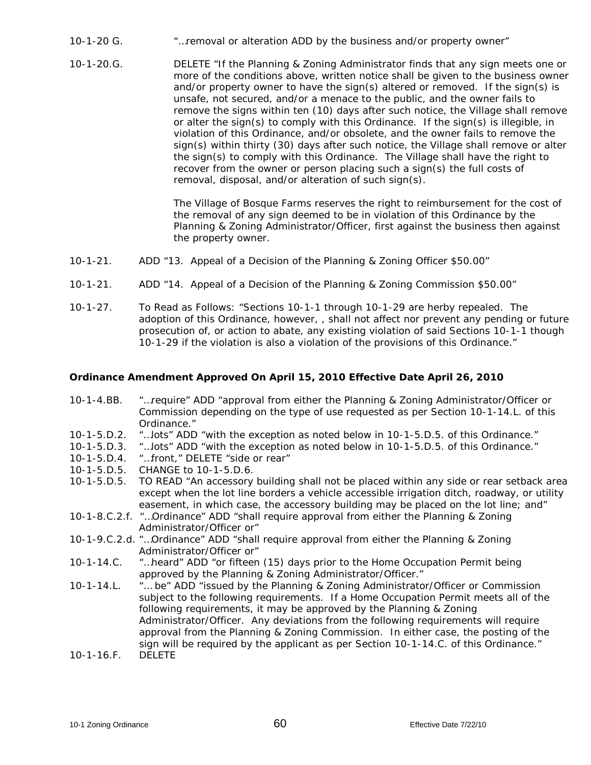10-1-20 G. "…removal or alteration ADD by the business and/or property owner"

10-1-20.G. DELETE "If the Planning & Zoning Administrator finds that any sign meets one or more of the conditions above, written notice shall be given to the business owner and/or property owner to have the sign(s) altered or removed. If the sign(s) is unsafe, not secured, and/or a menace to the public, and the owner fails to remove the signs within ten (10) days after such notice, the Village shall remove or alter the sign(s) to comply with this Ordinance. If the sign(s) is illegible, in violation of this Ordinance, and/or obsolete, and the owner fails to remove the sign(s) within thirty (30) days after such notice, the Village shall remove or alter the sign(s) to comply with this Ordinance. The Village shall have the right to recover from the owner or person placing such a sign(s) the full costs of removal, disposal, and/or alteration of such sign(s).

The Village of Bosque Farms reserves the right to reimbursement for the cost of the removal of any sign deemed to be in violation of this Ordinance by the Planning & Zoning Administrator/Officer, first against the business then against the property owner.

10-1-21. ADD "13. Appeal of a Decision of the Planning & Zoning Officer $50.00"

10-1-21. ADD "14. Appeal of a Decision of the Planning & Zoning Commission $50.00"

10-1-27. To Read as Follows: "Sections 10-1-1 through 10-1-29 are herby repealed. The adoption of this Ordinance, however, , shall not affect nor prevent any pending or future prosecution of, or action to abate, any existing violation of said Sections 10-1-1 though 10-1-29 if the violation is also a violation of the provisions of this Ordinance."

**Ordinance Amendment Approved On April 15, 2010 Effective Date April 26, 2010**

10-1-4.BB. "…require" ADD "approval from either the Planning & Zoning Administrator/Officer or Commission depending on the type of use requested as per Section 10-1-14.L. of this Ordinance."

10-1-5.D.2. "…lots" ADD "with the exception as noted below in 10-1-5.D.5. of this Ordinance."

10-1-5.D.3. "…lots" ADD "with the exception as noted below in 10-1-5.D.5. of this Ordinance."

10-1-5.D.4. "…front," DELETE "side or rear"

10-1-5.D.5. CHANGE to 10-1-5.D.6.

10-1-5.D.5. TO READ "An accessory building shall not be placed within any side or rear setback area except when the lot line borders a vehicle accessible irrigation ditch, roadway, or utility easement, in which case, the accessory building may be placed on the lot line; and"

10-1-8.C.2.f. "…Ordinance" ADD "shall require approval from either the Planning & Zoning Administrator/Officer or"

10-1-9.C.2.d. "…Ordinance" ADD "shall require approval from either the Planning & Zoning Administrator/Officer or"

10-1-14.C. "…heard" ADD "or fifteen (15) days prior to the Home Occupation Permit being approved by the Planning & Zoning Administrator/Officer."

10-1-14.L. "… be" ADD "issued by the Planning & Zoning Administrator/Officer or Commission subject to the following requirements. If a Home Occupation Permit meets all of the following requirements, it may be approved by the Planning & Zoning Administrator/Officer. Any deviations from the following requirements will require approval from the Planning & Zoning Commission. In either case, the posting of the sign will be required by the applicant as per Section 10-1-14.C. of this Ordinance."

10-1-16.F. DELETE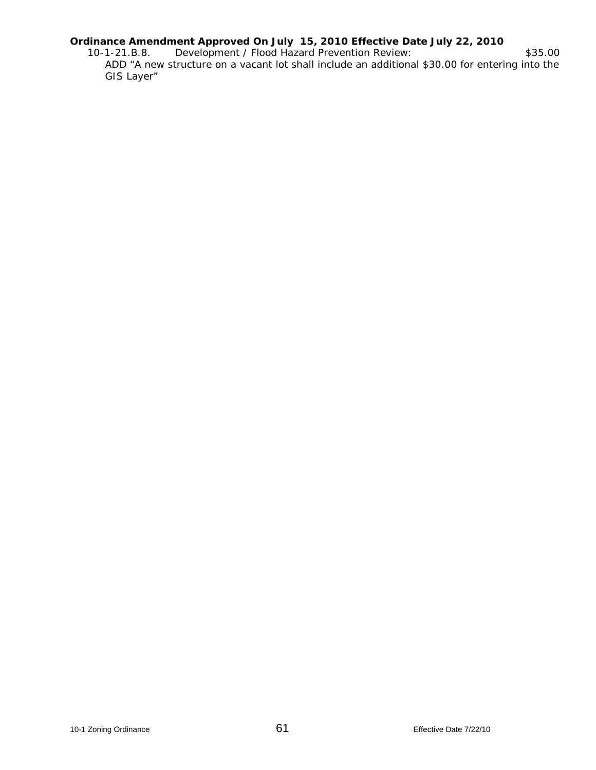**Ordinance Amendment Approved On July 15, 2010 Effective Date July 22, 2010**

10-1-21.B.8. Development / Flood Hazard Prevention Review: $35.00

ADD "A new structure on a vacant lot shall include an additional $30.00 for entering into the GIS Layer"